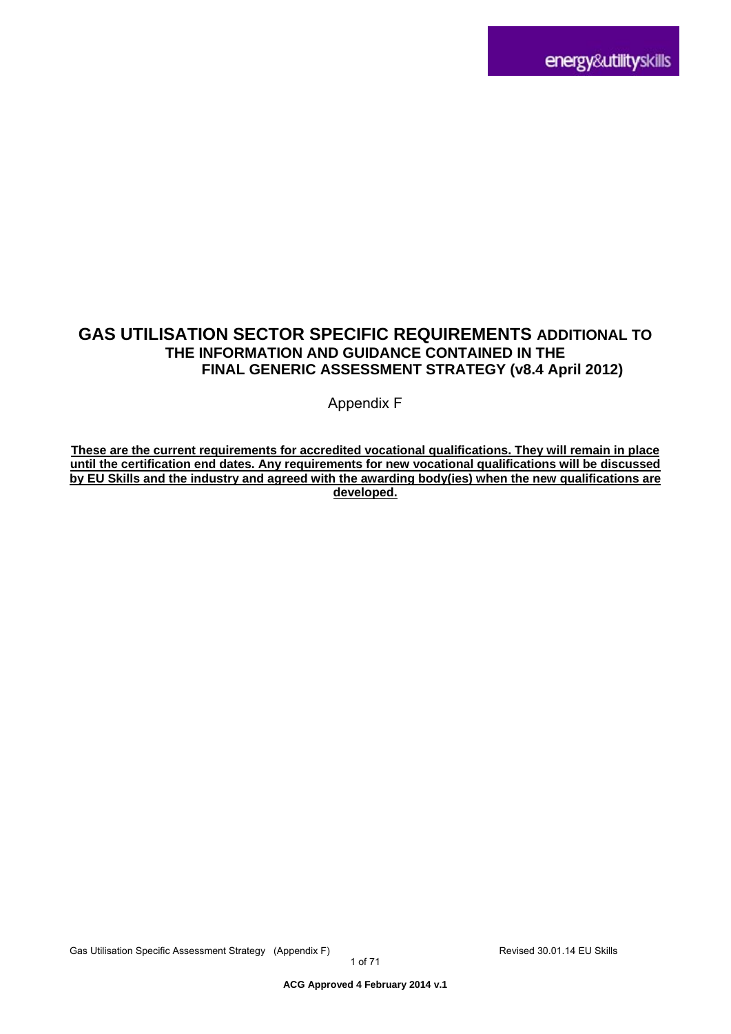# GAS UTILISATION SECTOR SPECIFIC REQUIREMENTS ADDITIONAL TO THE INFORMATION AND GUIDANCE CONTAINED IN THE FINAL GENERIC ASSESSMENT STRATEGY (v8.4 April 2012)

Appendix F

**These are the current requirements for accredited vocational qualifications. They will remain in place until the certification end dates. Any requirements for new vocational qualifications will be discussed by EU Skills and the industry and agreed with the awarding body(ies) when the new qualifications are developed.**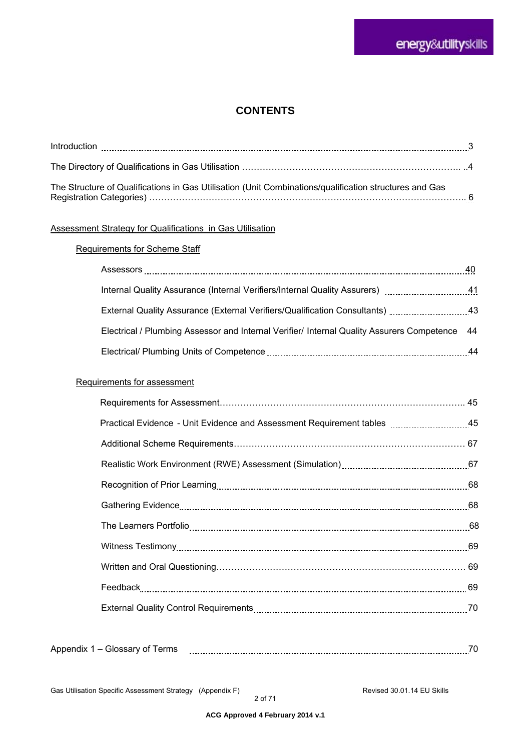# CONTENTS

| | |
|---|---|
| Introduction | 3 |
| The Directory of Qualifications in Gas Utilisation | 4 |
| The Structure of Qualifications in Gas Utilisation (Unit Combinations/qualification structures and Gas Registration Categories) | 6 |

**Assessment Strategy for Qualifications in Gas Utilisation**

Requirements for Scheme Staff

| | |
|---|---|
| Assessors | 40 |
| Internal Quality Assurance (Internal Verifiers/Internal Quality Assurers) | 41 |
| External Quality Assurance (External Verifiers/Qualification Consultants) | 43 |
| Electrical / Plumbing Assessor and Internal Verifier/ Internal Quality Assurers Competence | 44 |
| Electrical/ Plumbing Units of Competence | 44 |

Requirements for assessment

| | |
|---|---|
| Requirements for Assessment | 45 |
| Practical Evidence - Unit Evidence and Assessment Requirement tables | 45 |
| Additional Scheme Requirements | 67 |
| Realistic Work Environment (RWE) Assessment (Simulation) | 67 |
| Recognition of Prior Learning | 68 |
| Gathering Evidence | 68 |
| The Learners Portfolio | 68 |
| Witness Testimony | 69 |
| Written and Oral Questioning | 69 |
| Feedback | 69 |
| External Quality Control Requirements | 70 |

| | |
|---|---|
| Appendix 1 – Glossary of Terms | 70 |

Gas Utilisation Specific Assessment Strategy (Appendix F) Revised 30.01.14 EU Skills

ACG Approved 4 February 2014 v.1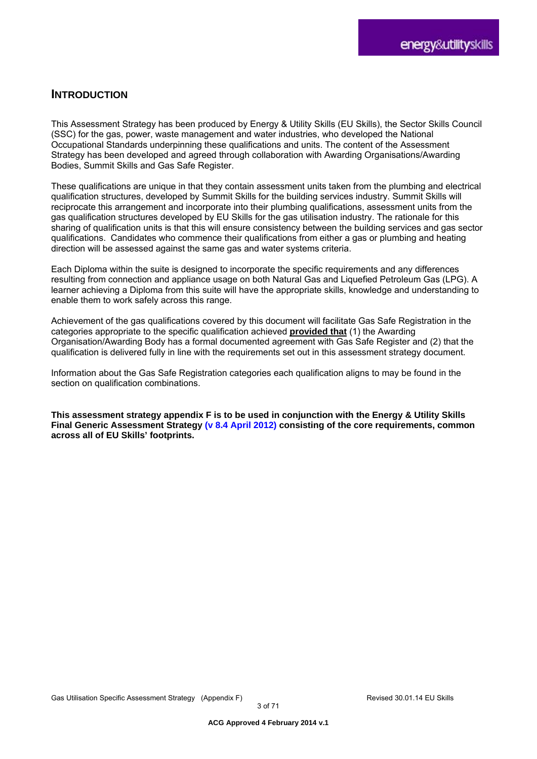# INTRODUCTION

This Assessment Strategy has been produced by Energy & Utility Skills (EU Skills), the Sector Skills Council (SSC) for the gas, power, waste management and water industries, who developed the National Occupational Standards underpinning these qualifications and units. The content of the Assessment Strategy has been developed and agreed through collaboration with Awarding Organisations/Awarding Bodies, Summit Skills and Gas Safe Register.

These qualifications are unique in that they contain assessment units taken from the plumbing and electrical qualification structures, developed by Summit Skills for the building services industry. Summit Skills will reciprocate this arrangement and incorporate into their plumbing qualifications, assessment units from the gas qualification structures developed by EU Skills for the gas utilisation industry. The rationale for this sharing of qualification units is that this will ensure consistency between the building services and gas sector qualifications. Candidates who commence their qualifications from either a gas or plumbing and heating direction will be assessed against the same gas and water systems criteria.

Each Diploma within the suite is designed to incorporate the specific requirements and any differences resulting from connection and appliance usage on both Natural Gas and Liquefied Petroleum Gas (LPG). A learner achieving a Diploma from this suite will have the appropriate skills, knowledge and understanding to enable them to work safely across this range.

Achievement of the gas qualifications covered by this document will facilitate Gas Safe Registration in the categories appropriate to the specific qualification achieved **provided that** (1) the Awarding Organisation/Awarding Body has a formal documented agreement with Gas Safe Register and (2) that the qualification is delivered fully in line with the requirements set out in this assessment strategy document.

Information about the Gas Safe Registration categories each qualification aligns to may be found in the section on qualification combinations.

**This assessment strategy appendix F is to be used in conjunction with the Energy & Utility Skills Final Generic Assessment Strategy (v 8.4 April 2012) consisting of the core requirements, common across all of EU Skills' footprints.**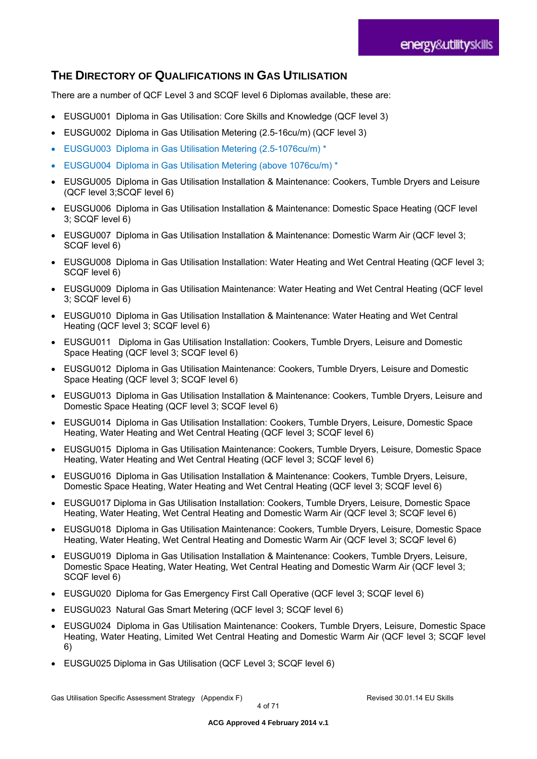## THE DIRECTORY OF QUALIFICATIONS IN GAS UTILISATION

There are a number of QCF Level 3 and SCQF level 6 Diplomas available, these are:

- EUSGU001 Diploma in Gas Utilisation: Core Skills and Knowledge (QCF level 3)
- EUSGU002 Diploma in Gas Utilisation Metering (2.5-16cu/m) (QCF level 3)
- EUSGU003 Diploma in Gas Utilisation Metering (2.5-1076cu/m) *
- EUSGU004 Diploma in Gas Utilisation Metering (above 1076cu/m) *
- EUSGU005 Diploma in Gas Utilisation Installation & Maintenance: Cookers, Tumble Dryers and Leisure (QCF level 3;SCQF level 6)
- EUSGU006 Diploma in Gas Utilisation Installation & Maintenance: Domestic Space Heating (QCF level 3; SCQF level 6)
- EUSGU007 Diploma in Gas Utilisation Installation & Maintenance: Domestic Warm Air (QCF level 3; SCQF level 6)
- EUSGU008 Diploma in Gas Utilisation Installation: Water Heating and Wet Central Heating (QCF level 3; SCQF level 6)
- EUSGU009 Diploma in Gas Utilisation Maintenance: Water Heating and Wet Central Heating (QCF level 3; SCQF level 6)
- EUSGU010 Diploma in Gas Utilisation Installation & Maintenance: Water Heating and Wet Central Heating (QCF level 3; SCQF level 6)
- EUSGU011 Diploma in Gas Utilisation Installation: Cookers, Tumble Dryers, Leisure and Domestic Space Heating (QCF level 3; SCQF level 6)
- EUSGU012 Diploma in Gas Utilisation Maintenance: Cookers, Tumble Dryers, Leisure and Domestic Space Heating (QCF level 3; SCQF level 6)
- EUSGU013 Diploma in Gas Utilisation Installation & Maintenance: Cookers, Tumble Dryers, Leisure and Domestic Space Heating (QCF level 3; SCQF level 6)
- EUSGU014 Diploma in Gas Utilisation Installation: Cookers, Tumble Dryers, Leisure, Domestic Space Heating, Water Heating and Wet Central Heating (QCF level 3; SCQF level 6)
- EUSGU015 Diploma in Gas Utilisation Maintenance: Cookers, Tumble Dryers, Leisure, Domestic Space Heating, Water Heating and Wet Central Heating (QCF level 3; SCQF level 6)
- EUSGU016 Diploma in Gas Utilisation Installation & Maintenance: Cookers, Tumble Dryers, Leisure, Domestic Space Heating, Water Heating and Wet Central Heating (QCF level 3; SCQF level 6)
- EUSGU017 Diploma in Gas Utilisation Installation: Cookers, Tumble Dryers, Leisure, Domestic Space Heating, Water Heating, Wet Central Heating and Domestic Warm Air (QCF level 3; SCQF level 6)
- EUSGU018 Diploma in Gas Utilisation Maintenance: Cookers, Tumble Dryers, Leisure, Domestic Space Heating, Water Heating, Wet Central Heating and Domestic Warm Air (QCF level 3; SCQF level 6)
- EUSGU019 Diploma in Gas Utilisation Installation & Maintenance: Cookers, Tumble Dryers, Leisure, Domestic Space Heating, Water Heating, Wet Central Heating and Domestic Warm Air (QCF level 3; SCQF level 6)
- EUSGU020 Diploma for Gas Emergency First Call Operative (QCF level 3; SCQF level 6)
- EUSGU023 Natural Gas Smart Metering (QCF level 3; SCQF level 6)
- EUSGU024 Diploma in Gas Utilisation Maintenance: Cookers, Tumble Dryers, Leisure, Domestic Space Heating, Water Heating, Limited Wet Central Heating and Domestic Warm Air (QCF level 3; SCQF level 6)
- EUSGU025 Diploma in Gas Utilisation (QCF Level 3; SCQF level 6)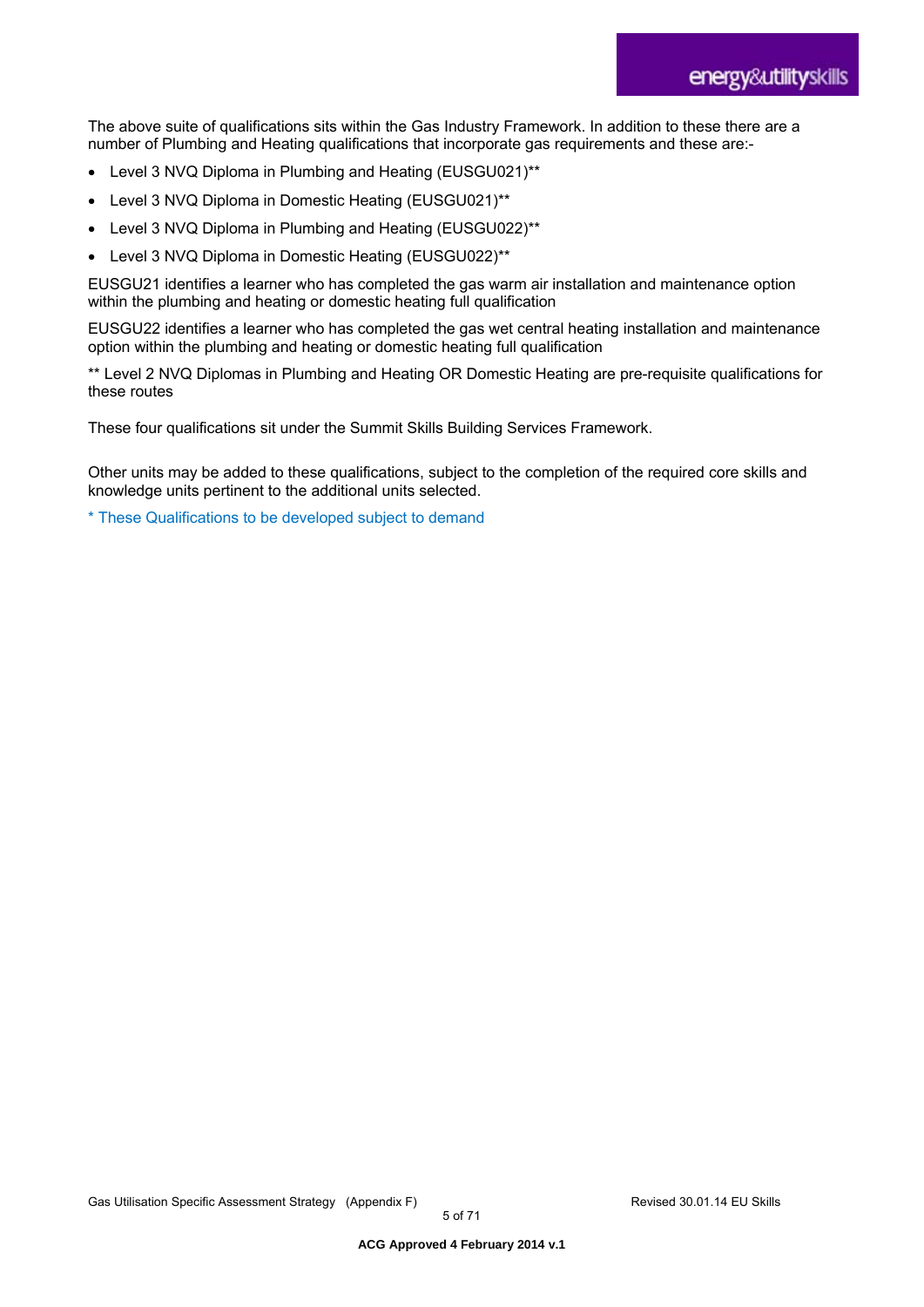The above suite of qualifications sits within the Gas Industry Framework. In addition to these there are a number of Plumbing and Heating qualifications that incorporate gas requirements and these are:-

- Level 3 NVQ Diploma in Plumbing and Heating (EUSGU021)**
- Level 3 NVQ Diploma in Domestic Heating (EUSGU021)**
- Level 3 NVQ Diploma in Plumbing and Heating (EUSGU022)**
- Level 3 NVQ Diploma in Domestic Heating (EUSGU022)**

EUSGU21 identifies a learner who has completed the gas warm air installation and maintenance option within the plumbing and heating or domestic heating full qualification

EUSGU22 identifies a learner who has completed the gas wet central heating installation and maintenance option within the plumbing and heating or domestic heating full qualification

** Level 2 NVQ Diplomas in Plumbing and Heating OR Domestic Heating are pre-requisite qualifications for these routes

These four qualifications sit under the Summit Skills Building Services Framework.

Other units may be added to these qualifications, subject to the completion of the required core skills and knowledge units pertinent to the additional units selected.

* These Qualifications to be developed subject to demand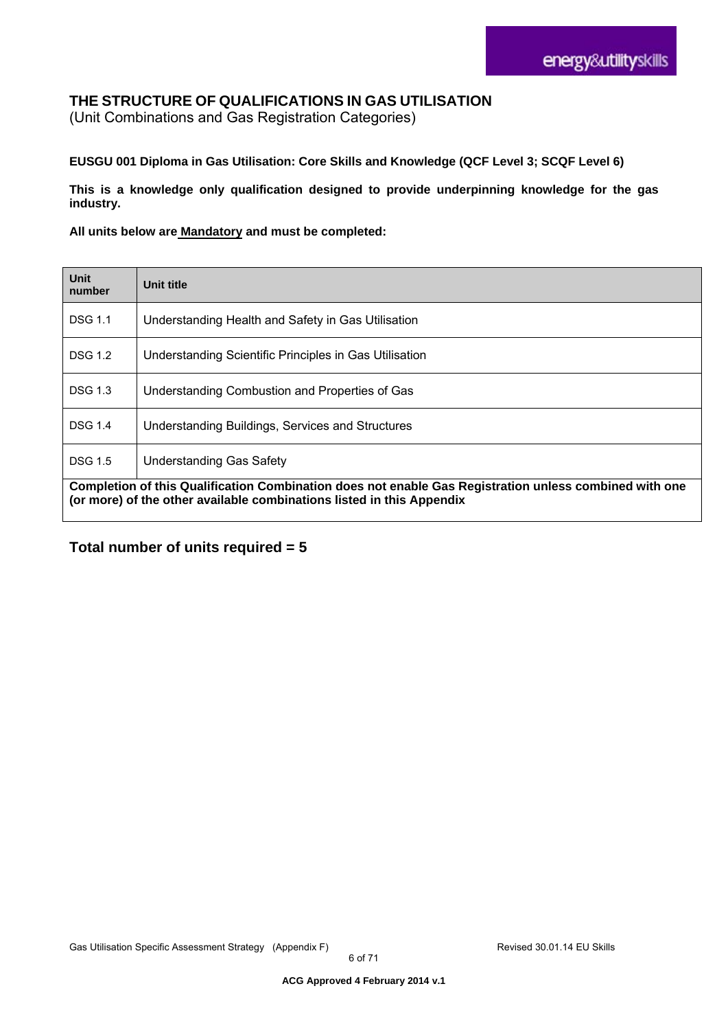## THE STRUCTURE OF QUALIFICATIONS IN GAS UTILISATION

(Unit Combinations and Gas Registration Categories)

**EUSGU 001 Diploma in Gas Utilisation: Core Skills and Knowledge (QCF Level 3; SCQF Level 6)**

**This is a knowledge only qualification designed to provide underpinning knowledge for the gas industry.**

**All units below are <u>Mandatory</u> and must be completed:**

| Unit number | Unit title |
|---|---|
| DSG 1.1 | Understanding Health and Safety in Gas Utilisation |
| DSG 1.2 | Understanding Scientific Principles in Gas Utilisation |
| DSG 1.3 | Understanding Combustion and Properties of Gas |
| DSG 1.4 | Understanding Buildings, Services and Structures |
| DSG 1.5 | Understanding Gas Safety |
| **Completion of this Qualification Combination does not enable Gas Registration unless combined with one (or more) of the other available combinations listed in this Appendix** | |

**Total number of units required = 5**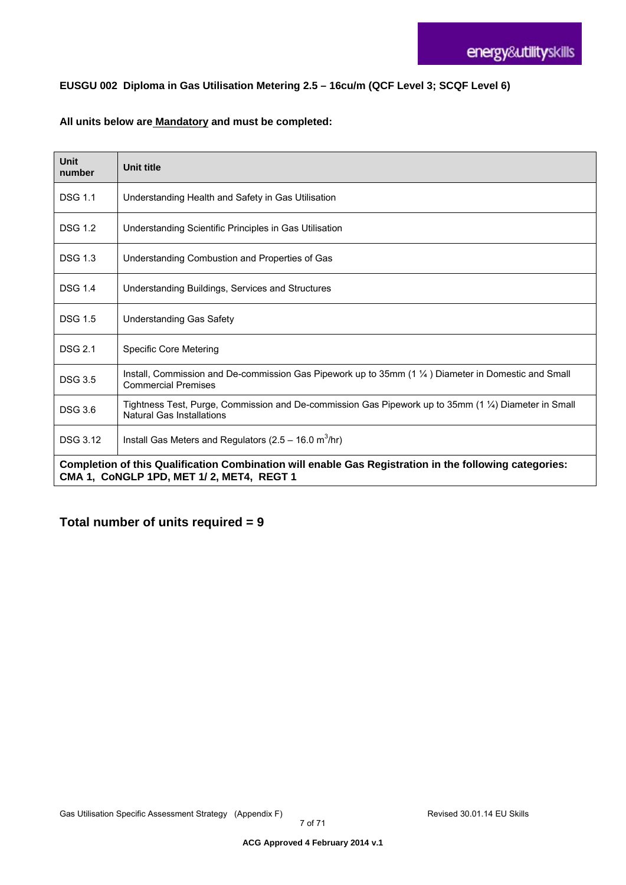**EUSGU 002 Diploma in Gas Utilisation Metering 2.5 – 16cu/m (QCF Level 3; SCQF Level 6)**

**All units below are Mandatory and must be completed:**

| Unit number | Unit title |
|---|---|
| DSG 1.1 | Understanding Health and Safety in Gas Utilisation |
| DSG 1.2 | Understanding Scientific Principles in Gas Utilisation |
| DSG 1.3 | Understanding Combustion and Properties of Gas |
| DSG 1.4 | Understanding Buildings, Services and Structures |
| DSG 1.5 | Understanding Gas Safety |
| DSG 2.1 | Specific Core Metering |
| DSG 3.5 | Install, Commission and De-commission Gas Pipework up to 35mm (1 ¼ ) Diameter in Domestic and Small Commercial Premises |
| DSG 3.6 | Tightness Test, Purge, Commission and De-commission Gas Pipework up to 35mm (1 ¼) Diameter in Small Natural Gas Installations |
| DSG 3.12 | Install Gas Meters and Regulators (2.5 – 16.0 $m^3$/hr) |
| **Completion of this Qualification Combination will enable Gas Registration in the following categories: CMA 1, CoNGLP 1PD, MET 1/ 2, MET4, REGT 1** | |

## Total number of units required = 9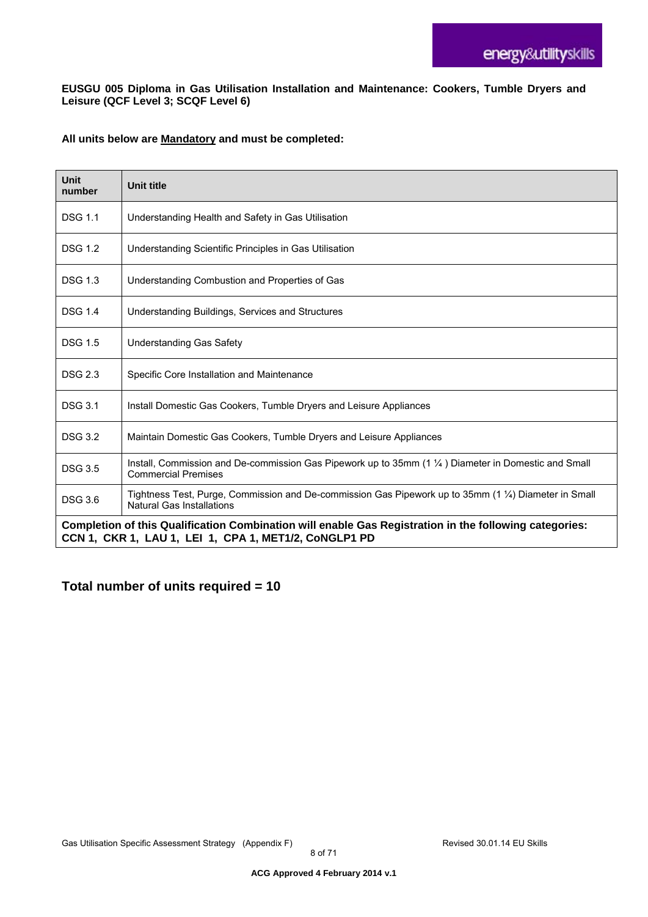**EUSGU 005 Diploma in Gas Utilisation Installation and Maintenance: Cookers, Tumble Dryers and Leisure (QCF Level 3; SCQF Level 6)**

**All units below are Mandatory and must be completed:**

| Unit number | Unit title |
|---|---|
| DSG 1.1 | Understanding Health and Safety in Gas Utilisation |
| DSG 1.2 | Understanding Scientific Principles in Gas Utilisation |
| DSG 1.3 | Understanding Combustion and Properties of Gas |
| DSG 1.4 | Understanding Buildings, Services and Structures |
| DSG 1.5 | Understanding Gas Safety |
| DSG 2.3 | Specific Core Installation and Maintenance |
| DSG 3.1 | Install Domestic Gas Cookers, Tumble Dryers and Leisure Appliances |
| DSG 3.2 | Maintain Domestic Gas Cookers, Tumble Dryers and Leisure Appliances |
| DSG 3.5 | Install, Commission and De-commission Gas Pipework up to 35mm (1 ¼ ) Diameter in Domestic and Small Commercial Premises |
| DSG 3.6 | Tightness Test, Purge, Commission and De-commission Gas Pipework up to 35mm (1 ¼) Diameter in Small Natural Gas Installations |
| **Completion of this Qualification Combination will enable Gas Registration in the following categories: CCN 1, CKR 1, LAU 1, LEI 1, CPA 1, MET1/2, CoNGLP1 PD** | |

## Total number of units required = 10

ACG Approved 4 February 2014 v.1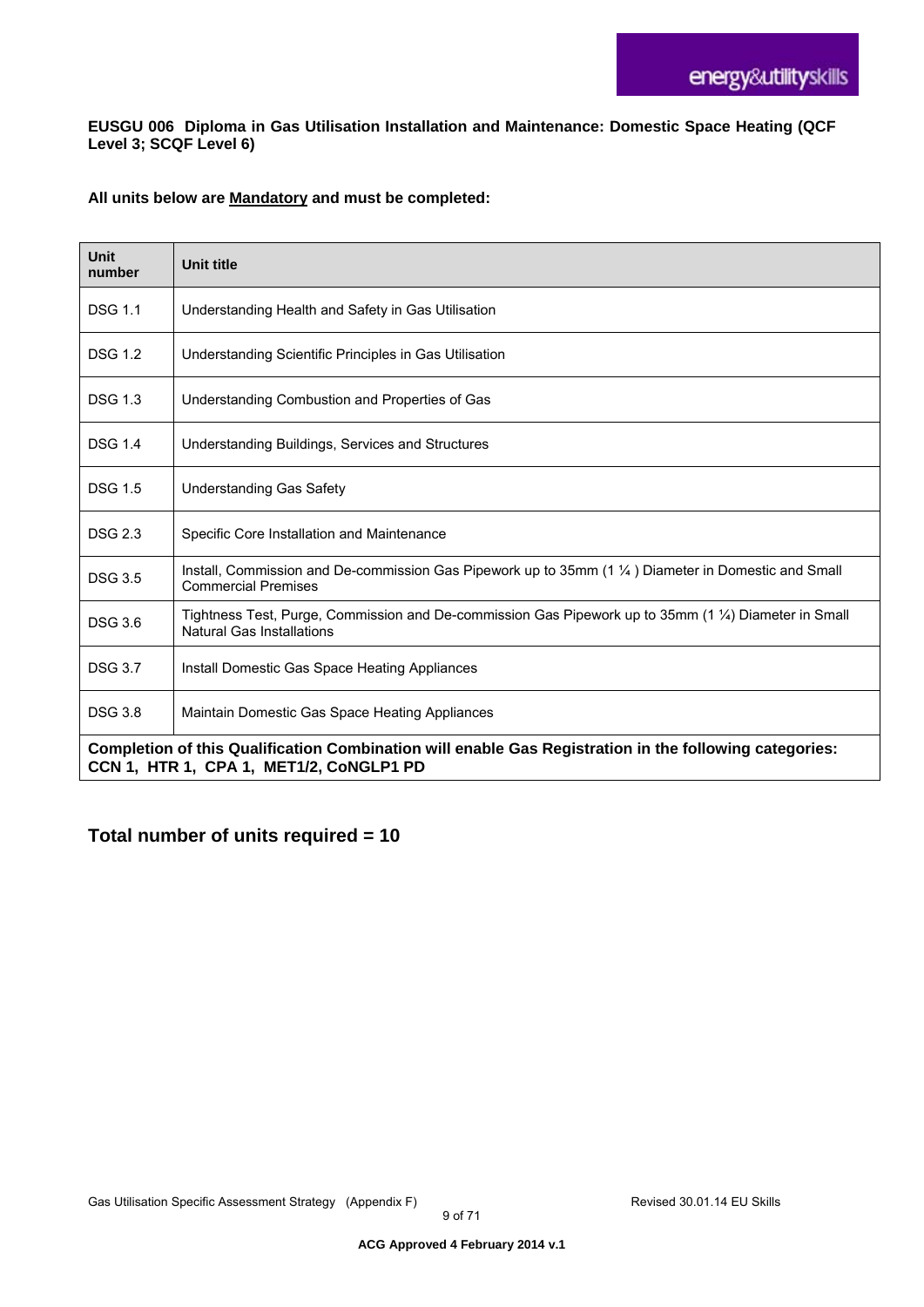**EUSGU 006 Diploma in Gas Utilisation Installation and Maintenance: Domestic Space Heating (QCF Level 3; SCQF Level 6)**

**All units below are Mandatory and must be completed:**

| Unit number | Unit title |
|---|---|
| DSG 1.1 | Understanding Health and Safety in Gas Utilisation |
| DSG 1.2 | Understanding Scientific Principles in Gas Utilisation |
| DSG 1.3 | Understanding Combustion and Properties of Gas |
| DSG 1.4 | Understanding Buildings, Services and Structures |
| DSG 1.5 | Understanding Gas Safety |
| DSG 2.3 | Specific Core Installation and Maintenance |
| DSG 3.5 | Install, Commission and De-commission Gas Pipework up to 35mm (1 ¼ ) Diameter in Domestic and Small Commercial Premises |
| DSG 3.6 | Tightness Test, Purge, Commission and De-commission Gas Pipework up to 35mm (1 ¼) Diameter in Small Natural Gas Installations |
| DSG 3.7 | Install Domestic Gas Space Heating Appliances |
| DSG 3.8 | Maintain Domestic Gas Space Heating Appliances |
| **Completion of this Qualification Combination will enable Gas Registration in the following categories: CCN 1, HTR 1, CPA 1, MET1/2, CoNGLP1 PD** | |

## Total number of units required = 10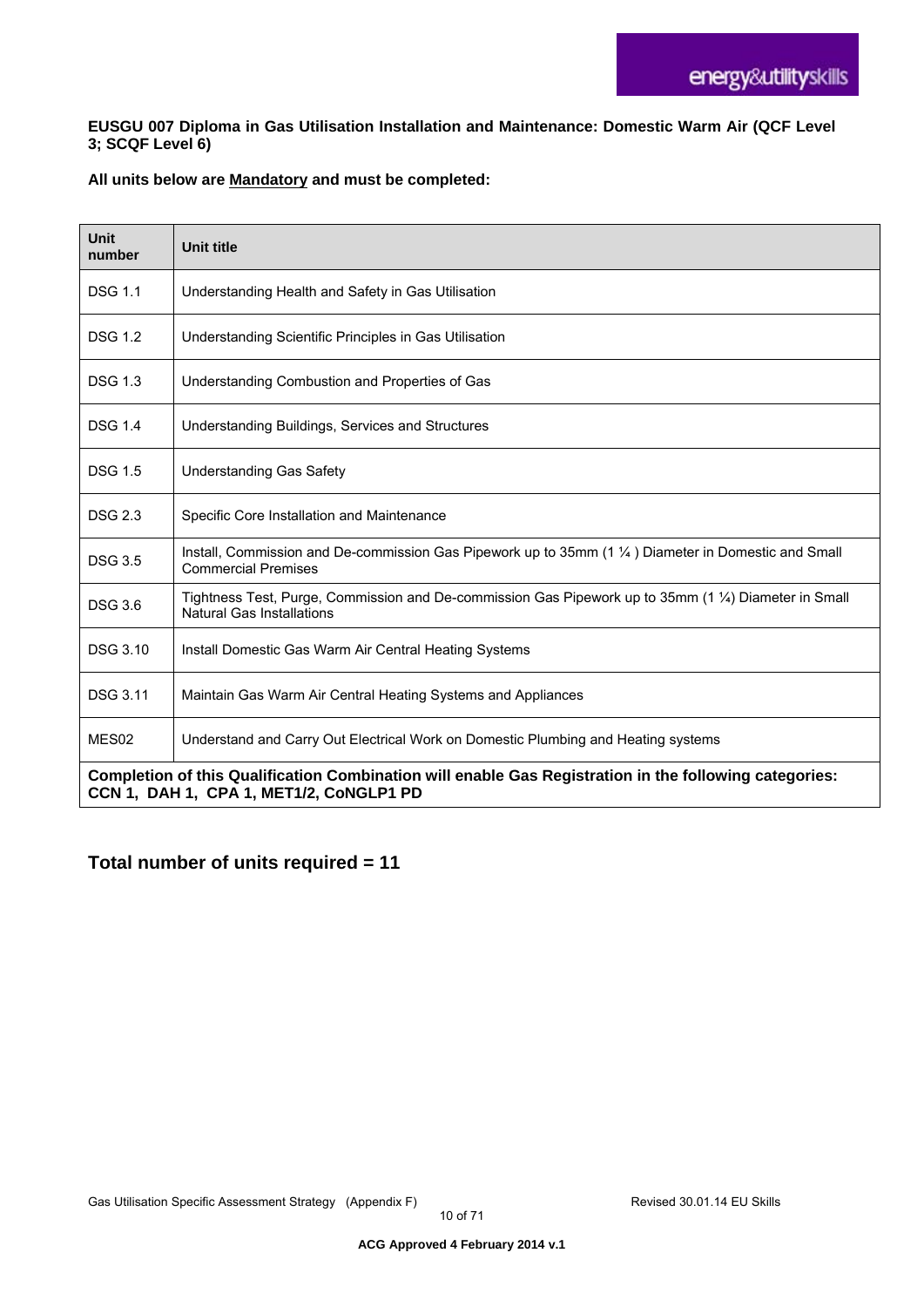**EUSGU 007 Diploma in Gas Utilisation Installation and Maintenance: Domestic Warm Air (QCF Level 3; SCQF Level 6)**

**All units below are Mandatory and must be completed:**

| Unit number | Unit title |
|---|---|
| DSG 1.1 | Understanding Health and Safety in Gas Utilisation |
| DSG 1.2 | Understanding Scientific Principles in Gas Utilisation |
| DSG 1.3 | Understanding Combustion and Properties of Gas |
| DSG 1.4 | Understanding Buildings, Services and Structures |
| DSG 1.5 | Understanding Gas Safety |
| DSG 2.3 | Specific Core Installation and Maintenance |
| DSG 3.5 | Install, Commission and De-commission Gas Pipework up to 35mm (1 ¼ ) Diameter in Domestic and Small Commercial Premises |
| DSG 3.6 | Tightness Test, Purge, Commission and De-commission Gas Pipework up to 35mm (1 ¼) Diameter in Small Natural Gas Installations |
| DSG 3.10 | Install Domestic Gas Warm Air Central Heating Systems |
| DSG 3.11 | Maintain Gas Warm Air Central Heating Systems and Appliances |
| MES02 | Understand and Carry Out Electrical Work on Domestic Plumbing and Heating systems |
| **Completion of this Qualification Combination will enable Gas Registration in the following categories: CCN 1, DAH 1, CPA 1, MET1/2, CoNGLP1 PD** | |

## Total number of units required = 11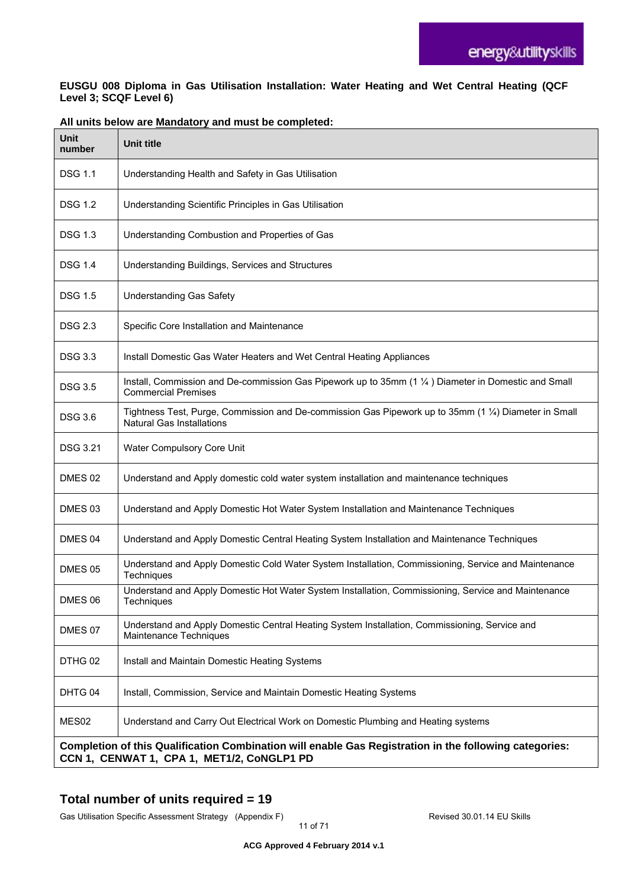**EUSGU 008 Diploma in Gas Utilisation Installation: Water Heating and Wet Central Heating (QCF Level 3; SCQF Level 6)**

**All units below are Mandatory and must be completed:**

| Unit number | Unit title |
|---|---|
| DSG 1.1 | Understanding Health and Safety in Gas Utilisation |
| DSG 1.2 | Understanding Scientific Principles in Gas Utilisation |
| DSG 1.3 | Understanding Combustion and Properties of Gas |
| DSG 1.4 | Understanding Buildings, Services and Structures |
| DSG 1.5 | Understanding Gas Safety |
| DSG 2.3 | Specific Core Installation and Maintenance |
| DSG 3.3 | Install Domestic Gas Water Heaters and Wet Central Heating Appliances |
| DSG 3.5 | Install, Commission and De-commission Gas Pipework up to 35mm (1 ¼ ) Diameter in Domestic and Small Commercial Premises |
| DSG 3.6 | Tightness Test, Purge, Commission and De-commission Gas Pipework up to 35mm (1 ¼) Diameter in Small Natural Gas Installations |
| DSG 3.21 | Water Compulsory Core Unit |
| DMES 02 | Understand and Apply domestic cold water system installation and maintenance techniques |
| DMES 03 | Understand and Apply Domestic Hot Water System Installation and Maintenance Techniques |
| DMES 04 | Understand and Apply Domestic Central Heating System Installation and Maintenance Techniques |
| DMES 05 | Understand and Apply Domestic Cold Water System Installation, Commissioning, Service and Maintenance Techniques |
| DMES 06 | Understand and Apply Domestic Hot Water System Installation, Commissioning, Service and Maintenance Techniques |
| DMES 07 | Understand and Apply Domestic Central Heating System Installation, Commissioning, Service and Maintenance Techniques |
| DTHG 02 | Install and Maintain Domestic Heating Systems |
| DHTG 04 | Install, Commission, Service and Maintain Domestic Heating Systems |
| MES02 | Understand and Carry Out Electrical Work on Domestic Plumbing and Heating systems |
| **Completion of this Qualification Combination will enable Gas Registration in the following categories: CCN 1, CENWAT 1, CPA 1, MET1/2, CoNGLP1 PD** | |

## Total number of units required = 19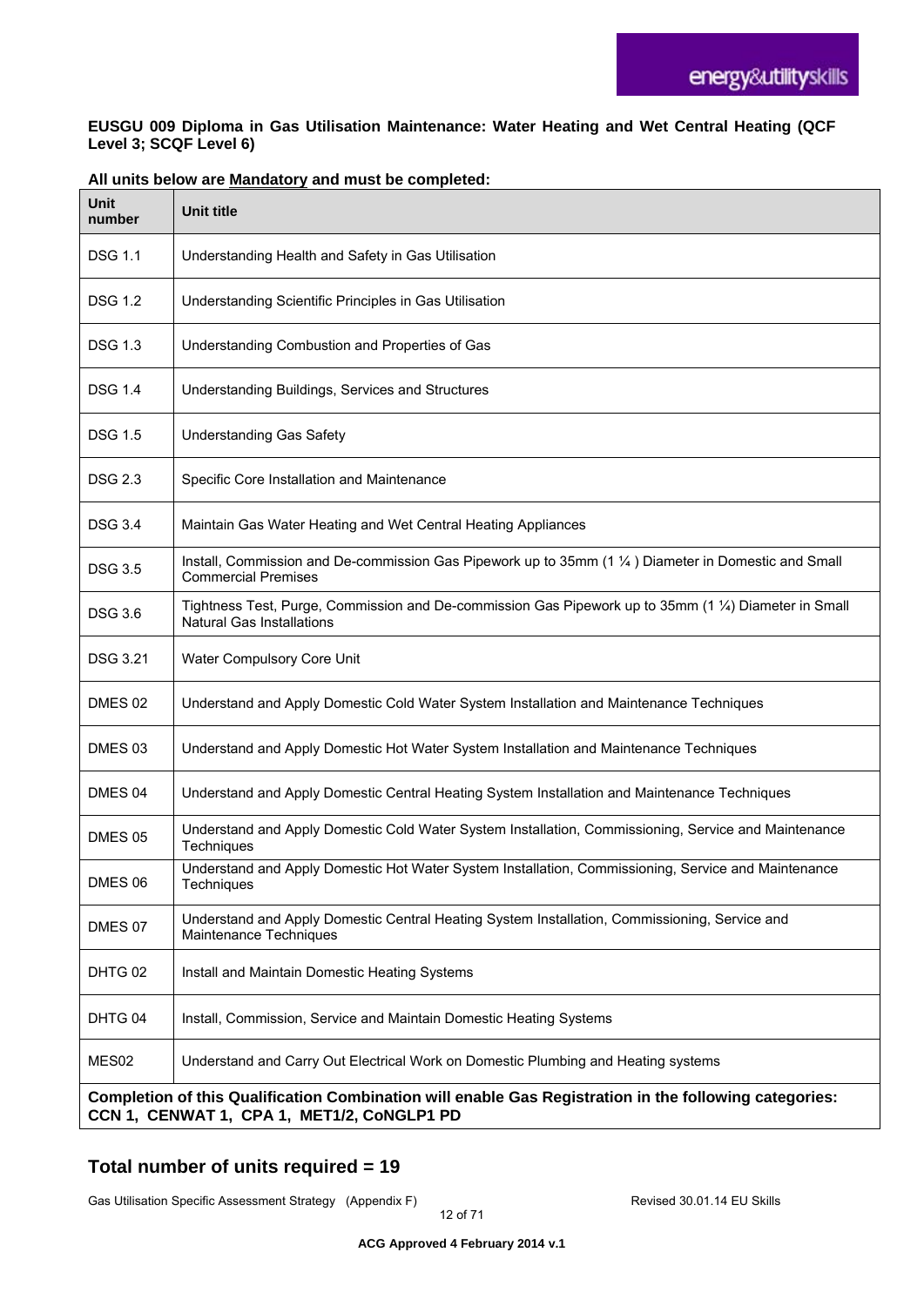**EUSGU 009 Diploma in Gas Utilisation Maintenance: Water Heating and Wet Central Heating (QCF Level 3; SCQF Level 6)**

**All units below are Mandatory and must be completed:**

| Unit number | Unit title |
|---|---|
| DSG 1.1 | Understanding Health and Safety in Gas Utilisation |
| DSG 1.2 | Understanding Scientific Principles in Gas Utilisation |
| DSG 1.3 | Understanding Combustion and Properties of Gas |
| DSG 1.4 | Understanding Buildings, Services and Structures |
| DSG 1.5 | Understanding Gas Safety |
| DSG 2.3 | Specific Core Installation and Maintenance |
| DSG 3.4 | Maintain Gas Water Heating and Wet Central Heating Appliances |
| DSG 3.5 | Install, Commission and De-commission Gas Pipework up to 35mm (1 ¼ ) Diameter in Domestic and Small Commercial Premises |
| DSG 3.6 | Tightness Test, Purge, Commission and De-commission Gas Pipework up to 35mm (1 ¼) Diameter in Small Natural Gas Installations |
| DSG 3.21 | Water Compulsory Core Unit |
| DMES 02 | Understand and Apply Domestic Cold Water System Installation and Maintenance Techniques |
| DMES 03 | Understand and Apply Domestic Hot Water System Installation and Maintenance Techniques |
| DMES 04 | Understand and Apply Domestic Central Heating System Installation and Maintenance Techniques |
| DMES 05 | Understand and Apply Domestic Cold Water System Installation, Commissioning, Service and Maintenance Techniques |
| DMES 06 | Understand and Apply Domestic Hot Water System Installation, Commissioning, Service and Maintenance Techniques |
| DMES 07 | Understand and Apply Domestic Central Heating System Installation, Commissioning, Service and Maintenance Techniques |
| DHTG 02 | Install and Maintain Domestic Heating Systems |
| DHTG 04 | Install, Commission, Service and Maintain Domestic Heating Systems |
| MES02 | Understand and Carry Out Electrical Work on Domestic Plumbing and Heating systems |
| **Completion of this Qualification Combination will enable Gas Registration in the following categories: CCN 1, CENWAT 1, CPA 1, MET1/2, CoNGLP1 PD** | |

## Total number of units required = 19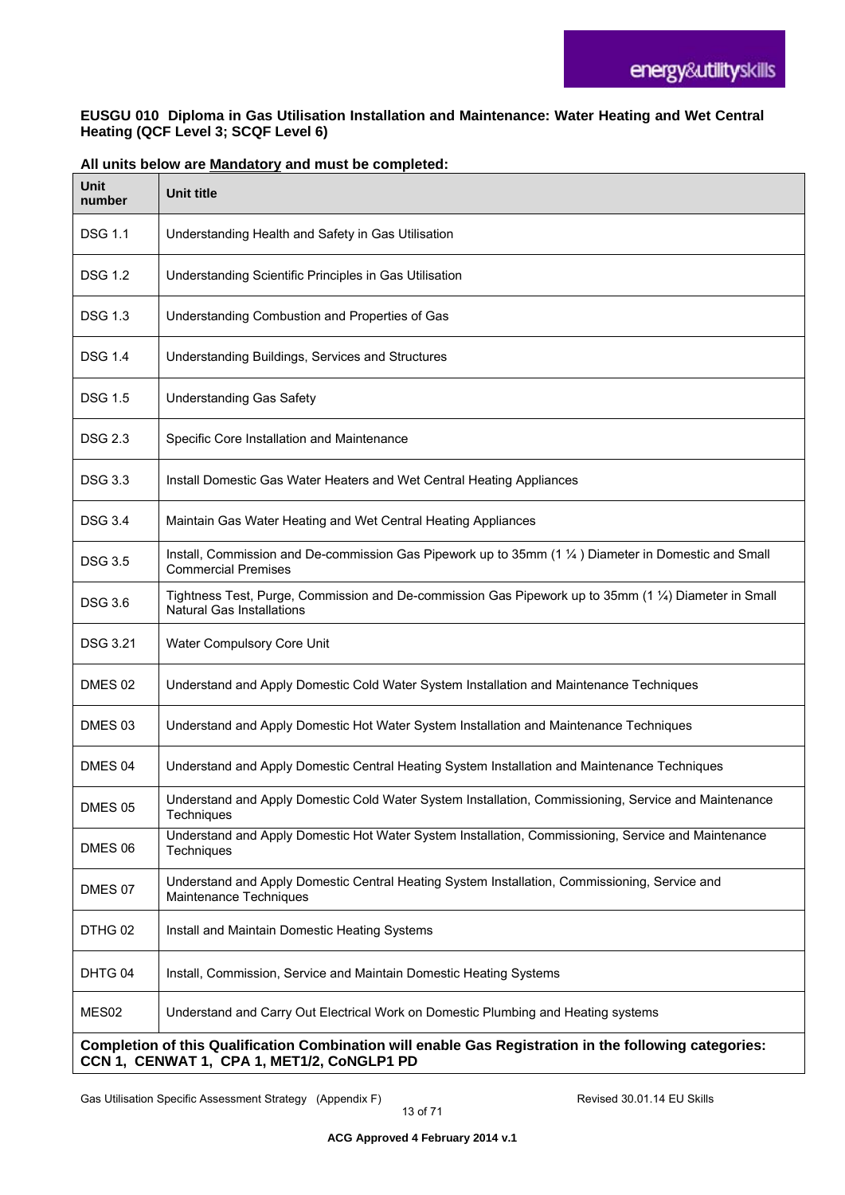**EUSGU 010 Diploma in Gas Utilisation Installation and Maintenance: Water Heating and Wet Central Heating (QCF Level 3; SCQF Level 6)**

**All units below are Mandatory and must be completed:**

| Unit number | Unit title |
|---|---|
| DSG 1.1 | Understanding Health and Safety in Gas Utilisation |
| DSG 1.2 | Understanding Scientific Principles in Gas Utilisation |
| DSG 1.3 | Understanding Combustion and Properties of Gas |
| DSG 1.4 | Understanding Buildings, Services and Structures |
| DSG 1.5 | Understanding Gas Safety |
| DSG 2.3 | Specific Core Installation and Maintenance |
| DSG 3.3 | Install Domestic Gas Water Heaters and Wet Central Heating Appliances |
| DSG 3.4 | Maintain Gas Water Heating and Wet Central Heating Appliances |
| DSG 3.5 | Install, Commission and De-commission Gas Pipework up to 35mm (1 ¼ ) Diameter in Domestic and Small Commercial Premises |
| DSG 3.6 | Tightness Test, Purge, Commission and De-commission Gas Pipework up to 35mm (1 ¼) Diameter in Small Natural Gas Installations |
| DSG 3.21 | Water Compulsory Core Unit |
| DMES 02 | Understand and Apply Domestic Cold Water System Installation and Maintenance Techniques |
| DMES 03 | Understand and Apply Domestic Hot Water System Installation and Maintenance Techniques |
| DMES 04 | Understand and Apply Domestic Central Heating System Installation and Maintenance Techniques |
| DMES 05 | Understand and Apply Domestic Cold Water System Installation, Commissioning, Service and Maintenance Techniques |
| DMES 06 | Understand and Apply Domestic Hot Water System Installation, Commissioning, Service and Maintenance Techniques |
| DMES 07 | Understand and Apply Domestic Central Heating System Installation, Commissioning, Service and Maintenance Techniques |
| DTHG 02 | Install and Maintain Domestic Heating Systems |
| DHTG 04 | Install, Commission, Service and Maintain Domestic Heating Systems |
| MES02 | Understand and Carry Out Electrical Work on Domestic Plumbing and Heating systems |
| **Completion of this Qualification Combination will enable Gas Registration in the following categories: CCN 1, CENWAT 1, CPA 1, MET1/2, CoNGLP1 PD** | |

Gas Utilisation Specific Assessment Strategy (Appendix F) Revised 30.01.14 EU Skills

ACG Approved 4 February 2014 v.1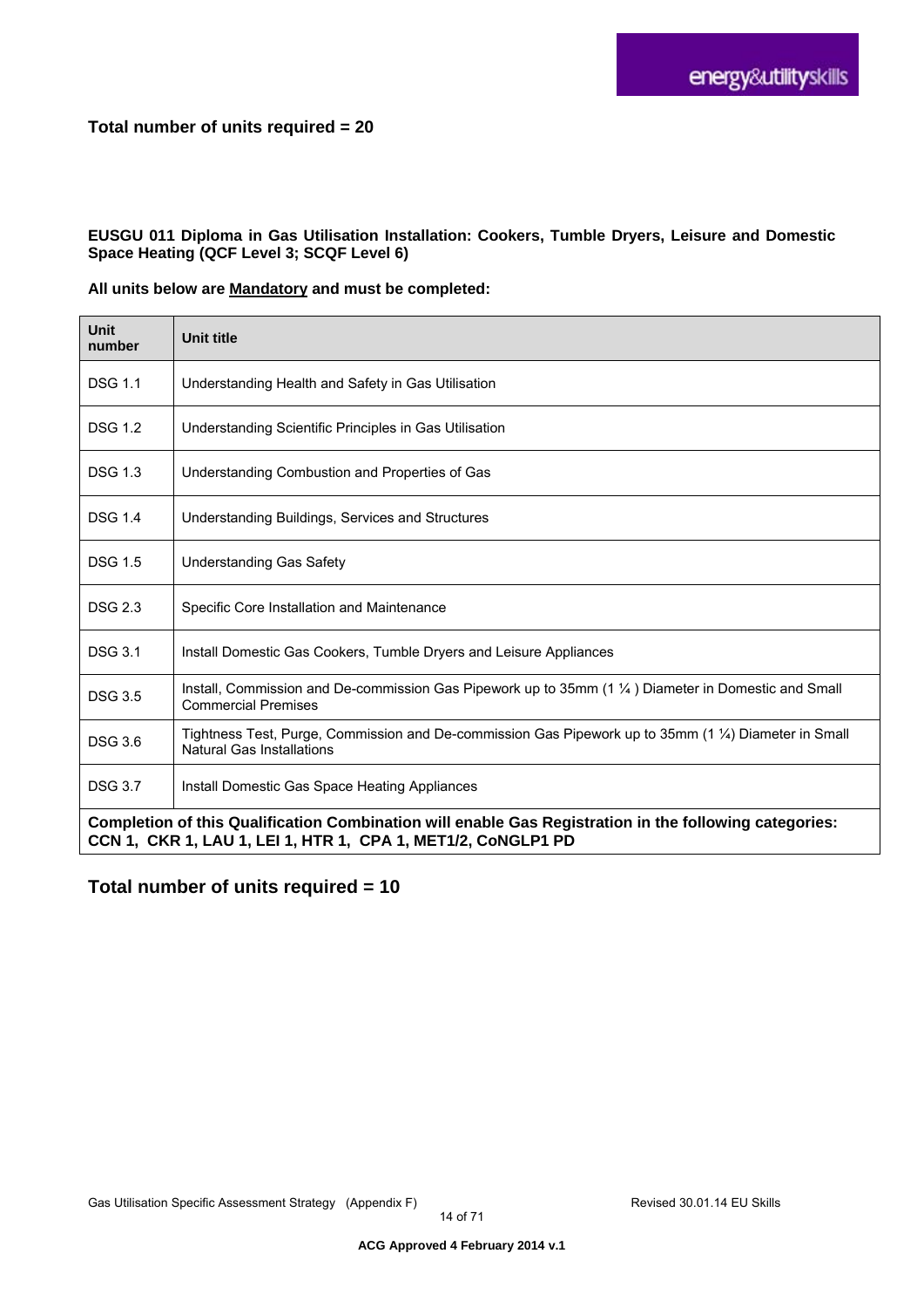**Total number of units required = 20**

**EUSGU 011 Diploma in Gas Utilisation Installation: Cookers, Tumble Dryers, Leisure and Domestic Space Heating (QCF Level 3; SCQF Level 6)**

**All units below are Mandatory and must be completed:**

| Unit number | Unit title |
|---|---|
| DSG 1.1 | Understanding Health and Safety in Gas Utilisation |
| DSG 1.2 | Understanding Scientific Principles in Gas Utilisation |
| DSG 1.3 | Understanding Combustion and Properties of Gas |
| DSG 1.4 | Understanding Buildings, Services and Structures |
| DSG 1.5 | Understanding Gas Safety |
| DSG 2.3 | Specific Core Installation and Maintenance |
| DSG 3.1 | Install Domestic Gas Cookers, Tumble Dryers and Leisure Appliances |
| DSG 3.5 | Install, Commission and De-commission Gas Pipework up to 35mm (1 ¼ ) Diameter in Domestic and Small Commercial Premises |
| DSG 3.6 | Tightness Test, Purge, Commission and De-commission Gas Pipework up to 35mm (1 ¼) Diameter in Small Natural Gas Installations |
| DSG 3.7 | Install Domestic Gas Space Heating Appliances |
| **Completion of this Qualification Combination will enable Gas Registration in the following categories: CCN 1, CKR 1, LAU 1, LEI 1, HTR 1, CPA 1, MET1/2, CoNGLP1 PD** | |

**Total number of units required = 10**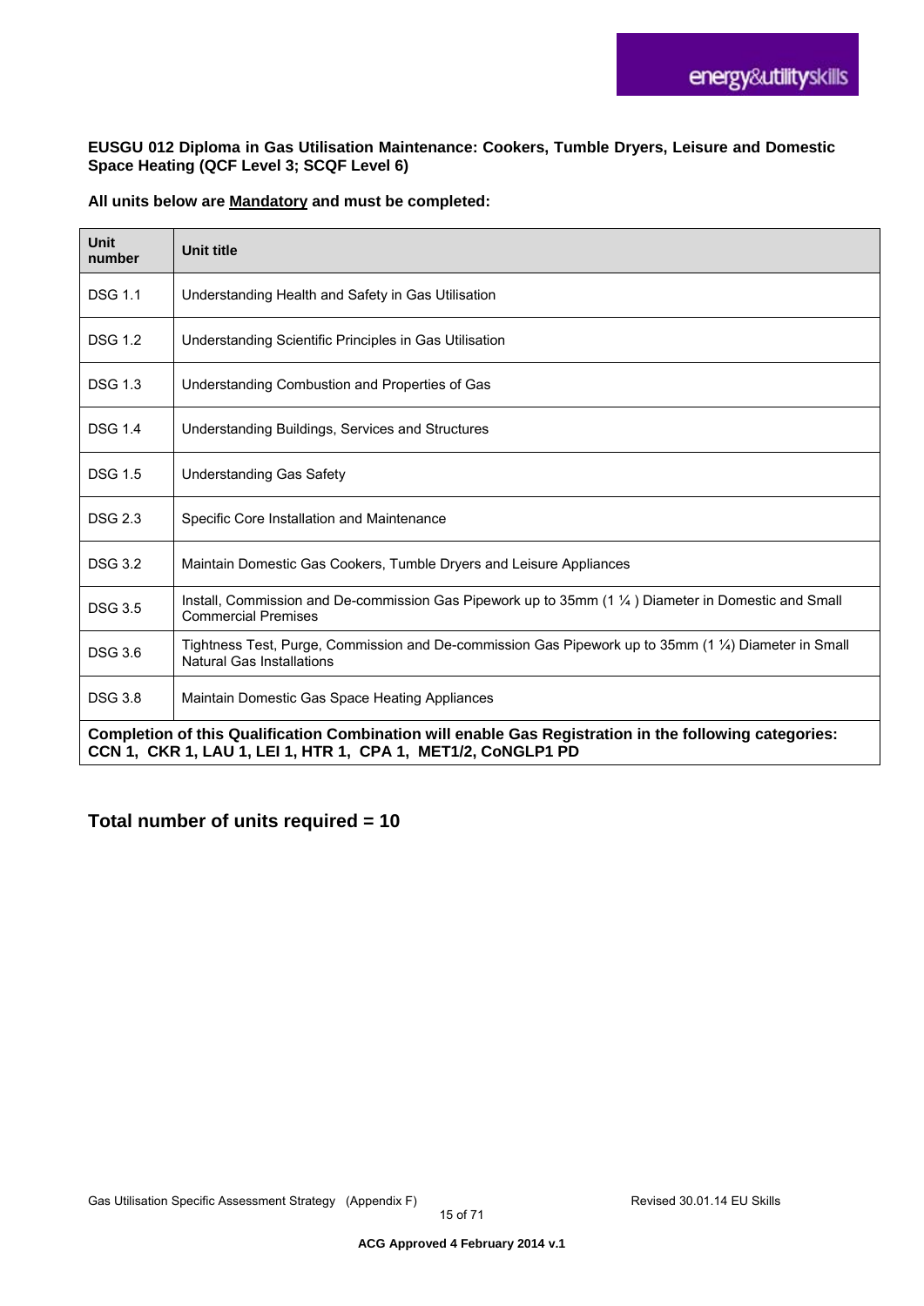**EUSGU 012 Diploma in Gas Utilisation Maintenance: Cookers, Tumble Dryers, Leisure and Domestic Space Heating (QCF Level 3; SCQF Level 6)**

**All units below are Mandatory and must be completed:**

| Unit number | Unit title |
|---|---|
| DSG 1.1 | Understanding Health and Safety in Gas Utilisation |
| DSG 1.2 | Understanding Scientific Principles in Gas Utilisation |
| DSG 1.3 | Understanding Combustion and Properties of Gas |
| DSG 1.4 | Understanding Buildings, Services and Structures |
| DSG 1.5 | Understanding Gas Safety |
| DSG 2.3 | Specific Core Installation and Maintenance |
| DSG 3.2 | Maintain Domestic Gas Cookers, Tumble Dryers and Leisure Appliances |
| DSG 3.5 | Install, Commission and De-commission Gas Pipework up to 35mm (1 ¼ ) Diameter in Domestic and Small Commercial Premises |
| DSG 3.6 | Tightness Test, Purge, Commission and De-commission Gas Pipework up to 35mm (1 ¼) Diameter in Small Natural Gas Installations |
| DSG 3.8 | Maintain Domestic Gas Space Heating Appliances |
| **Completion of this Qualification Combination will enable Gas Registration in the following categories: CCN 1, CKR 1, LAU 1, LEI 1, HTR 1, CPA 1, MET1/2, CoNGLP1 PD** | |

## Total number of units required = 10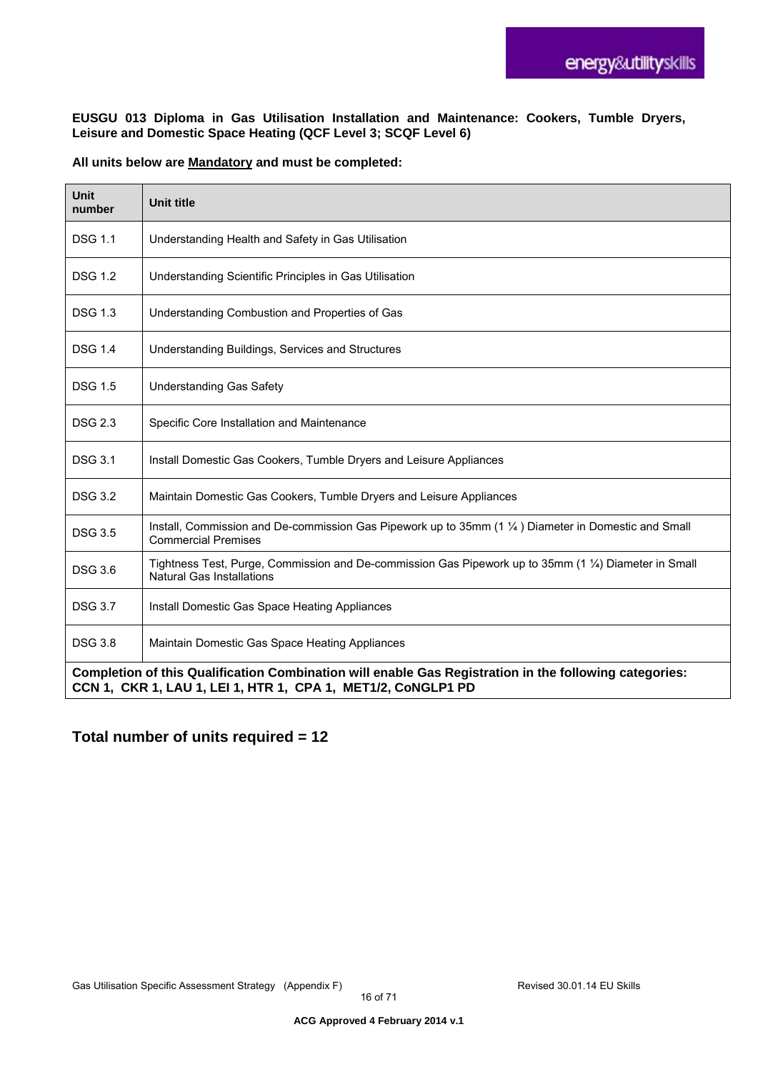**EUSGU 013 Diploma in Gas Utilisation Installation and Maintenance: Cookers, Tumble Dryers, Leisure and Domestic Space Heating (QCF Level 3; SCQF Level 6)**

**All units below are Mandatory and must be completed:**

| Unit number | Unit title |
|---|---|
| DSG 1.1 | Understanding Health and Safety in Gas Utilisation |
| DSG 1.2 | Understanding Scientific Principles in Gas Utilisation |
| DSG 1.3 | Understanding Combustion and Properties of Gas |
| DSG 1.4 | Understanding Buildings, Services and Structures |
| DSG 1.5 | Understanding Gas Safety |
| DSG 2.3 | Specific Core Installation and Maintenance |
| DSG 3.1 | Install Domestic Gas Cookers, Tumble Dryers and Leisure Appliances |
| DSG 3.2 | Maintain Domestic Gas Cookers, Tumble Dryers and Leisure Appliances |
| DSG 3.5 | Install, Commission and De-commission Gas Pipework up to 35mm (1 ¼ ) Diameter in Domestic and Small Commercial Premises |
| DSG 3.6 | Tightness Test, Purge, Commission and De-commission Gas Pipework up to 35mm (1 ¼) Diameter in Small Natural Gas Installations |
| DSG 3.7 | Install Domestic Gas Space Heating Appliances |
| DSG 3.8 | Maintain Domestic Gas Space Heating Appliances |
| **Completion of this Qualification Combination will enable Gas Registration in the following categories: CCN 1, CKR 1, LAU 1, LEI 1, HTR 1, CPA 1, MET1/2, CoNGLP1 PD** | |

## Total number of units required = 12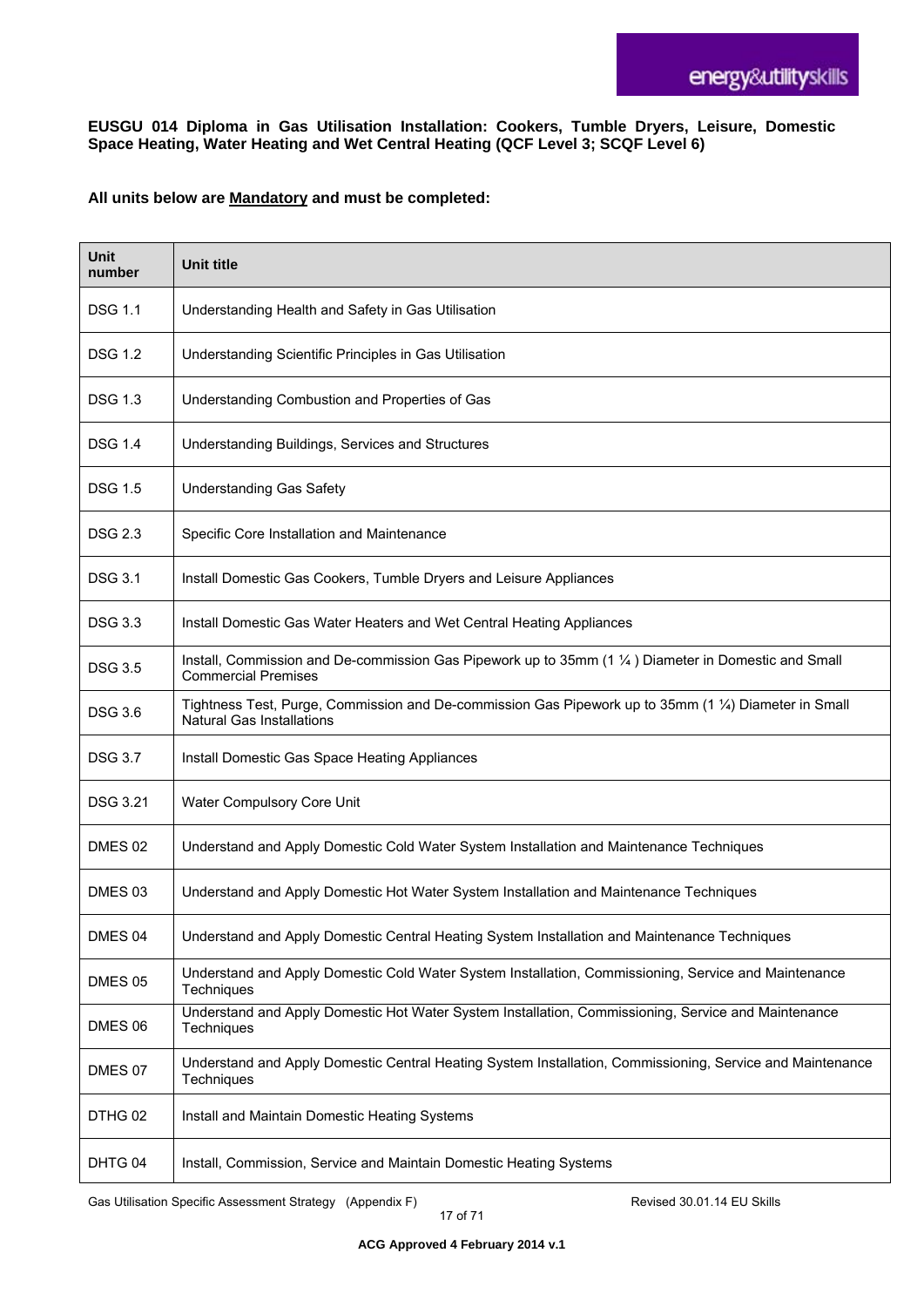**EUSGU 014 Diploma in Gas Utilisation Installation: Cookers, Tumble Dryers, Leisure, Domestic Space Heating, Water Heating and Wet Central Heating (QCF Level 3; SCQF Level 6)**

**All units below are <u>Mandatory</u> and must be completed:**

| Unit number | Unit title |
|---|---|
| DSG 1.1 | Understanding Health and Safety in Gas Utilisation |
| DSG 1.2 | Understanding Scientific Principles in Gas Utilisation |
| DSG 1.3 | Understanding Combustion and Properties of Gas |
| DSG 1.4 | Understanding Buildings, Services and Structures |
| DSG 1.5 | Understanding Gas Safety |
| DSG 2.3 | Specific Core Installation and Maintenance |
| DSG 3.1 | Install Domestic Gas Cookers, Tumble Dryers and Leisure Appliances |
| DSG 3.3 | Install Domestic Gas Water Heaters and Wet Central Heating Appliances |
| DSG 3.5 | Install, Commission and De-commission Gas Pipework up to 35mm (1 ¼ ) Diameter in Domestic and Small Commercial Premises |
| DSG 3.6 | Tightness Test, Purge, Commission and De-commission Gas Pipework up to 35mm (1 ¼) Diameter in Small Natural Gas Installations |
| DSG 3.7 | Install Domestic Gas Space Heating Appliances |
| DSG 3.21 | Water Compulsory Core Unit |
| DMES 02 | Understand and Apply Domestic Cold Water System Installation and Maintenance Techniques |
| DMES 03 | Understand and Apply Domestic Hot Water System Installation and Maintenance Techniques |
| DMES 04 | Understand and Apply Domestic Central Heating System Installation and Maintenance Techniques |
| DMES 05 | Understand and Apply Domestic Cold Water System Installation, Commissioning, Service and Maintenance Techniques |
| DMES 06 | Understand and Apply Domestic Hot Water System Installation, Commissioning, Service and Maintenance Techniques |
| DMES 07 | Understand and Apply Domestic Central Heating System Installation, Commissioning, Service and Maintenance Techniques |
| DTHG 02 | Install and Maintain Domestic Heating Systems |
| DHTG 04 | Install, Commission, Service and Maintain Domestic Heating Systems |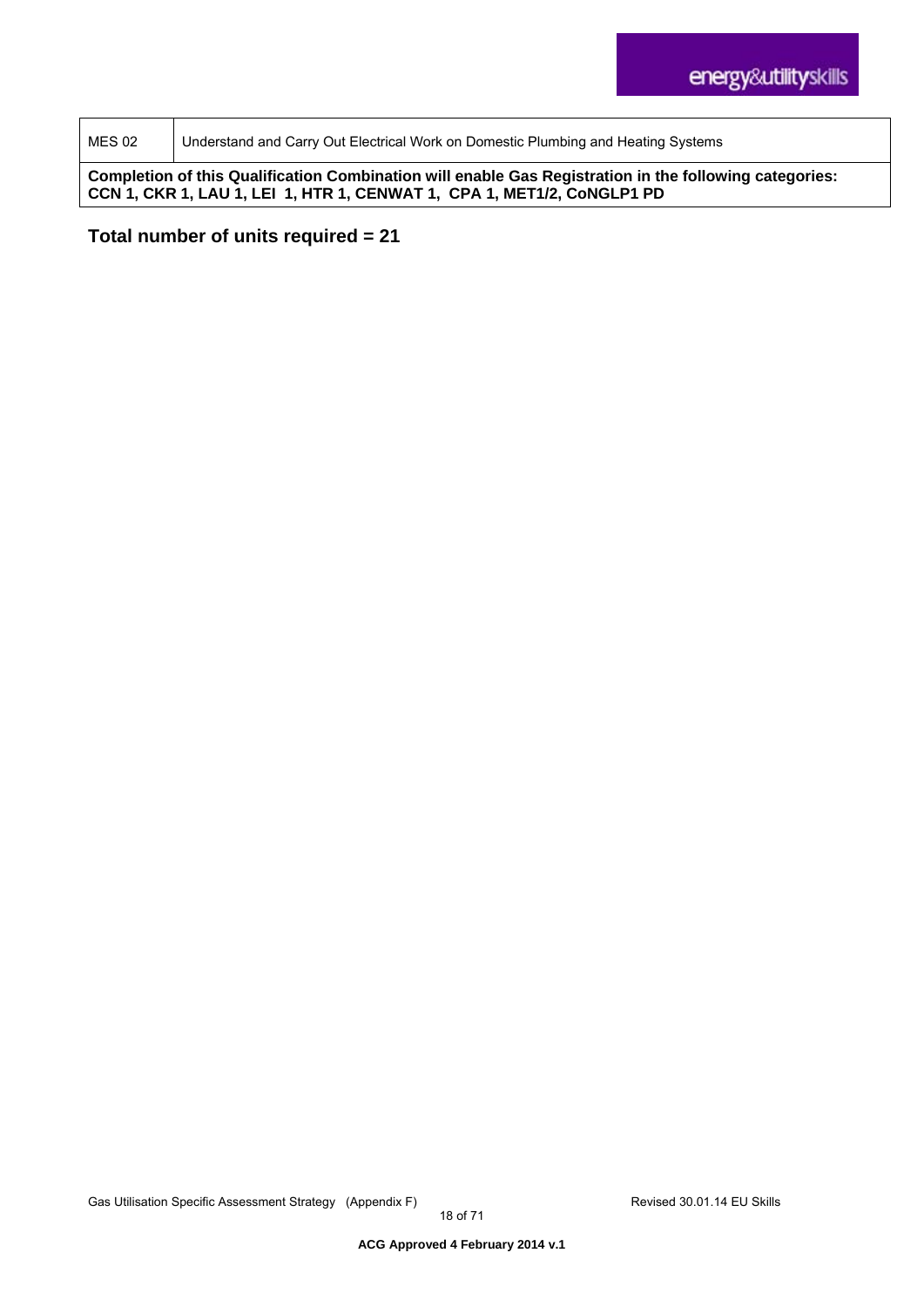| MES 02 | Understand and Carry Out Electrical Work on Domestic Plumbing and Heating Systems |
|---|---|
| **Completion of this Qualification Combination will enable Gas Registration in the following categories: CCN 1, CKR 1, LAU 1, LEI 1, HTR 1, CENWAT 1, CPA 1, MET1/2, CoNGLP1 PD** | |

**Total number of units required = 21**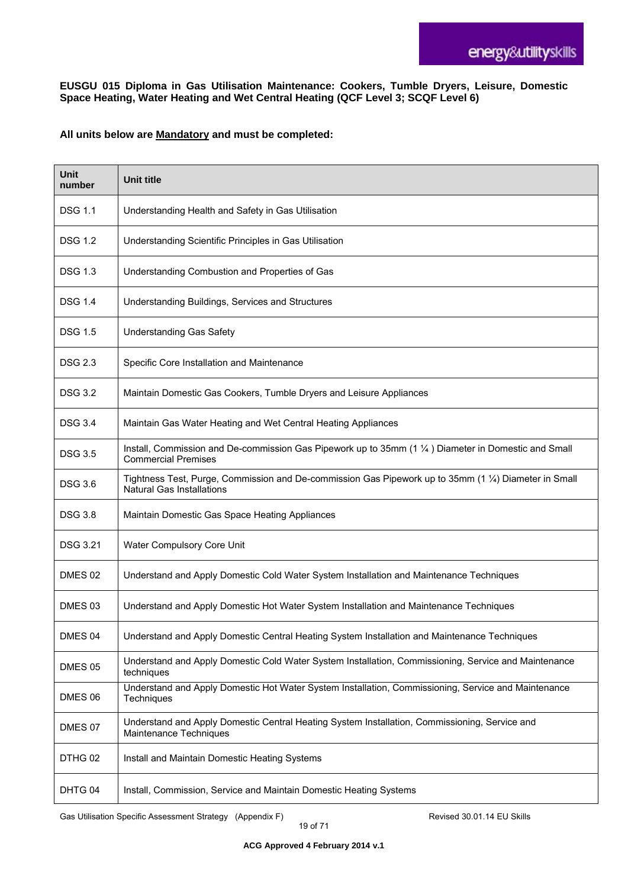**EUSGU 015 Diploma in Gas Utilisation Maintenance: Cookers, Tumble Dryers, Leisure, Domestic Space Heating, Water Heating and Wet Central Heating (QCF Level 3; SCQF Level 6)**

**All units below are Mandatory and must be completed:**

| Unit number | Unit title |
|---|---|
| DSG 1.1 | Understanding Health and Safety in Gas Utilisation |
| DSG 1.2 | Understanding Scientific Principles in Gas Utilisation |
| DSG 1.3 | Understanding Combustion and Properties of Gas |
| DSG 1.4 | Understanding Buildings, Services and Structures |
| DSG 1.5 | Understanding Gas Safety |
| DSG 2.3 | Specific Core Installation and Maintenance |
| DSG 3.2 | Maintain Domestic Gas Cookers, Tumble Dryers and Leisure Appliances |
| DSG 3.4 | Maintain Gas Water Heating and Wet Central Heating Appliances |
| DSG 3.5 | Install, Commission and De-commission Gas Pipework up to 35mm (1 ¼ ) Diameter in Domestic and Small Commercial Premises |
| DSG 3.6 | Tightness Test, Purge, Commission and De-commission Gas Pipework up to 35mm (1 ¼) Diameter in Small Natural Gas Installations |
| DSG 3.8 | Maintain Domestic Gas Space Heating Appliances |
| DSG 3.21 | Water Compulsory Core Unit |
| DMES 02 | Understand and Apply Domestic Cold Water System Installation and Maintenance Techniques |
| DMES 03 | Understand and Apply Domestic Hot Water System Installation and Maintenance Techniques |
| DMES 04 | Understand and Apply Domestic Central Heating System Installation and Maintenance Techniques |
| DMES 05 | Understand and Apply Domestic Cold Water System Installation, Commissioning, Service and Maintenance techniques |
| DMES 06 | Understand and Apply Domestic Hot Water System Installation, Commissioning, Service and Maintenance Techniques |
| DMES 07 | Understand and Apply Domestic Central Heating System Installation, Commissioning, Service and Maintenance Techniques |
| DTHG 02 | Install and Maintain Domestic Heating Systems |
| DHTG 04 | Install, Commission, Service and Maintain Domestic Heating Systems |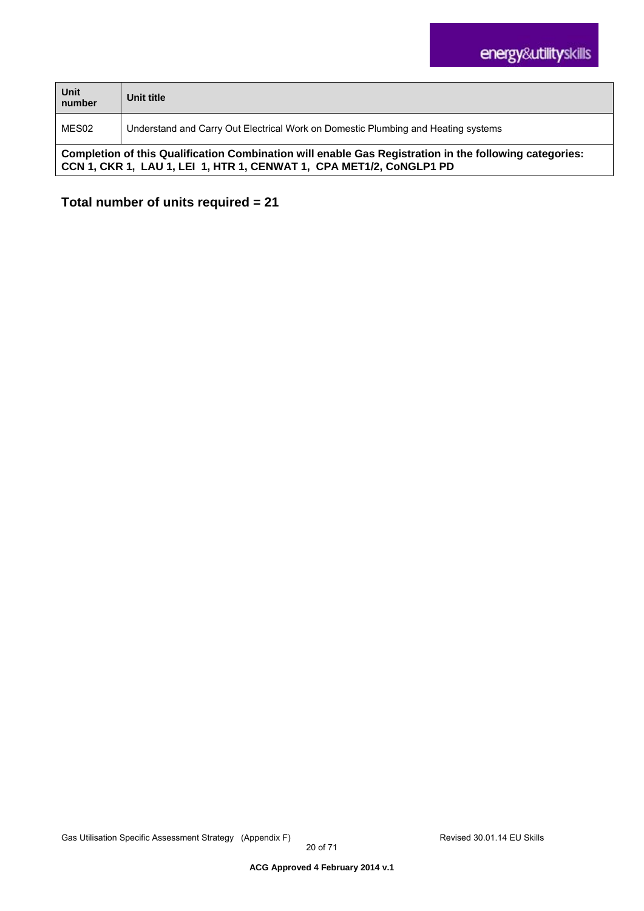| Unit number | Unit title |
|---|---|
| MES02 | Understand and Carry Out Electrical Work on Domestic Plumbing and Heating systems |
| **Completion of this Qualification Combination will enable Gas Registration in the following categories: CCN 1, CKR 1, LAU 1, LEI 1, HTR 1, CENWAT 1, CPA MET1/2, CoNGLP1 PD** | |

**Total number of units required = 21**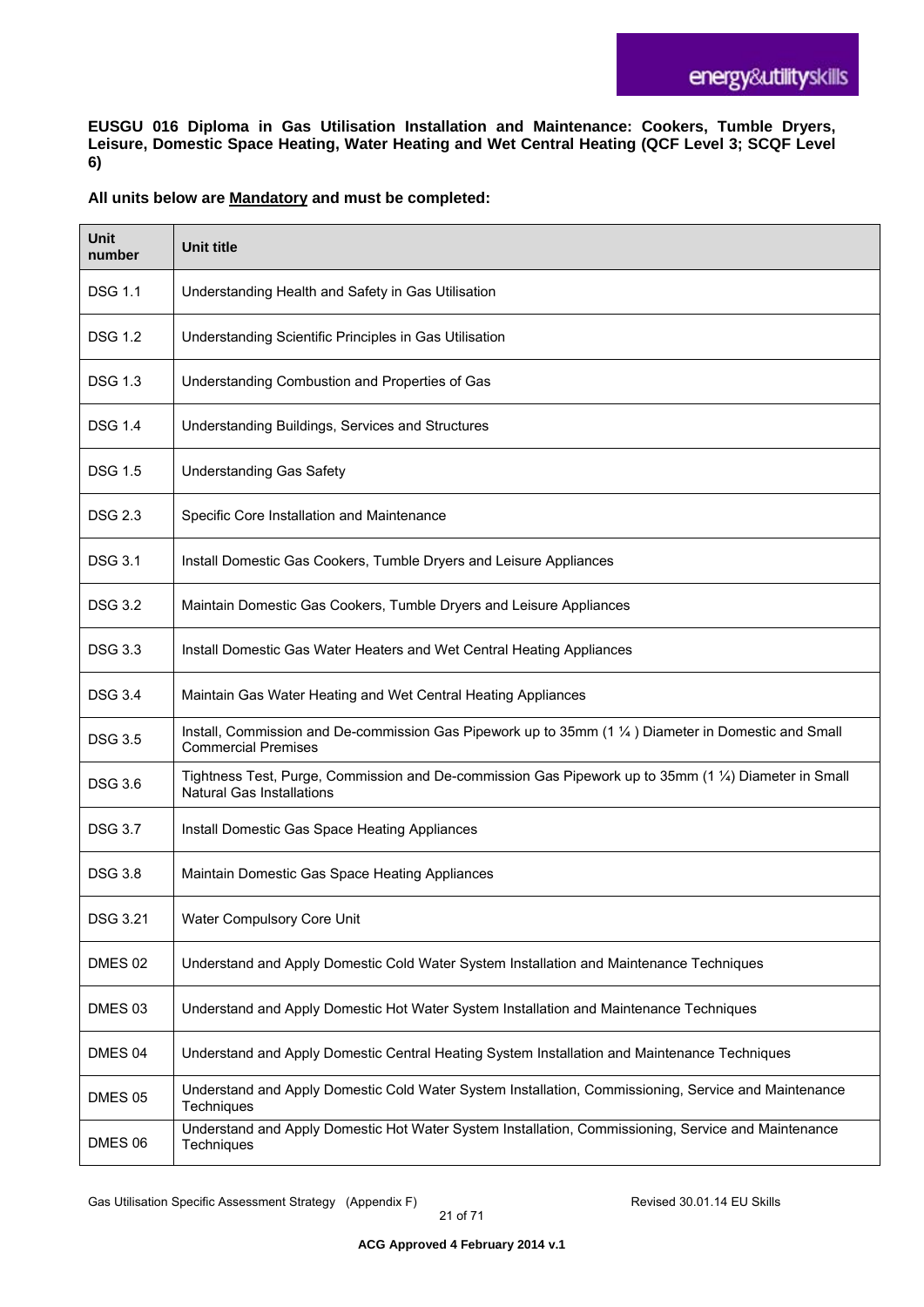**EUSGU 016 Diploma in Gas Utilisation Installation and Maintenance: Cookers, Tumble Dryers, Leisure, Domestic Space Heating, Water Heating and Wet Central Heating (QCF Level 3; SCQF Level 6)**

**All units below are Mandatory and must be completed:**

| Unit number | Unit title |
|---|---|
| DSG 1.1 | Understanding Health and Safety in Gas Utilisation |
| DSG 1.2 | Understanding Scientific Principles in Gas Utilisation |
| DSG 1.3 | Understanding Combustion and Properties of Gas |
| DSG 1.4 | Understanding Buildings, Services and Structures |
| DSG 1.5 | Understanding Gas Safety |
| DSG 2.3 | Specific Core Installation and Maintenance |
| DSG 3.1 | Install Domestic Gas Cookers, Tumble Dryers and Leisure Appliances |
| DSG 3.2 | Maintain Domestic Gas Cookers, Tumble Dryers and Leisure Appliances |
| DSG 3.3 | Install Domestic Gas Water Heaters and Wet Central Heating Appliances |
| DSG 3.4 | Maintain Gas Water Heating and Wet Central Heating Appliances |
| DSG 3.5 | Install, Commission and De-commission Gas Pipework up to 35mm (1 ¼ ) Diameter in Domestic and Small Commercial Premises |
| DSG 3.6 | Tightness Test, Purge, Commission and De-commission Gas Pipework up to 35mm (1 ¼) Diameter in Small Natural Gas Installations |
| DSG 3.7 | Install Domestic Gas Space Heating Appliances |
| DSG 3.8 | Maintain Domestic Gas Space Heating Appliances |
| DSG 3.21 | Water Compulsory Core Unit |
| DMES 02 | Understand and Apply Domestic Cold Water System Installation and Maintenance Techniques |
| DMES 03 | Understand and Apply Domestic Hot Water System Installation and Maintenance Techniques |
| DMES 04 | Understand and Apply Domestic Central Heating System Installation and Maintenance Techniques |
| DMES 05 | Understand and Apply Domestic Cold Water System Installation, Commissioning, Service and Maintenance Techniques |
| DMES 06 | Understand and Apply Domestic Hot Water System Installation, Commissioning, Service and Maintenance Techniques |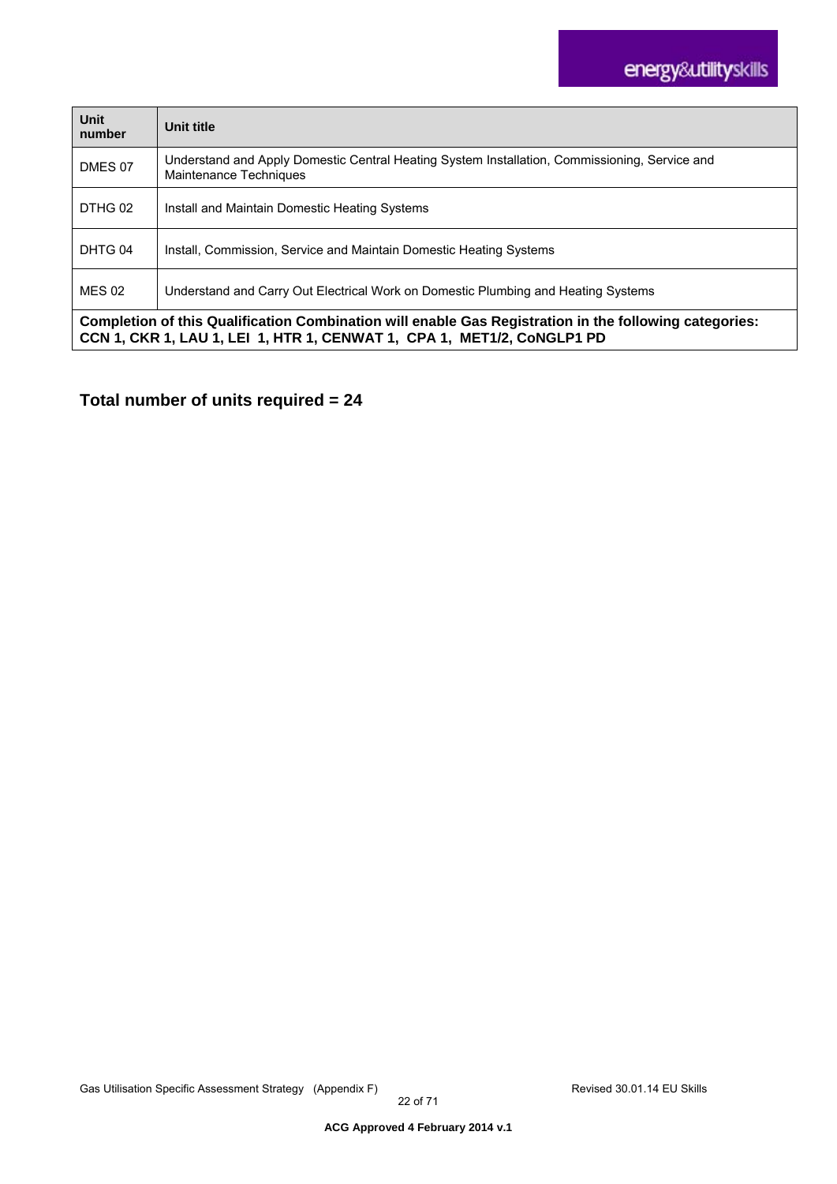| Unit number | Unit title |
|---|---|
| DMES 07 | Understand and Apply Domestic Central Heating System Installation, Commissioning, Service and Maintenance Techniques |
| DTHG 02 | Install and Maintain Domestic Heating Systems |
| DHTG 04 | Install, Commission, Service and Maintain Domestic Heating Systems |
| MES 02 | Understand and Carry Out Electrical Work on Domestic Plumbing and Heating Systems |
| **Completion of this Qualification Combination will enable Gas Registration in the following categories: CCN 1, CKR 1, LAU 1, LEI 1, HTR 1, CENWAT 1, CPA 1, MET1/2, CoNGLP1 PD** | |

## Total number of units required = 24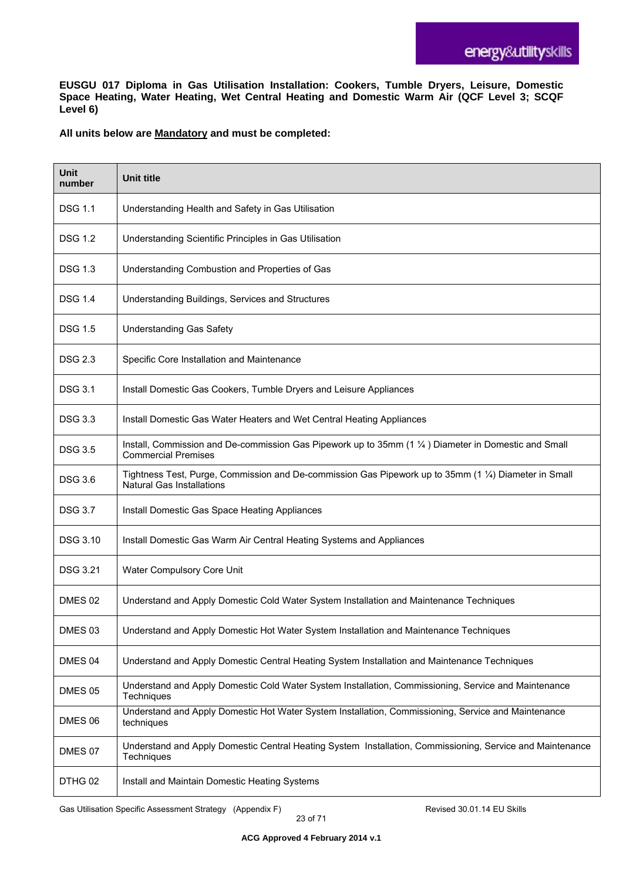**EUSGU 017 Diploma in Gas Utilisation Installation: Cookers, Tumble Dryers, Leisure, Domestic Space Heating, Water Heating, Wet Central Heating and Domestic Warm Air (QCF Level 3; SCQF Level 6)**

**All units below are Mandatory and must be completed:**

| Unit number | Unit title |
|---|---|
| DSG 1.1 | Understanding Health and Safety in Gas Utilisation |
| DSG 1.2 | Understanding Scientific Principles in Gas Utilisation |
| DSG 1.3 | Understanding Combustion and Properties of Gas |
| DSG 1.4 | Understanding Buildings, Services and Structures |
| DSG 1.5 | Understanding Gas Safety |
| DSG 2.3 | Specific Core Installation and Maintenance |
| DSG 3.1 | Install Domestic Gas Cookers, Tumble Dryers and Leisure Appliances |
| DSG 3.3 | Install Domestic Gas Water Heaters and Wet Central Heating Appliances |
| DSG 3.5 | Install, Commission and De-commission Gas Pipework up to 35mm (1 ¼ ) Diameter in Domestic and Small Commercial Premises |
| DSG 3.6 | Tightness Test, Purge, Commission and De-commission Gas Pipework up to 35mm (1 ¼) Diameter in Small Natural Gas Installations |
| DSG 3.7 | Install Domestic Gas Space Heating Appliances |
| DSG 3.10 | Install Domestic Gas Warm Air Central Heating Systems and Appliances |
| DSG 3.21 | Water Compulsory Core Unit |
| DMES 02 | Understand and Apply Domestic Cold Water System Installation and Maintenance Techniques |
| DMES 03 | Understand and Apply Domestic Hot Water System Installation and Maintenance Techniques |
| DMES 04 | Understand and Apply Domestic Central Heating System Installation and Maintenance Techniques |
| DMES 05 | Understand and Apply Domestic Cold Water System Installation, Commissioning, Service and Maintenance Techniques |
| DMES 06 | Understand and Apply Domestic Hot Water System Installation, Commissioning, Service and Maintenance techniques |
| DMES 07 | Understand and Apply Domestic Central Heating System Installation, Commissioning, Service and Maintenance Techniques |
| DTHG 02 | Install and Maintain Domestic Heating Systems |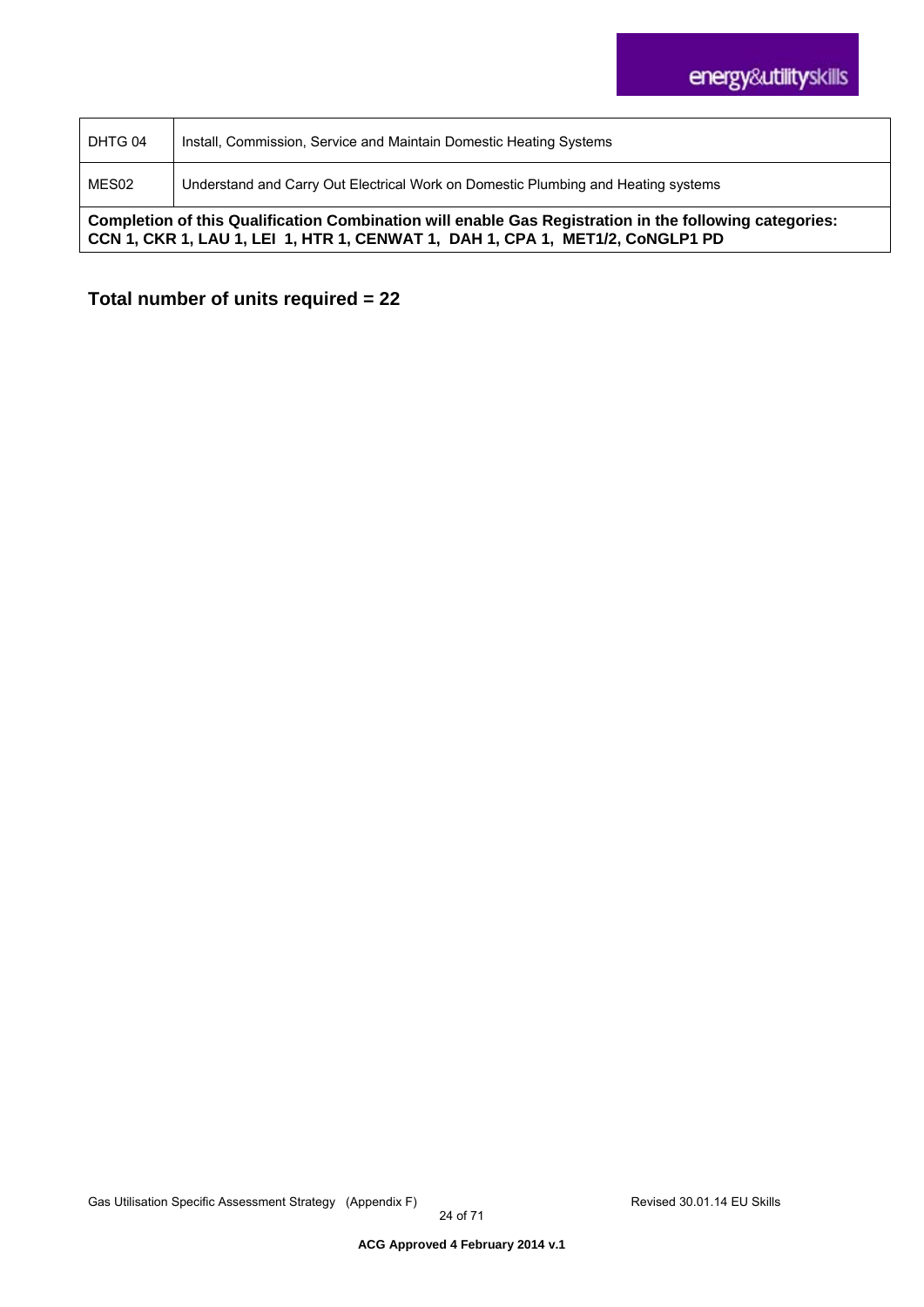| DHTG 04 | Install, Commission, Service and Maintain Domestic Heating Systems |
| --- | --- |
| MES02 | Understand and Carry Out Electrical Work on Domestic Plumbing and Heating systems |
| **Completion of this Qualification Combination will enable Gas Registration in the following categories: CCN 1, CKR 1, LAU 1, LEI 1, HTR 1, CENWAT 1, DAH 1, CPA 1, MET1/2, CoNGLP1 PD** | |

**Total number of units required = 22**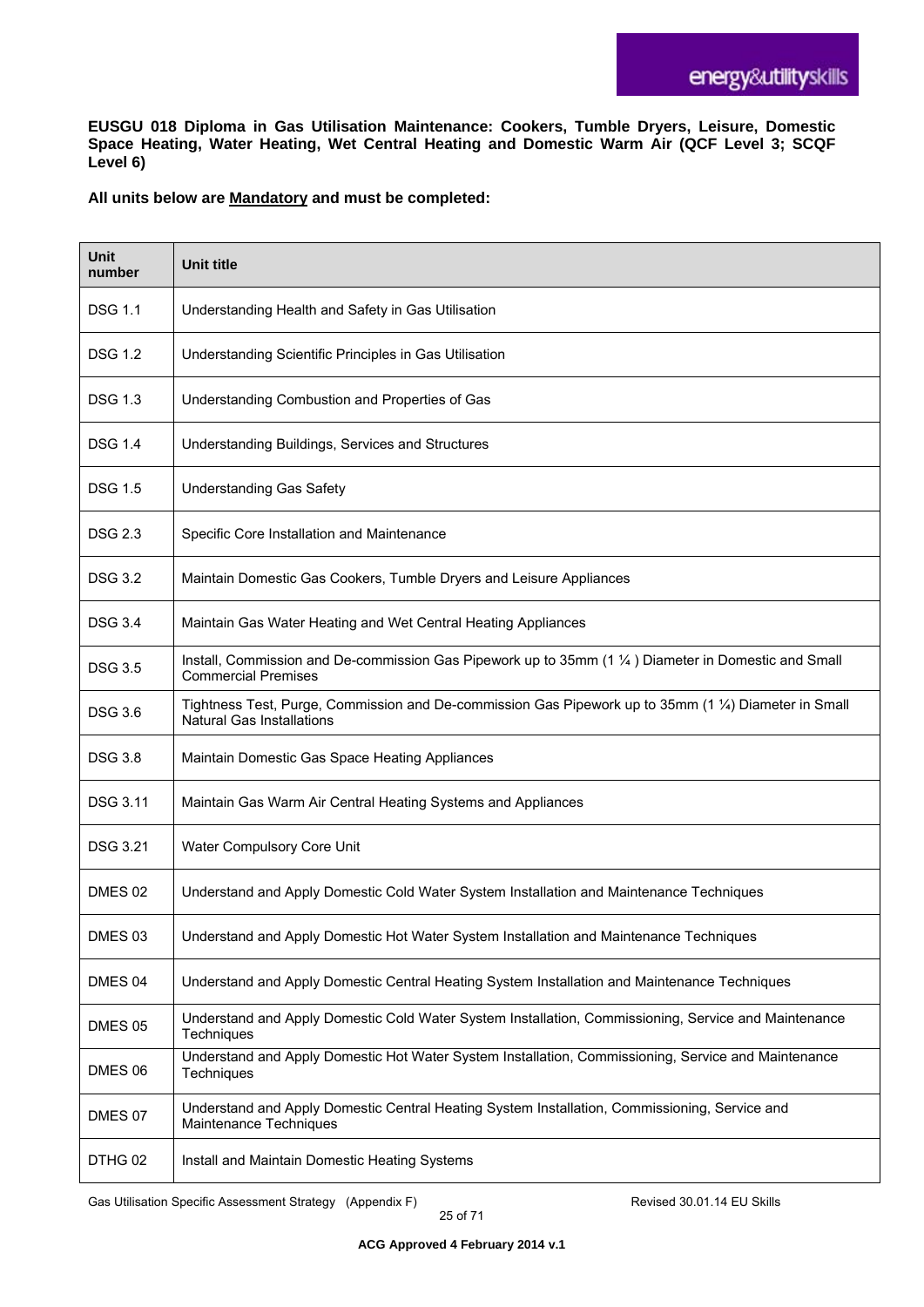**EUSGU 018 Diploma in Gas Utilisation Maintenance: Cookers, Tumble Dryers, Leisure, Domestic Space Heating, Water Heating, Wet Central Heating and Domestic Warm Air (QCF Level 3; SCQF Level 6)**

**All units below are Mandatory and must be completed:**

| Unit number | Unit title |
|---|---|
| DSG 1.1 | Understanding Health and Safety in Gas Utilisation |
| DSG 1.2 | Understanding Scientific Principles in Gas Utilisation |
| DSG 1.3 | Understanding Combustion and Properties of Gas |
| DSG 1.4 | Understanding Buildings, Services and Structures |
| DSG 1.5 | Understanding Gas Safety |
| DSG 2.3 | Specific Core Installation and Maintenance |
| DSG 3.2 | Maintain Domestic Gas Cookers, Tumble Dryers and Leisure Appliances |
| DSG 3.4 | Maintain Gas Water Heating and Wet Central Heating Appliances |
| DSG 3.5 | Install, Commission and De-commission Gas Pipework up to 35mm (1 ¼ ) Diameter in Domestic and Small Commercial Premises |
| DSG 3.6 | Tightness Test, Purge, Commission and De-commission Gas Pipework up to 35mm (1 ¼) Diameter in Small Natural Gas Installations |
| DSG 3.8 | Maintain Domestic Gas Space Heating Appliances |
| DSG 3.11 | Maintain Gas Warm Air Central Heating Systems and Appliances |
| DSG 3.21 | Water Compulsory Core Unit |
| DMES 02 | Understand and Apply Domestic Cold Water System Installation and Maintenance Techniques |
| DMES 03 | Understand and Apply Domestic Hot Water System Installation and Maintenance Techniques |
| DMES 04 | Understand and Apply Domestic Central Heating System Installation and Maintenance Techniques |
| DMES 05 | Understand and Apply Domestic Cold Water System Installation, Commissioning, Service and Maintenance Techniques |
| DMES 06 | Understand and Apply Domestic Hot Water System Installation, Commissioning, Service and Maintenance Techniques |
| DMES 07 | Understand and Apply Domestic Central Heating System Installation, Commissioning, Service and Maintenance Techniques |
| DTHG 02 | Install and Maintain Domestic Heating Systems |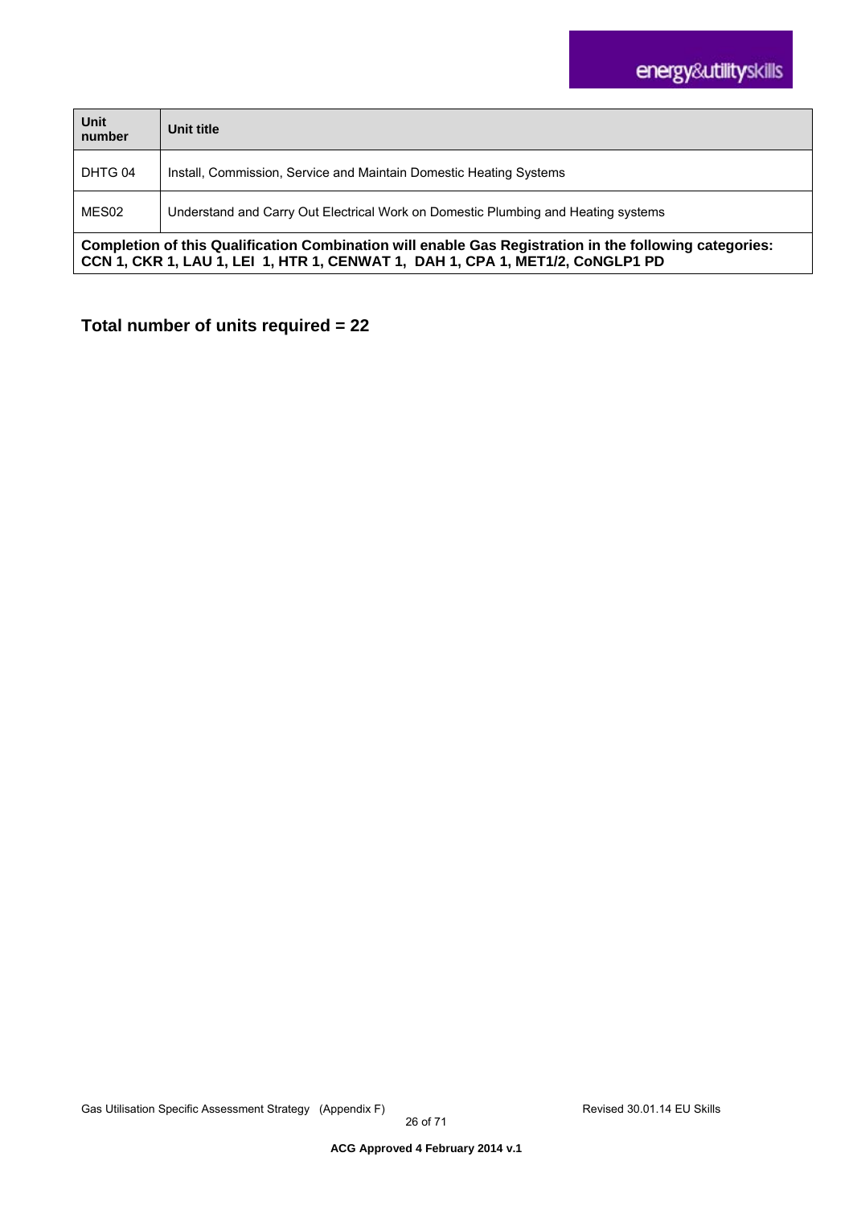| Unit number | Unit title |
|---|---|
| DHTG 04 | Install, Commission, Service and Maintain Domestic Heating Systems |
| MES02 | Understand and Carry Out Electrical Work on Domestic Plumbing and Heating systems |
| **Completion of this Qualification Combination will enable Gas Registration in the following categories: CCN 1, CKR 1, LAU 1, LEI 1, HTR 1, CENWAT 1, DAH 1, CPA 1, MET1/2, CoNGLP1 PD** | |

**Total number of units required = 22**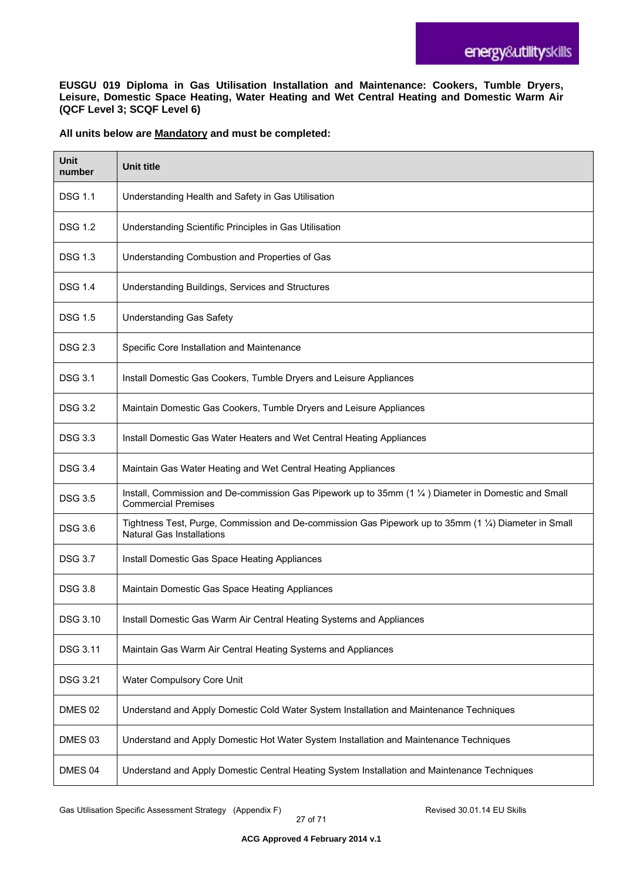**EUSGU 019 Diploma in Gas Utilisation Installation and Maintenance: Cookers, Tumble Dryers, Leisure, Domestic Space Heating, Water Heating and Wet Central Heating and Domestic Warm Air (QCF Level 3; SCQF Level 6)**

**All units below are Mandatory and must be completed:**

| Unit number | Unit title |
|---|---|
| DSG 1.1 | Understanding Health and Safety in Gas Utilisation |
| DSG 1.2 | Understanding Scientific Principles in Gas Utilisation |
| DSG 1.3 | Understanding Combustion and Properties of Gas |
| DSG 1.4 | Understanding Buildings, Services and Structures |
| DSG 1.5 | Understanding Gas Safety |
| DSG 2.3 | Specific Core Installation and Maintenance |
| DSG 3.1 | Install Domestic Gas Cookers, Tumble Dryers and Leisure Appliances |
| DSG 3.2 | Maintain Domestic Gas Cookers, Tumble Dryers and Leisure Appliances |
| DSG 3.3 | Install Domestic Gas Water Heaters and Wet Central Heating Appliances |
| DSG 3.4 | Maintain Gas Water Heating and Wet Central Heating Appliances |
| DSG 3.5 | Install, Commission and De-commission Gas Pipework up to 35mm (1 ¼ ) Diameter in Domestic and Small Commercial Premises |
| DSG 3.6 | Tightness Test, Purge, Commission and De-commission Gas Pipework up to 35mm (1 ¼) Diameter in Small Natural Gas Installations |
| DSG 3.7 | Install Domestic Gas Space Heating Appliances |
| DSG 3.8 | Maintain Domestic Gas Space Heating Appliances |
| DSG 3.10 | Install Domestic Gas Warm Air Central Heating Systems and Appliances |
| DSG 3.11 | Maintain Gas Warm Air Central Heating Systems and Appliances |
| DSG 3.21 | Water Compulsory Core Unit |
| DMES 02 | Understand and Apply Domestic Cold Water System Installation and Maintenance Techniques |
| DMES 03 | Understand and Apply Domestic Hot Water System Installation and Maintenance Techniques |
| DMES 04 | Understand and Apply Domestic Central Heating System Installation and Maintenance Techniques |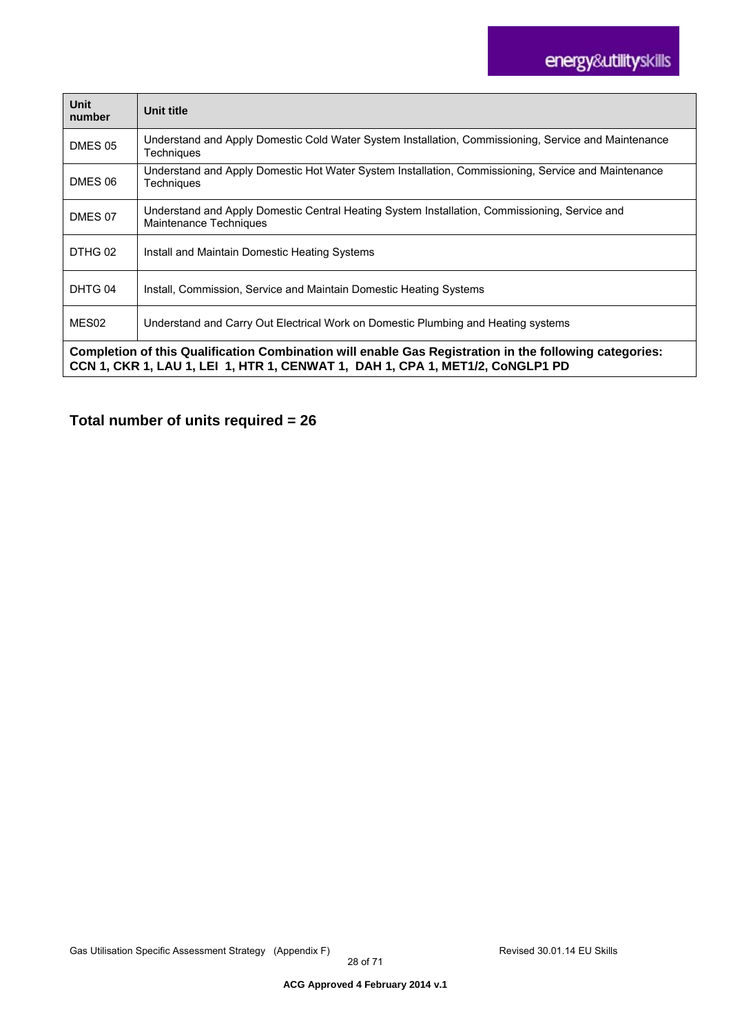| Unit number | Unit title |
|---|---|
| DMES 05 | Understand and Apply Domestic Cold Water System Installation, Commissioning, Service and Maintenance Techniques |
| DMES 06 | Understand and Apply Domestic Hot Water System Installation, Commissioning, Service and Maintenance Techniques |
| DMES 07 | Understand and Apply Domestic Central Heating System Installation, Commissioning, Service and Maintenance Techniques |
| DTHG 02 | Install and Maintain Domestic Heating Systems |
| DHTG 04 | Install, Commission, Service and Maintain Domestic Heating Systems |
| MES02 | Understand and Carry Out Electrical Work on Domestic Plumbing and Heating systems |
| **Completion of this Qualification Combination will enable Gas Registration in the following categories: CCN 1, CKR 1, LAU 1, LEI 1, HTR 1, CENWAT 1, DAH 1, CPA 1, MET1/2, CoNGLP1 PD** | |

**Total number of units required = 26**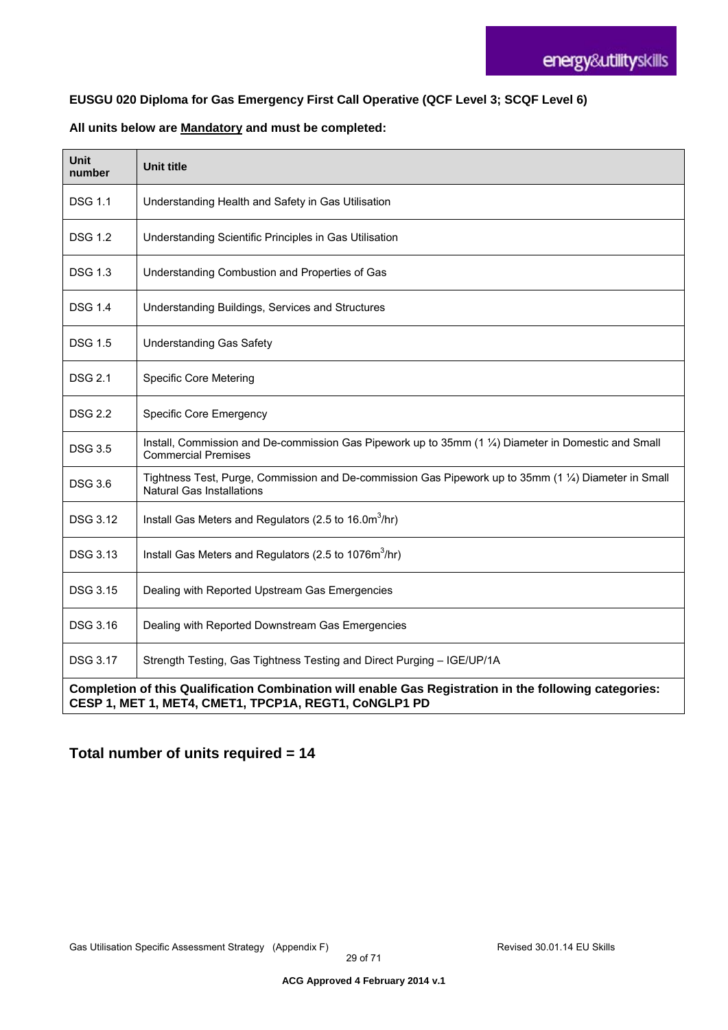**EUSGU 020 Diploma for Gas Emergency First Call Operative (QCF Level 3; SCQF Level 6)**

**All units below are Mandatory and must be completed:**

| Unit number | Unit title |
|---|---|
| DSG 1.1 | Understanding Health and Safety in Gas Utilisation |
| DSG 1.2 | Understanding Scientific Principles in Gas Utilisation |
| DSG 1.3 | Understanding Combustion and Properties of Gas |
| DSG 1.4 | Understanding Buildings, Services and Structures |
| DSG 1.5 | Understanding Gas Safety |
| DSG 2.1 | Specific Core Metering |
| DSG 2.2 | Specific Core Emergency |
| DSG 3.5 | Install, Commission and De-commission Gas Pipework up to 35mm (1 ¼) Diameter in Domestic and Small Commercial Premises |
| DSG 3.6 | Tightness Test, Purge, Commission and De-commission Gas Pipework up to 35mm (1 ¼) Diameter in Small Natural Gas Installations |
| DSG 3.12 | Install Gas Meters and Regulators (2.5 to 16.0m$^3$/hr) |
| DSG 3.13 | Install Gas Meters and Regulators (2.5 to 1076m$^3$/hr) |
| DSG 3.15 | Dealing with Reported Upstream Gas Emergencies |
| DSG 3.16 | Dealing with Reported Downstream Gas Emergencies |
| DSG 3.17 | Strength Testing, Gas Tightness Testing and Direct Purging – IGE/UP/1A |
| **Completion of this Qualification Combination will enable Gas Registration in the following categories: CESP 1, MET 1, MET4, CMET1, TPCP1A, REGT1, CoNGLP1 PD** | |

## Total number of units required = 14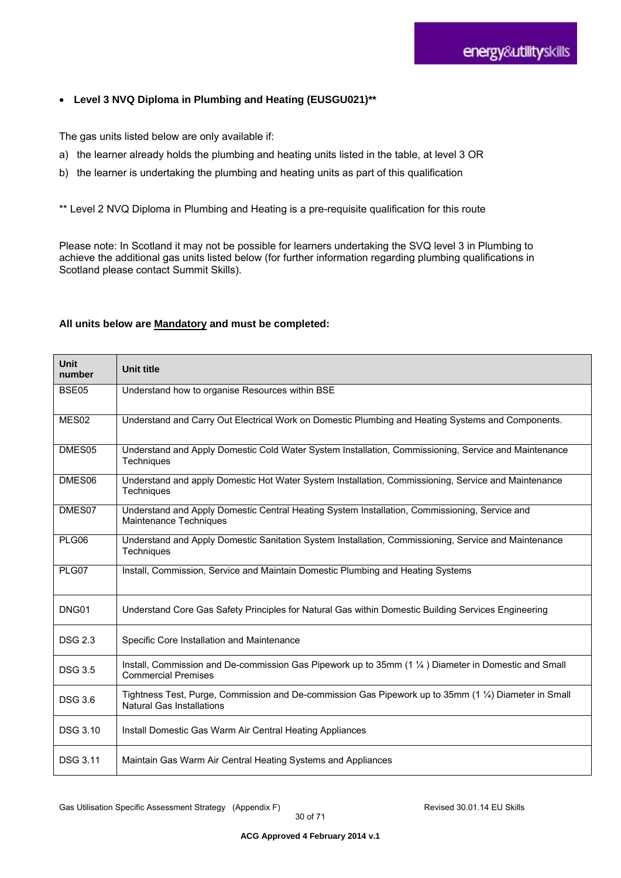- **Level 3 NVQ Diploma in Plumbing and Heating (EUSGU021)****

The gas units listed below are only available if:

a) the learner already holds the plumbing and heating units listed in the table, at level 3 OR

b) the learner is undertaking the plumbing and heating units as part of this qualification

** Level 2 NVQ Diploma in Plumbing and Heating is a pre-requisite qualification for this route

Please note: In Scotland it may not be possible for learners undertaking the SVQ level 3 in Plumbing to achieve the additional gas units listed below (for further information regarding plumbing qualifications in Scotland please contact Summit Skills).

**All units below are Mandatory and must be completed:**

| Unit number | Unit title |
|---|---|
| BSE05 | Understand how to organise Resources within BSE |
| MES02 | Understand and Carry Out Electrical Work on Domestic Plumbing and Heating Systems and Components. |
| DMES05 | Understand and Apply Domestic Cold Water System Installation, Commissioning, Service and Maintenance Techniques |
| DMES06 | Understand and apply Domestic Hot Water System Installation, Commissioning, Service and Maintenance Techniques |
| DMES07 | Understand and Apply Domestic Central Heating System Installation, Commissioning, Service and Maintenance Techniques |
| PLG06 | Understand and Apply Domestic Sanitation System Installation, Commissioning, Service and Maintenance Techniques |
| PLG07 | Install, Commission, Service and Maintain Domestic Plumbing and Heating Systems |
| DNG01 | Understand Core Gas Safety Principles for Natural Gas within Domestic Building Services Engineering |
| DSG 2.3 | Specific Core Installation and Maintenance |
| DSG 3.5 | Install, Commission and De-commission Gas Pipework up to 35mm (1 ¼ ) Diameter in Domestic and Small Commercial Premises |
| DSG 3.6 | Tightness Test, Purge, Commission and De-commission Gas Pipework up to 35mm (1 ¼) Diameter in Small Natural Gas Installations |
| DSG 3.10 | Install Domestic Gas Warm Air Central Heating Appliances |
| DSG 3.11 | Maintain Gas Warm Air Central Heating Systems and Appliances |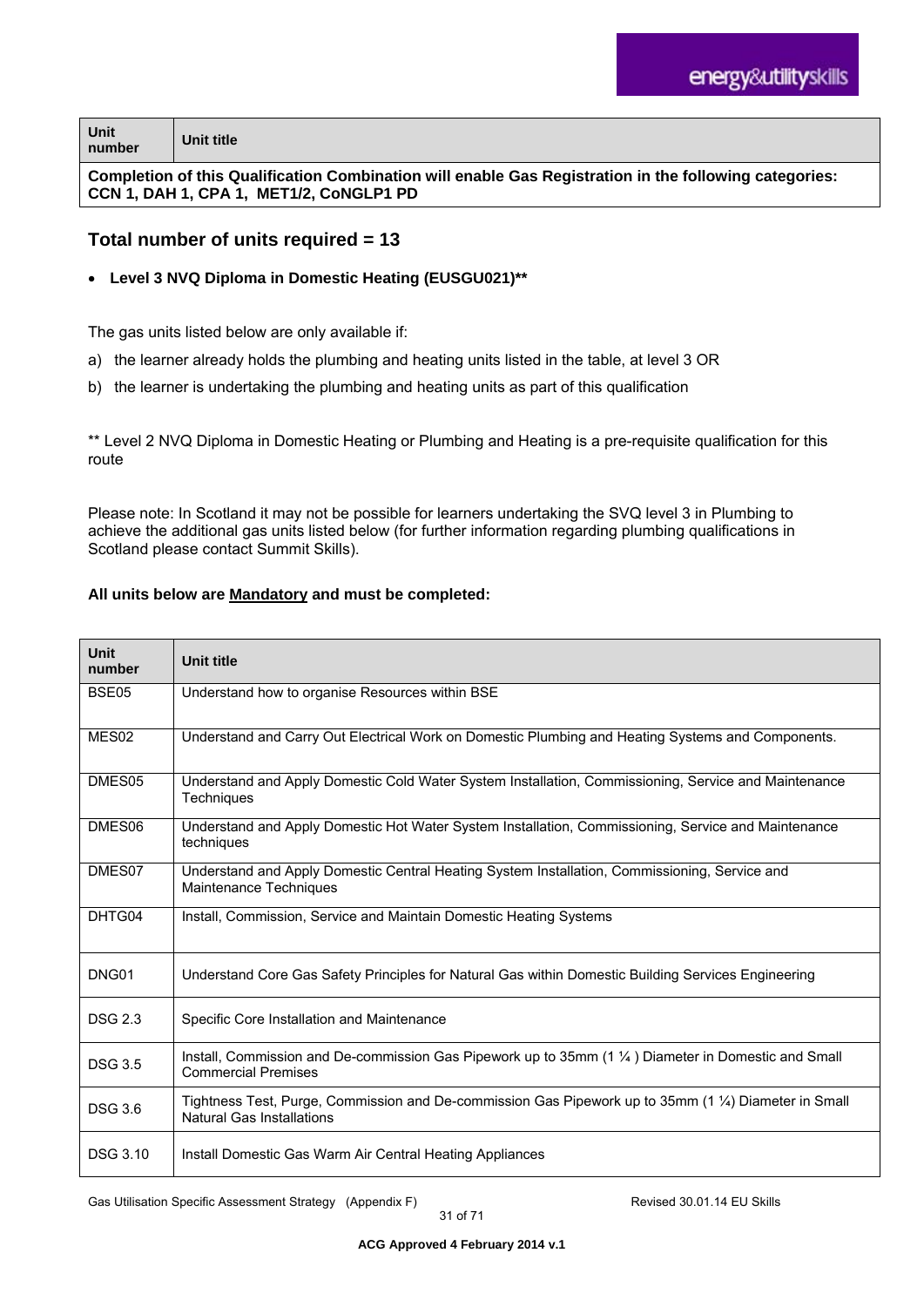| Unit number | Unit title |
|---|---|
| **Completion of this Qualification Combination will enable Gas Registration in the following categories: CCN 1, DAH 1, CPA 1, MET1/2, CoNGLP1 PD** | |

## Total number of units required = 13

- **Level 3 NVQ Diploma in Domestic Heating (EUSGU021)****

The gas units listed below are only available if:

a) the learner already holds the plumbing and heating units listed in the table, at level 3 OR
b) the learner is undertaking the plumbing and heating units as part of this qualification

** Level 2 NVQ Diploma in Domestic Heating or Plumbing and Heating is a pre-requisite qualification for this route

Please note: In Scotland it may not be possible for learners undertaking the SVQ level 3 in Plumbing to achieve the additional gas units listed below (for further information regarding plumbing qualifications in Scotland please contact Summit Skills).

**All units below are Mandatory and must be completed:**

| Unit number | Unit title |
|---|---|
| BSE05 | Understand how to organise Resources within BSE |
| MES02 | Understand and Carry Out Electrical Work on Domestic Plumbing and Heating Systems and Components. |
| DMES05 | Understand and Apply Domestic Cold Water System Installation, Commissioning, Service and Maintenance Techniques |
| DMES06 | Understand and Apply Domestic Hot Water System Installation, Commissioning, Service and Maintenance techniques |
| DMES07 | Understand and Apply Domestic Central Heating System Installation, Commissioning, Service and Maintenance Techniques |
| DHTG04 | Install, Commission, Service and Maintain Domestic Heating Systems |
| DNG01 | Understand Core Gas Safety Principles for Natural Gas within Domestic Building Services Engineering |
| DSG 2.3 | Specific Core Installation and Maintenance |
| DSG 3.5 | Install, Commission and De-commission Gas Pipework up to 35mm (1 ¼ ) Diameter in Domestic and Small Commercial Premises |
| DSG 3.6 | Tightness Test, Purge, Commission and De-commission Gas Pipework up to 35mm (1 ¼) Diameter in Small Natural Gas Installations |
| DSG 3.10 | Install Domestic Gas Warm Air Central Heating Appliances |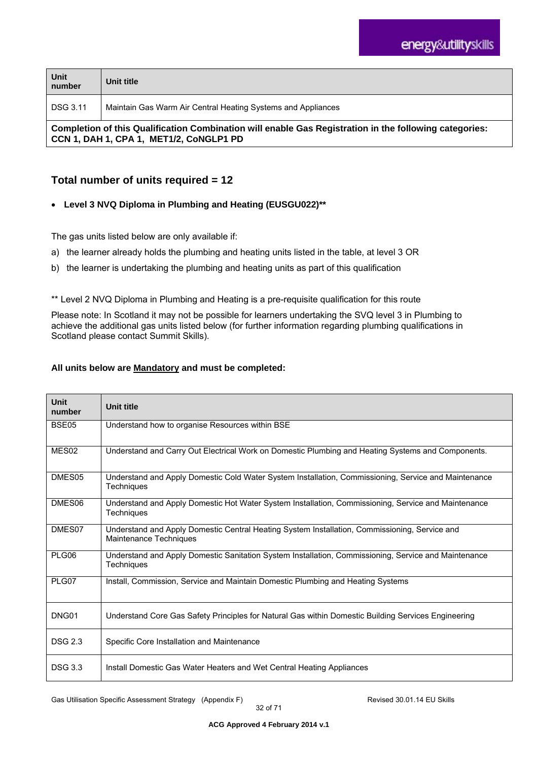| Unit number | Unit title |
|---|---|
| DSG 3.11 | Maintain Gas Warm Air Central Heating Systems and Appliances |
| **Completion of this Qualification Combination will enable Gas Registration in the following categories: CCN 1, DAH 1, CPA 1, MET1/2, CoNGLP1 PD** | |

## Total number of units required = 12

- **Level 3 NVQ Diploma in Plumbing and Heating (EUSGU022)****

The gas units listed below are only available if:

a) the learner already holds the plumbing and heating units listed in the table, at level 3 OR

b) the learner is undertaking the plumbing and heating units as part of this qualification

** Level 2 NVQ Diploma in Plumbing and Heating is a pre-requisite qualification for this route

Please note: In Scotland it may not be possible for learners undertaking the SVQ level 3 in Plumbing to achieve the additional gas units listed below (for further information regarding plumbing qualifications in Scotland please contact Summit Skills).

**All units below are <u>Mandatory</u> and must be completed:**

| Unit number | Unit title |
|---|---|
| BSE05 | Understand how to organise Resources within BSE |
| MES02 | Understand and Carry Out Electrical Work on Domestic Plumbing and Heating Systems and Components. |
| DMES05 | Understand and Apply Domestic Cold Water System Installation, Commissioning, Service and Maintenance Techniques |
| DMES06 | Understand and Apply Domestic Hot Water System Installation, Commissioning, Service and Maintenance Techniques |
| DMES07 | Understand and Apply Domestic Central Heating System Installation, Commissioning, Service and Maintenance Techniques |
| PLG06 | Understand and Apply Domestic Sanitation System Installation, Commissioning, Service and Maintenance Techniques |
| PLG07 | Install, Commission, Service and Maintain Domestic Plumbing and Heating Systems |
| DNG01 | Understand Core Gas Safety Principles for Natural Gas within Domestic Building Services Engineering |
| DSG 2.3 | Specific Core Installation and Maintenance |
| DSG 3.3 | Install Domestic Gas Water Heaters and Wet Central Heating Appliances |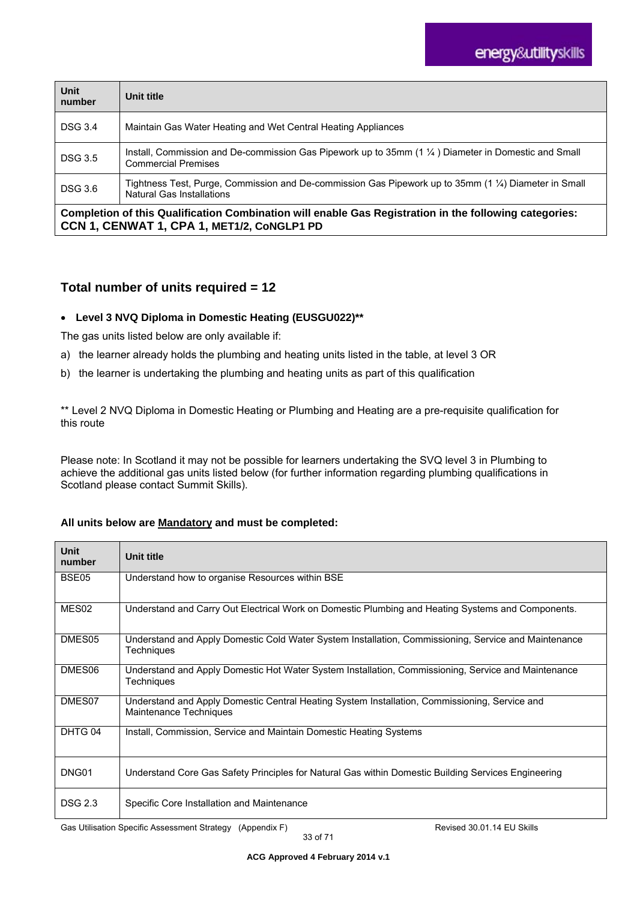| Unit number | Unit title |
|---|---|
| DSG 3.4 | Maintain Gas Water Heating and Wet Central Heating Appliances |
| DSG 3.5 | Install, Commission and De-commission Gas Pipework up to 35mm (1 ¼ ) Diameter in Domestic and Small Commercial Premises |
| DSG 3.6 | Tightness Test, Purge, Commission and De-commission Gas Pipework up to 35mm (1 ¼) Diameter in Small Natural Gas Installations |
| **Completion of this Qualification Combination will enable Gas Registration in the following categories: CCN 1, CENWAT 1, CPA 1, MET1/2, CoNGLP1 PD** | |

## Total number of units required = 12

- **Level 3 NVQ Diploma in Domestic Heating (EUSGU022)****

The gas units listed below are only available if:

a) the learner already holds the plumbing and heating units listed in the table, at level 3 OR

b) the learner is undertaking the plumbing and heating units as part of this qualification

** Level 2 NVQ Diploma in Domestic Heating or Plumbing and Heating are a pre-requisite qualification for this route

Please note: In Scotland it may not be possible for learners undertaking the SVQ level 3 in Plumbing to achieve the additional gas units listed below (for further information regarding plumbing qualifications in Scotland please contact Summit Skills).

**All units below are Mandatory and must be completed:**

| Unit number | Unit title |
|---|---|
| BSE05 | Understand how to organise Resources within BSE |
| MES02 | Understand and Carry Out Electrical Work on Domestic Plumbing and Heating Systems and Components. |
| DMES05 | Understand and Apply Domestic Cold Water System Installation, Commissioning, Service and Maintenance Techniques |
| DMES06 | Understand and Apply Domestic Hot Water System Installation, Commissioning, Service and Maintenance Techniques |
| DMES07 | Understand and Apply Domestic Central Heating System Installation, Commissioning, Service and Maintenance Techniques |
| DHTG 04 | Install, Commission, Service and Maintain Domestic Heating Systems |
| DNG01 | Understand Core Gas Safety Principles for Natural Gas within Domestic Building Services Engineering |
| DSG 2.3 | Specific Core Installation and Maintenance |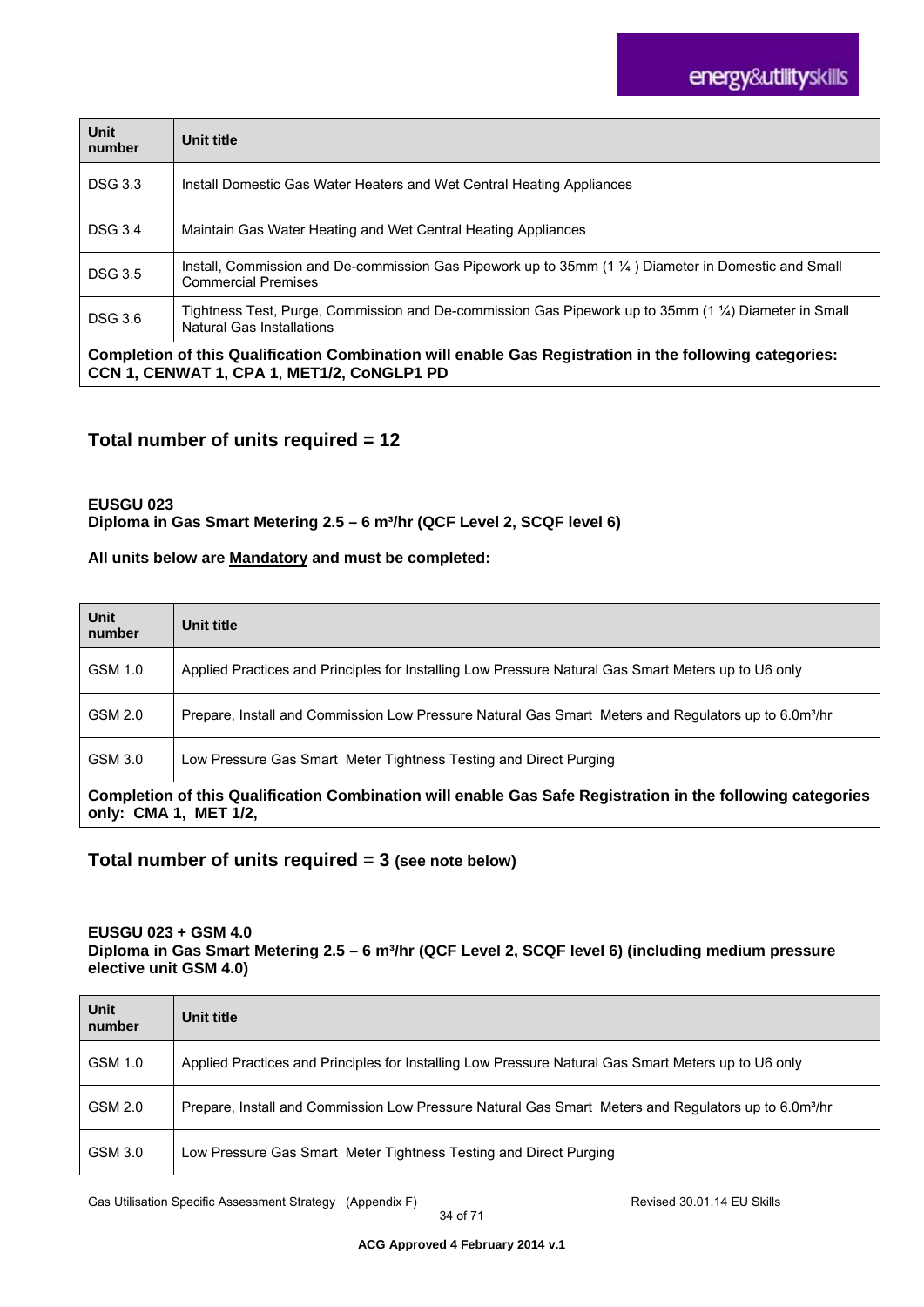| Unit number | Unit title |
|---|---|
| DSG 3.3 | Install Domestic Gas Water Heaters and Wet Central Heating Appliances |
| DSG 3.4 | Maintain Gas Water Heating and Wet Central Heating Appliances |
| DSG 3.5 | Install, Commission and De-commission Gas Pipework up to 35mm (1 ¼ ) Diameter in Domestic and Small Commercial Premises |
| DSG 3.6 | Tightness Test, Purge, Commission and De-commission Gas Pipework up to 35mm (1 ¼) Diameter in Small Natural Gas Installations |
| **Completion of this Qualification Combination will enable Gas Registration in the following categories: CCN 1, CENWAT 1, CPA 1, MET1/2, CoNGLP1 PD** | |

## Total number of units required = 12

**EUSGU 023**
**Diploma in Gas Smart Metering 2.5 – 6 m³/hr (QCF Level 2, SCQF level 6)**

**All units below are Mandatory and must be completed:**

| Unit number | Unit title |
|---|---|
| GSM 1.0 | Applied Practices and Principles for Installing Low Pressure Natural Gas Smart Meters up to U6 only |
| GSM 2.0 | Prepare, Install and Commission Low Pressure Natural Gas Smart Meters and Regulators up to 6.0m³/hr |
| GSM 3.0 | Low Pressure Gas Smart Meter Tightness Testing and Direct Purging |
| **Completion of this Qualification Combination will enable Gas Safe Registration in the following categories only: CMA 1, MET 1/2,** | |

## Total number of units required = 3 (see note below)

**EUSGU 023 + GSM 4.0**
**Diploma in Gas Smart Metering 2.5 – 6 m³/hr (QCF Level 2, SCQF level 6) (including medium pressure elective unit GSM 4.0)**

| Unit number | Unit title |
|---|---|
| GSM 1.0 | Applied Practices and Principles for Installing Low Pressure Natural Gas Smart Meters up to U6 only |
| GSM 2.0 | Prepare, Install and Commission Low Pressure Natural Gas Smart Meters and Regulators up to 6.0m³/hr |
| GSM 3.0 | Low Pressure Gas Smart Meter Tightness Testing and Direct Purging |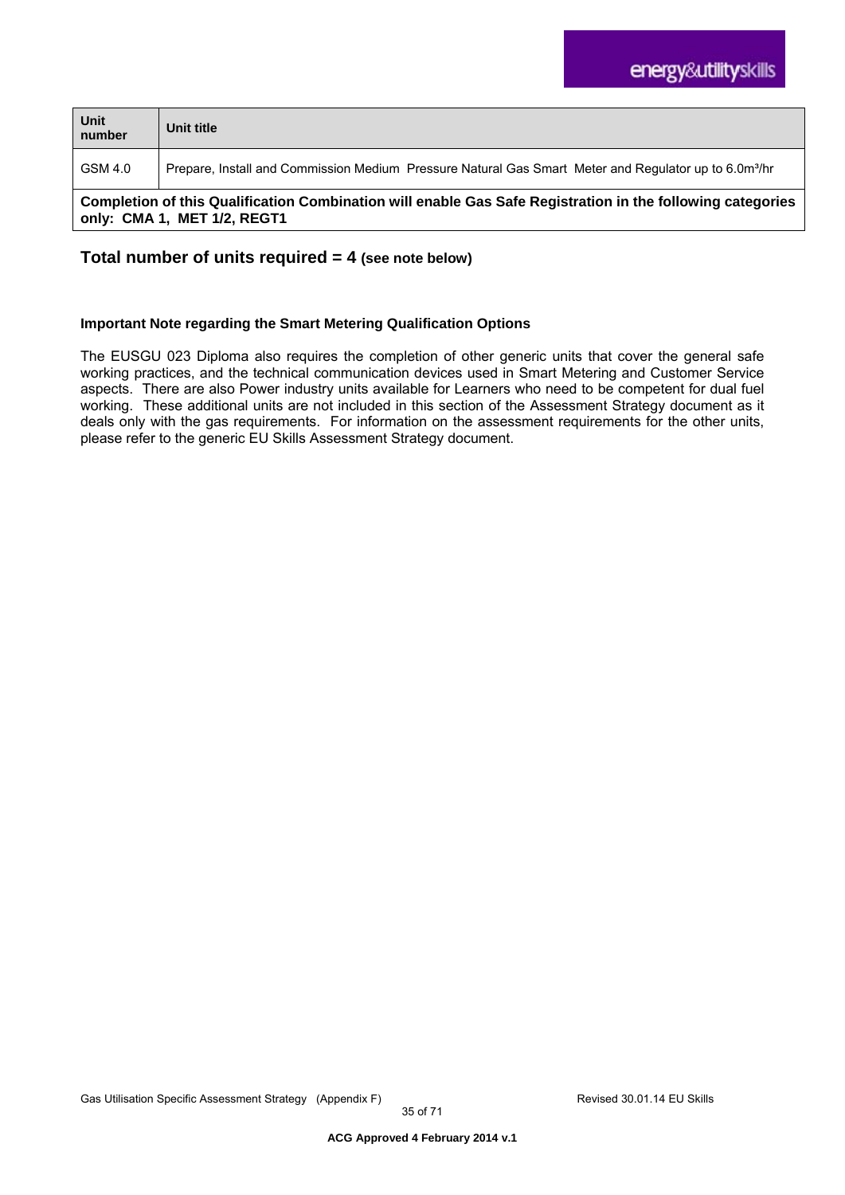| Unit number | Unit title |
|---|---|
| GSM 4.0 | Prepare, Install and Commission Medium Pressure Natural Gas Smart Meter and Regulator up to 6.0m³/hr |
| **Completion of this Qualification Combination will enable Gas Safe Registration in the following categories only: CMA 1, MET 1/2, REGT1** | |

## Total number of units required = 4 (see note below)

**Important Note regarding the Smart Metering Qualification Options**

The EUSGU 023 Diploma also requires the completion of other generic units that cover the general safe working practices, and the technical communication devices used in Smart Metering and Customer Service aspects. There are also Power industry units available for Learners who need to be competent for dual fuel working. These additional units are not included in this section of the Assessment Strategy document as it deals only with the gas requirements. For information on the assessment requirements for the other units, please refer to the generic EU Skills Assessment Strategy document.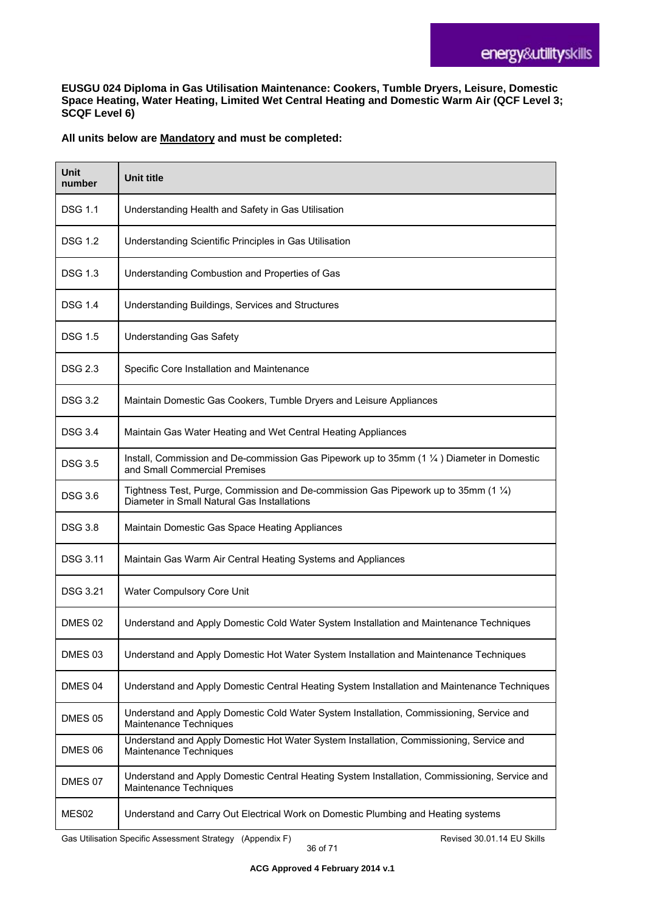**EUSGU 024 Diploma in Gas Utilisation Maintenance: Cookers, Tumble Dryers, Leisure, Domestic Space Heating, Water Heating, Limited Wet Central Heating and Domestic Warm Air (QCF Level 3; SCQF Level 6)**

**All units below are Mandatory and must be completed:**

| Unit number | Unit title |
|---|---|
| DSG 1.1 | Understanding Health and Safety in Gas Utilisation |
| DSG 1.2 | Understanding Scientific Principles in Gas Utilisation |
| DSG 1.3 | Understanding Combustion and Properties of Gas |
| DSG 1.4 | Understanding Buildings, Services and Structures |
| DSG 1.5 | Understanding Gas Safety |
| DSG 2.3 | Specific Core Installation and Maintenance |
| DSG 3.2 | Maintain Domestic Gas Cookers, Tumble Dryers and Leisure Appliances |
| DSG 3.4 | Maintain Gas Water Heating and Wet Central Heating Appliances |
| DSG 3.5 | Install, Commission and De-commission Gas Pipework up to 35mm (1 ¼ ) Diameter in Domestic and Small Commercial Premises |
| DSG 3.6 | Tightness Test, Purge, Commission and De-commission Gas Pipework up to 35mm (1 ¼) Diameter in Small Natural Gas Installations |
| DSG 3.8 | Maintain Domestic Gas Space Heating Appliances |
| DSG 3.11 | Maintain Gas Warm Air Central Heating Systems and Appliances |
| DSG 3.21 | Water Compulsory Core Unit |
| DMES 02 | Understand and Apply Domestic Cold Water System Installation and Maintenance Techniques |
| DMES 03 | Understand and Apply Domestic Hot Water System Installation and Maintenance Techniques |
| DMES 04 | Understand and Apply Domestic Central Heating System Installation and Maintenance Techniques |
| DMES 05 | Understand and Apply Domestic Cold Water System Installation, Commissioning, Service and Maintenance Techniques |
| DMES 06 | Understand and Apply Domestic Hot Water System Installation, Commissioning, Service and Maintenance Techniques |
| DMES 07 | Understand and Apply Domestic Central Heating System Installation, Commissioning, Service and Maintenance Techniques |
| MES02 | Understand and Carry Out Electrical Work on Domestic Plumbing and Heating systems |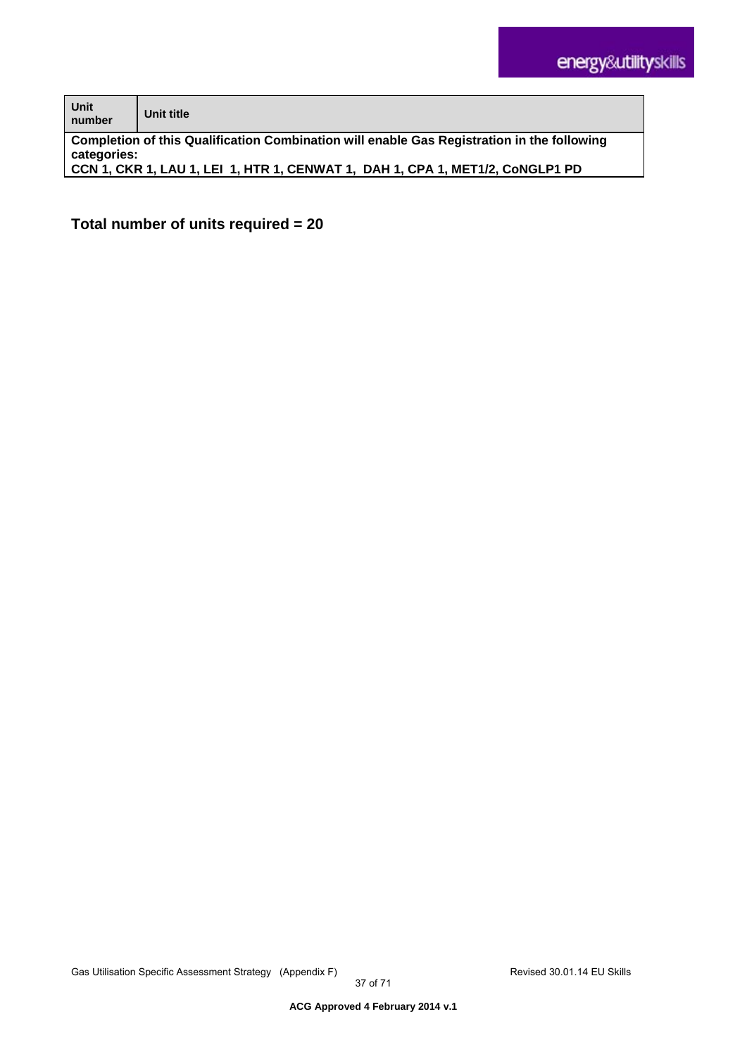| Unit number | Unit title |
|---|---|
| **Completion of this Qualification Combination will enable Gas Registration in the following categories:** **CCN 1, CKR 1, LAU 1, LEI 1, HTR 1, CENWAT 1, DAH 1, CPA 1, MET1/2, CoNGLP1 PD** | |

**Total number of units required = 20**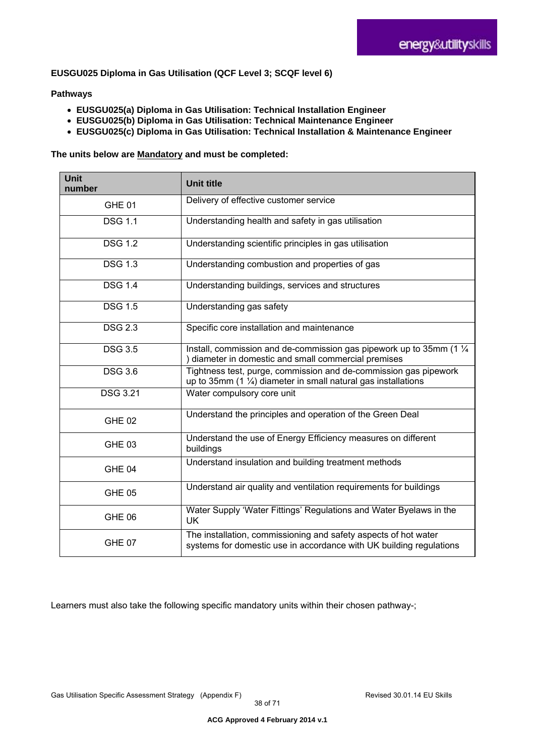**EUSGU025 Diploma in Gas Utilisation (QCF Level 3; SCQF level 6)**

**Pathways**

- **EUSGU025(a) Diploma in Gas Utilisation: Technical Installation Engineer**
- **EUSGU025(b) Diploma in Gas Utilisation: Technical Maintenance Engineer**
- **EUSGU025(c) Diploma in Gas Utilisation: Technical Installation & Maintenance Engineer**

**The units below are Mandatory and must be completed:**

| Unit number | Unit title |
|---|---|
| GHE 01 | Delivery of effective customer service |
| DSG 1.1 | Understanding health and safety in gas utilisation |
| DSG 1.2 | Understanding scientific principles in gas utilisation |
| DSG 1.3 | Understanding combustion and properties of gas |
| DSG 1.4 | Understanding buildings, services and structures |
| DSG 1.5 | Understanding gas safety |
| DSG 2.3 | Specific core installation and maintenance |
| DSG 3.5 | Install, commission and de-commission gas pipework up to 35mm (1 ¼ ) diameter in domestic and small commercial premises |
| DSG 3.6 | Tightness test, purge, commission and de-commission gas pipework up to 35mm (1 ¼) diameter in small natural gas installations |
| DSG 3.21 | Water compulsory core unit |
| GHE 02 | Understand the principles and operation of the Green Deal |
| GHE 03 | Understand the use of Energy Efficiency measures on different buildings |
| GHE 04 | Understand insulation and building treatment methods |
| GHE 05 | Understand air quality and ventilation requirements for buildings |
| GHE 06 | Water Supply 'Water Fittings' Regulations and Water Byelaws in the UK |
| GHE 07 | The installation, commissioning and safety aspects of hot water systems for domestic use in accordance with UK building regulations |

Learners must also take the following specific mandatory units within their chosen pathway-;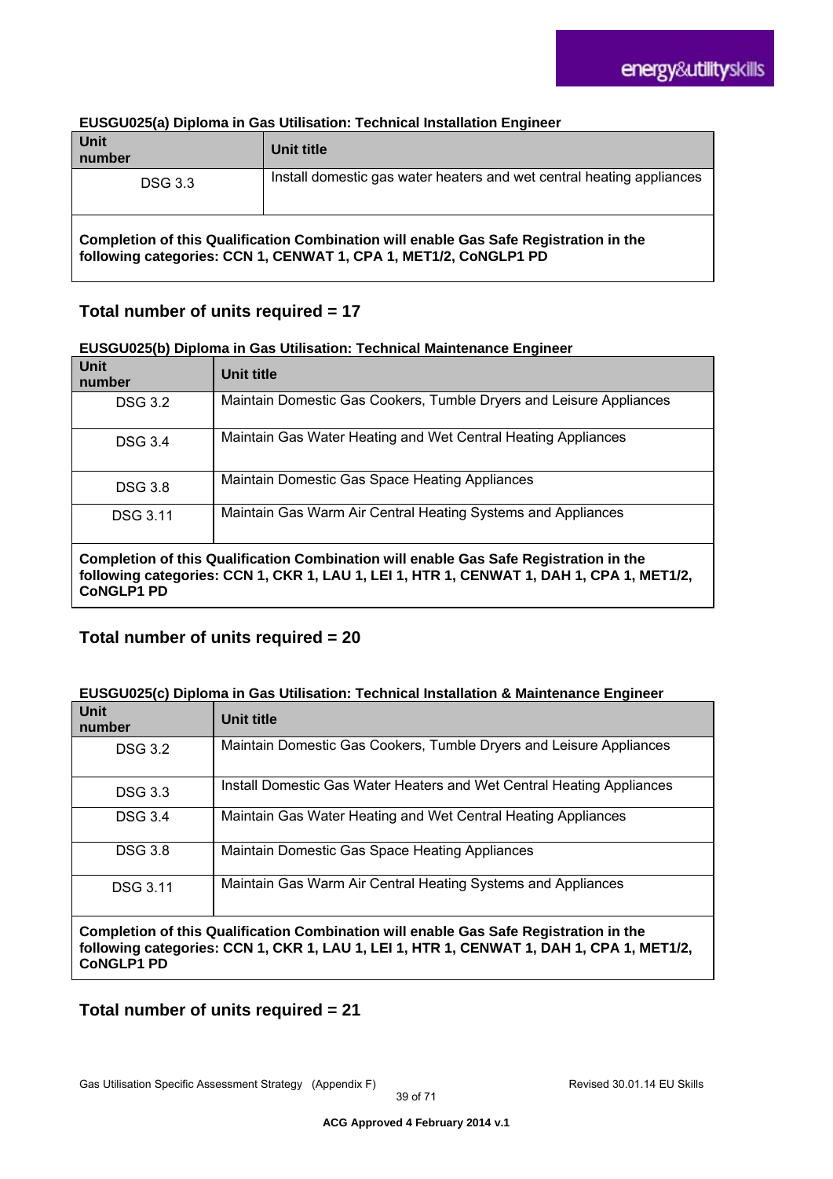**EUSGU025(a) Diploma in Gas Utilisation: Technical Installation Engineer**

| Unit number | Unit title |
|---|---|
| DSG 3.3 | Install domestic gas water heaters and wet central heating appliances |
| **Completion of this Qualification Combination will enable Gas Safe Registration in the following categories: CCN 1, CENWAT 1, CPA 1, MET1/2, CoNGLP1 PD** | |

## Total number of units required = 17

**EUSGU025(b) Diploma in Gas Utilisation: Technical Maintenance Engineer**

| Unit number | Unit title |
|---|---|
| DSG 3.2 | Maintain Domestic Gas Cookers, Tumble Dryers and Leisure Appliances |
| DSG 3.4 | Maintain Gas Water Heating and Wet Central Heating Appliances |
| DSG 3.8 | Maintain Domestic Gas Space Heating Appliances |
| DSG 3.11 | Maintain Gas Warm Air Central Heating Systems and Appliances |
| **Completion of this Qualification Combination will enable Gas Safe Registration in the following categories: CCN 1, CKR 1, LAU 1, LEI 1, HTR 1, CENWAT 1, DAH 1, CPA 1, MET1/2, CoNGLP1 PD** | |

## Total number of units required = 20

**EUSGU025(c) Diploma in Gas Utilisation: Technical Installation & Maintenance Engineer**

| Unit number | Unit title |
|---|---|
| DSG 3.2 | Maintain Domestic Gas Cookers, Tumble Dryers and Leisure Appliances |
| DSG 3.3 | Install Domestic Gas Water Heaters and Wet Central Heating Appliances |
| DSG 3.4 | Maintain Gas Water Heating and Wet Central Heating Appliances |
| DSG 3.8 | Maintain Domestic Gas Space Heating Appliances |
| DSG 3.11 | Maintain Gas Warm Air Central Heating Systems and Appliances |
| **Completion of this Qualification Combination will enable Gas Safe Registration in the following categories: CCN 1, CKR 1, LAU 1, LEI 1, HTR 1, CENWAT 1, DAH 1, CPA 1, MET1/2, CoNGLP1 PD** | |

## Total number of units required = 21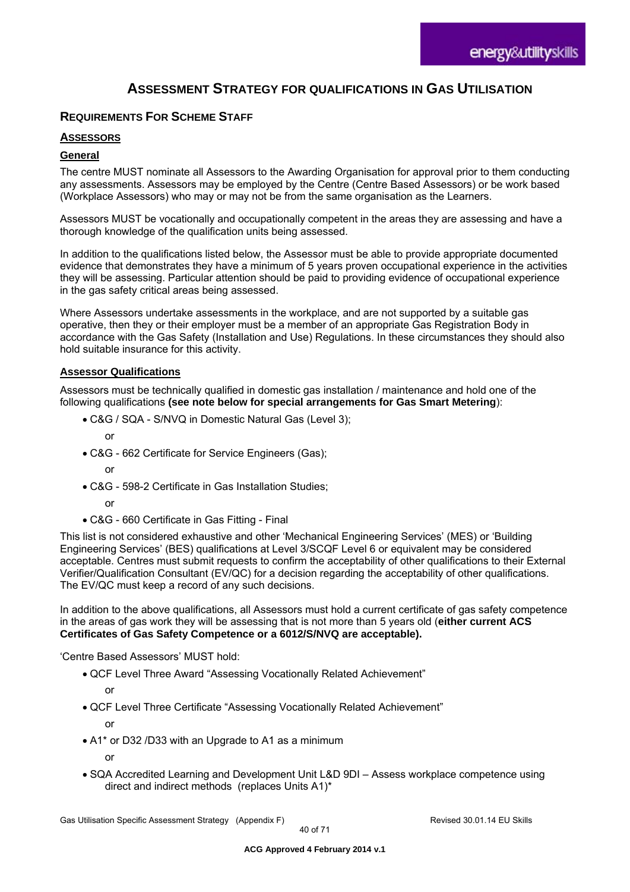# ASSESSMENT STRATEGY FOR QUALIFICATIONS IN GAS UTILISATION

## REQUIREMENTS FOR SCHEME STAFF

### ASSESSORS

#### General

The centre MUST nominate all Assessors to the Awarding Organisation for approval prior to them conducting any assessments. Assessors may be employed by the Centre (Centre Based Assessors) or be work based (Workplace Assessors) who may or may not be from the same organisation as the Learners.

Assessors MUST be vocationally and occupationally competent in the areas they are assessing and have a thorough knowledge of the qualification units being assessed.

In addition to the qualifications listed below, the Assessor must be able to provide appropriate documented evidence that demonstrates they have a minimum of 5 years proven occupational experience in the activities they will be assessing. Particular attention should be paid to providing evidence of occupational experience in the gas safety critical areas being assessed.

Where Assessors undertake assessments in the workplace, and are not supported by a suitable gas operative, then they or their employer must be a member of an appropriate Gas Registration Body in accordance with the Gas Safety (Installation and Use) Regulations. In these circumstances they should also hold suitable insurance for this activity.

#### Assessor Qualifications

Assessors must be technically qualified in domestic gas installation / maintenance and hold one of the following qualifications **(see note below for special arrangements for Gas Smart Metering)**:

- C&G / SQA - S/NVQ in Domestic Natural Gas (Level 3);

  or

- C&G - 662 Certificate for Service Engineers (Gas);

  or

- C&G - 598-2 Certificate in Gas Installation Studies;

  or

- C&G - 660 Certificate in Gas Fitting - Final

This list is not considered exhaustive and other 'Mechanical Engineering Services' (MES) or 'Building Engineering Services' (BES) qualifications at Level 3/SCQF Level 6 or equivalent may be considered acceptable. Centres must submit requests to confirm the acceptability of other qualifications to their External Verifier/Qualification Consultant (EV/QC) for a decision regarding the acceptability of other qualifications. The EV/QC must keep a record of any such decisions.

In addition to the above qualifications, all Assessors must hold a current certificate of gas safety competence in the areas of gas work they will be assessing that is not more than 5 years old (**either current ACS Certificates of Gas Safety Competence or a 6012/S/NVQ are acceptable).**

'Centre Based Assessors' MUST hold:

- QCF Level Three Award "Assessing Vocationally Related Achievement"

  or

- QCF Level Three Certificate "Assessing Vocationally Related Achievement"

  or

- A1* or D32 /D33 with an Upgrade to A1 as a minimum

  or

- SQA Accredited Learning and Development Unit L&D 9DI – Assess workplace competence using direct and indirect methods (replaces Units A1)*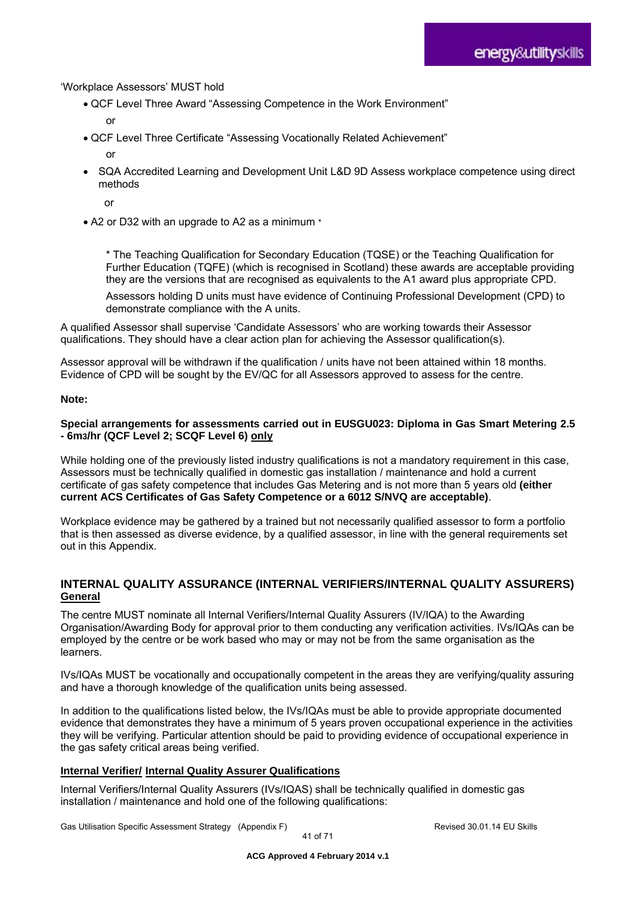'Workplace Assessors' MUST hold

- QCF Level Three Award "Assessing Competence in the Work Environment"

  or

- QCF Level Three Certificate "Assessing Vocationally Related Achievement"

  or

- SQA Accredited Learning and Development Unit L&D 9D Assess workplace competence using direct methods

  or

- A2 or D32 with an upgrade to A2 as a minimum *

  * The Teaching Qualification for Secondary Education (TQSE) or the Teaching Qualification for Further Education (TQFE) (which is recognised in Scotland) these awards are acceptable providing they are the versions that are recognised as equivalents to the A1 award plus appropriate CPD.

  Assessors holding D units must have evidence of Continuing Professional Development (CPD) to demonstrate compliance with the A units.

A qualified Assessor shall supervise 'Candidate Assessors' who are working towards their Assessor qualifications. They should have a clear action plan for achieving the Assessor qualification(s).

Assessor approval will be withdrawn if the qualification / units have not been attained within 18 months. Evidence of CPD will be sought by the EV/QC for all Assessors approved to assess for the centre.

**Note:**

**Special arrangements for assessments carried out in EUSGU023: Diploma in Gas Smart Metering 2.5 - 6m$^3$/hr (QCF Level 2; SCQF Level 6) <u>only</u>**

While holding one of the previously listed industry qualifications is not a mandatory requirement in this case, Assessors must be technically qualified in domestic gas installation / maintenance and hold a current certificate of gas safety competence that includes Gas Metering and is not more than 5 years old **(either current ACS Certificates of Gas Safety Competence or a 6012 S/NVQ are acceptable)**.

Workplace evidence may be gathered by a trained but not necessarily qualified assessor to form a portfolio that is then assessed as diverse evidence, by a qualified assessor, in line with the general requirements set out in this Appendix.

## INTERNAL QUALITY ASSURANCE (INTERNAL VERIFIERS/INTERNAL QUALITY ASSURERS)

### <u>General</u>

The centre MUST nominate all Internal Verifiers/Internal Quality Assurers (IV/IQA) to the Awarding Organisation/Awarding Body for approval prior to them conducting any verification activities. IVs/IQAs can be employed by the centre or be work based who may or may not be from the same organisation as the learners.

IVs/IQAs MUST be vocationally and occupationally competent in the areas they are verifying/quality assuring and have a thorough knowledge of the qualification units being assessed.

In addition to the qualifications listed below, the IVs/IQAs must be able to provide appropriate documented evidence that demonstrates they have a minimum of 5 years proven occupational experience in the activities they will be verifying. Particular attention should be paid to providing evidence of occupational experience in the gas safety critical areas being verified.

### <u>Internal Verifier/ Internal Quality Assurer Qualifications</u>

Internal Verifiers/Internal Quality Assurers (IVs/IQAS) shall be technically qualified in domestic gas installation / maintenance and hold one of the following qualifications: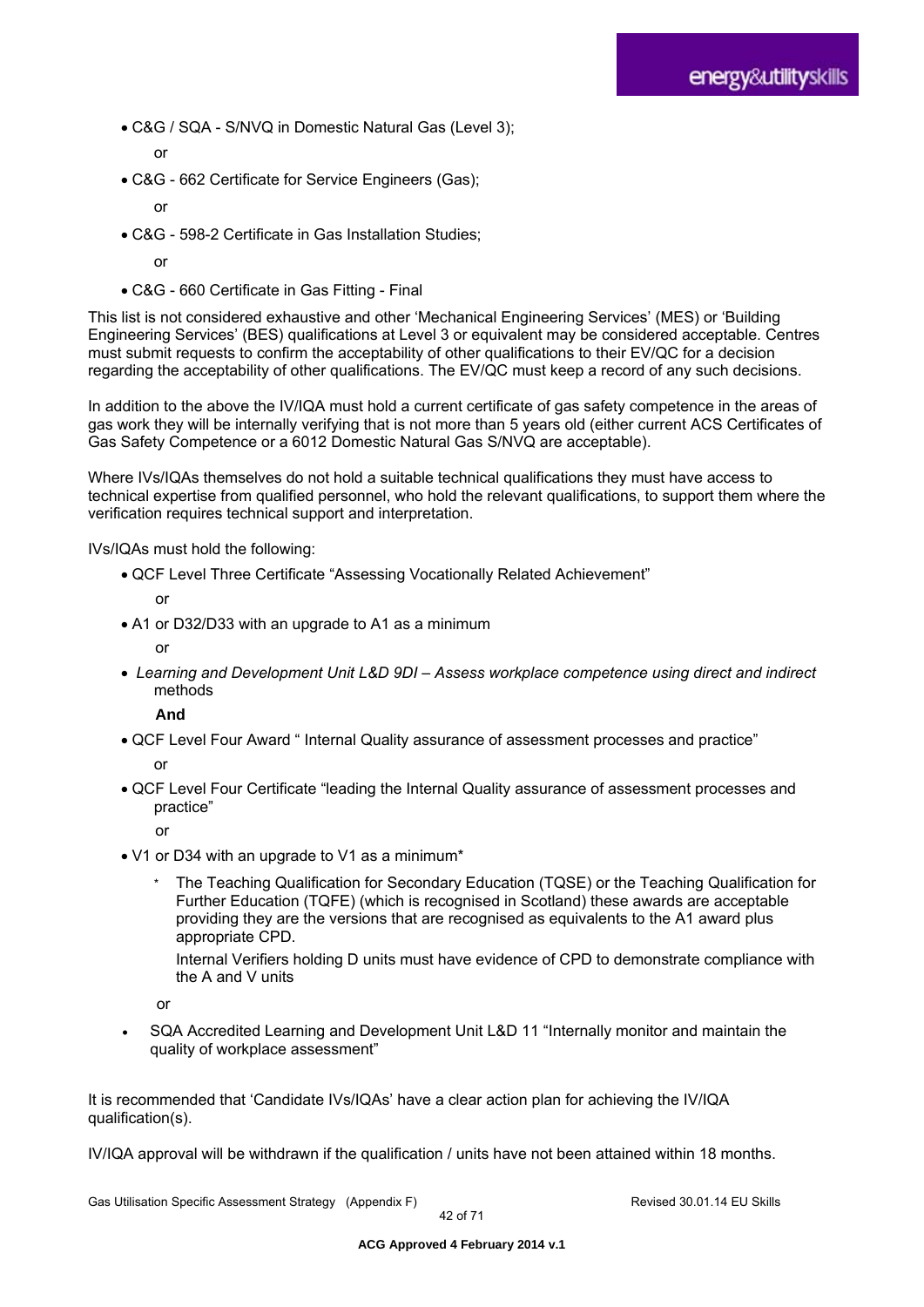- C&G / SQA - S/NVQ in Domestic Natural Gas (Level 3);

  or

- C&G - 662 Certificate for Service Engineers (Gas);

  or

- C&G - 598-2 Certificate in Gas Installation Studies;

  or

- C&G - 660 Certificate in Gas Fitting - Final

This list is not considered exhaustive and other 'Mechanical Engineering Services' (MES) or 'Building Engineering Services' (BES) qualifications at Level 3 or equivalent may be considered acceptable. Centres must submit requests to confirm the acceptability of other qualifications to their EV/QC for a decision regarding the acceptability of other qualifications. The EV/QC must keep a record of any such decisions.

In addition to the above the IV/IQA must hold a current certificate of gas safety competence in the areas of gas work they will be internally verifying that is not more than 5 years old (either current ACS Certificates of Gas Safety Competence or a 6012 Domestic Natural Gas S/NVQ are acceptable).

Where IVs/IQAs themselves do not hold a suitable technical qualifications they must have access to technical expertise from qualified personnel, who hold the relevant qualifications, to support them where the verification requires technical support and interpretation.

IVs/IQAs must hold the following:

- QCF Level Three Certificate "Assessing Vocationally Related Achievement"

  or

- A1 or D32/D33 with an upgrade to A1 as a minimum

  or

- *Learning and Development Unit L&D 9DI – Assess workplace competence using direct and indirect* methods

  **And**

- QCF Level Four Award " Internal Quality assurance of assessment processes and practice"

  or

- QCF Level Four Certificate "leading the Internal Quality assurance of assessment processes and practice"

  or

- V1 or D34 with an upgrade to V1 as a minimum*

  * The Teaching Qualification for Secondary Education (TQSE) or the Teaching Qualification for Further Education (TQFE) (which is recognised in Scotland) these awards are acceptable providing they are the versions that are recognised as equivalents to the A1 award plus appropriate CPD.

    Internal Verifiers holding D units must have evidence of CPD to demonstrate compliance with the A and V units

  or

- SQA Accredited Learning and Development Unit L&D 11 "Internally monitor and maintain the quality of workplace assessment"

It is recommended that 'Candidate IVs/IQAs' have a clear action plan for achieving the IV/IQA qualification(s).

IV/IQA approval will be withdrawn if the qualification / units have not been attained within 18 months.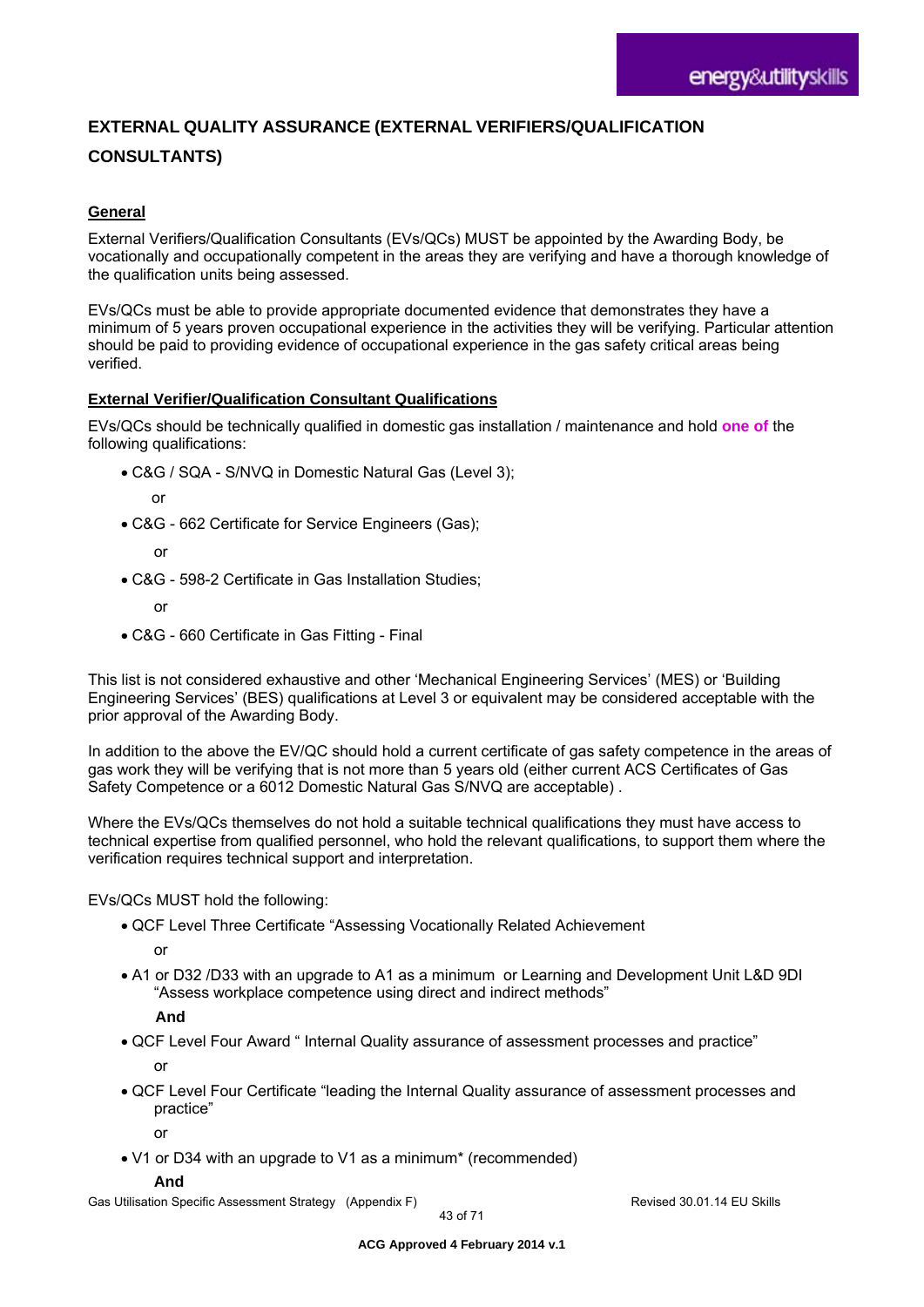## EXTERNAL QUALITY ASSURANCE (EXTERNAL VERIFIERS/QUALIFICATION CONSULTANTS)

### General

External Verifiers/Qualification Consultants (EVs/QCs) MUST be appointed by the Awarding Body, be vocationally and occupationally competent in the areas they are verifying and have a thorough knowledge of the qualification units being assessed.

EVs/QCs must be able to provide appropriate documented evidence that demonstrates they have a minimum of 5 years proven occupational experience in the activities they will be verifying. Particular attention should be paid to providing evidence of occupational experience in the gas safety critical areas being verified.

### External Verifier/Qualification Consultant Qualifications

EVs/QCs should be technically qualified in domestic gas installation / maintenance and hold **one of** the following qualifications:

- C&G / SQA - S/NVQ in Domestic Natural Gas (Level 3);

  or

- C&G - 662 Certificate for Service Engineers (Gas);

  or

- C&G - 598-2 Certificate in Gas Installation Studies;

  or

- C&G - 660 Certificate in Gas Fitting - Final

This list is not considered exhaustive and other 'Mechanical Engineering Services' (MES) or 'Building Engineering Services' (BES) qualifications at Level 3 or equivalent may be considered acceptable with the prior approval of the Awarding Body.

In addition to the above the EV/QC should hold a current certificate of gas safety competence in the areas of gas work they will be verifying that is not more than 5 years old (either current ACS Certificates of Gas Safety Competence or a 6012 Domestic Natural Gas S/NVQ are acceptable) .

Where the EVs/QCs themselves do not hold a suitable technical qualifications they must have access to technical expertise from qualified personnel, who hold the relevant qualifications, to support them where the verification requires technical support and interpretation.

EVs/QCs MUST hold the following:

- QCF Level Three Certificate "Assessing Vocationally Related Achievement

  or

- A1 or D32 /D33 with an upgrade to A1 as a minimum or Learning and Development Unit L&D 9DI "Assess workplace competence using direct and indirect methods"

  **And**

- QCF Level Four Award " Internal Quality assurance of assessment processes and practice"

  or

- QCF Level Four Certificate "leading the Internal Quality assurance of assessment processes and practice"

  or

- V1 or D34 with an upgrade to V1 as a minimum* (recommended)

  **And**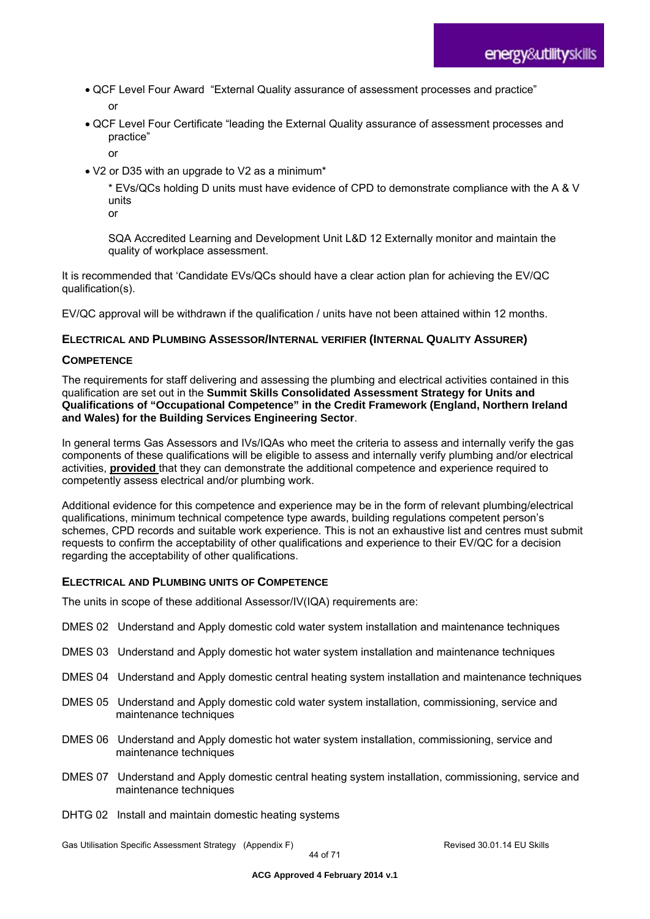- QCF Level Four Award "External Quality assurance of assessment processes and practice"

  or

- QCF Level Four Certificate "leading the External Quality assurance of assessment processes and practice"

  or

- V2 or D35 with an upgrade to V2 as a minimum*

  * EVs/QCs holding D units must have evidence of CPD to demonstrate compliance with the A & V units

  or

  SQA Accredited Learning and Development Unit L&D 12 Externally monitor and maintain the quality of workplace assessment.

It is recommended that 'Candidate EVs/QCs should have a clear action plan for achieving the EV/QC qualification(s).

EV/QC approval will be withdrawn if the qualification / units have not been attained within 12 months.

### ELECTRICAL AND PLUMBING ASSESSOR/INTERNAL VERIFIER (INTERNAL QUALITY ASSURER)

#### COMPETENCE

The requirements for staff delivering and assessing the plumbing and electrical activities contained in this qualification are set out in the **Summit Skills Consolidated Assessment Strategy for Units and Qualifications of "Occupational Competence" in the Credit Framework (England, Northern Ireland and Wales) for the Building Services Engineering Sector**.

In general terms Gas Assessors and IVs/IQAs who meet the criteria to assess and internally verify the gas components of these qualifications will be eligible to assess and internally verify plumbing and/or electrical activities, **provided** that they can demonstrate the additional competence and experience required to competently assess electrical and/or plumbing work.

Additional evidence for this competence and experience may be in the form of relevant plumbing/electrical qualifications, minimum technical competence type awards, building regulations competent person's schemes, CPD records and suitable work experience. This is not an exhaustive list and centres must submit requests to confirm the acceptability of other qualifications and experience to their EV/QC for a decision regarding the acceptability of other qualifications.

### ELECTRICAL AND PLUMBING UNITS OF COMPETENCE

The units in scope of these additional Assessor/IV(IQA) requirements are:

DMES 02 Understand and Apply domestic cold water system installation and maintenance techniques

DMES 03 Understand and Apply domestic hot water system installation and maintenance techniques

DMES 04 Understand and Apply domestic central heating system installation and maintenance techniques

DMES 05 Understand and Apply domestic cold water system installation, commissioning, service and maintenance techniques

DMES 06 Understand and Apply domestic hot water system installation, commissioning, service and maintenance techniques

DMES 07 Understand and Apply domestic central heating system installation, commissioning, service and maintenance techniques

DHTG 02 Install and maintain domestic heating systems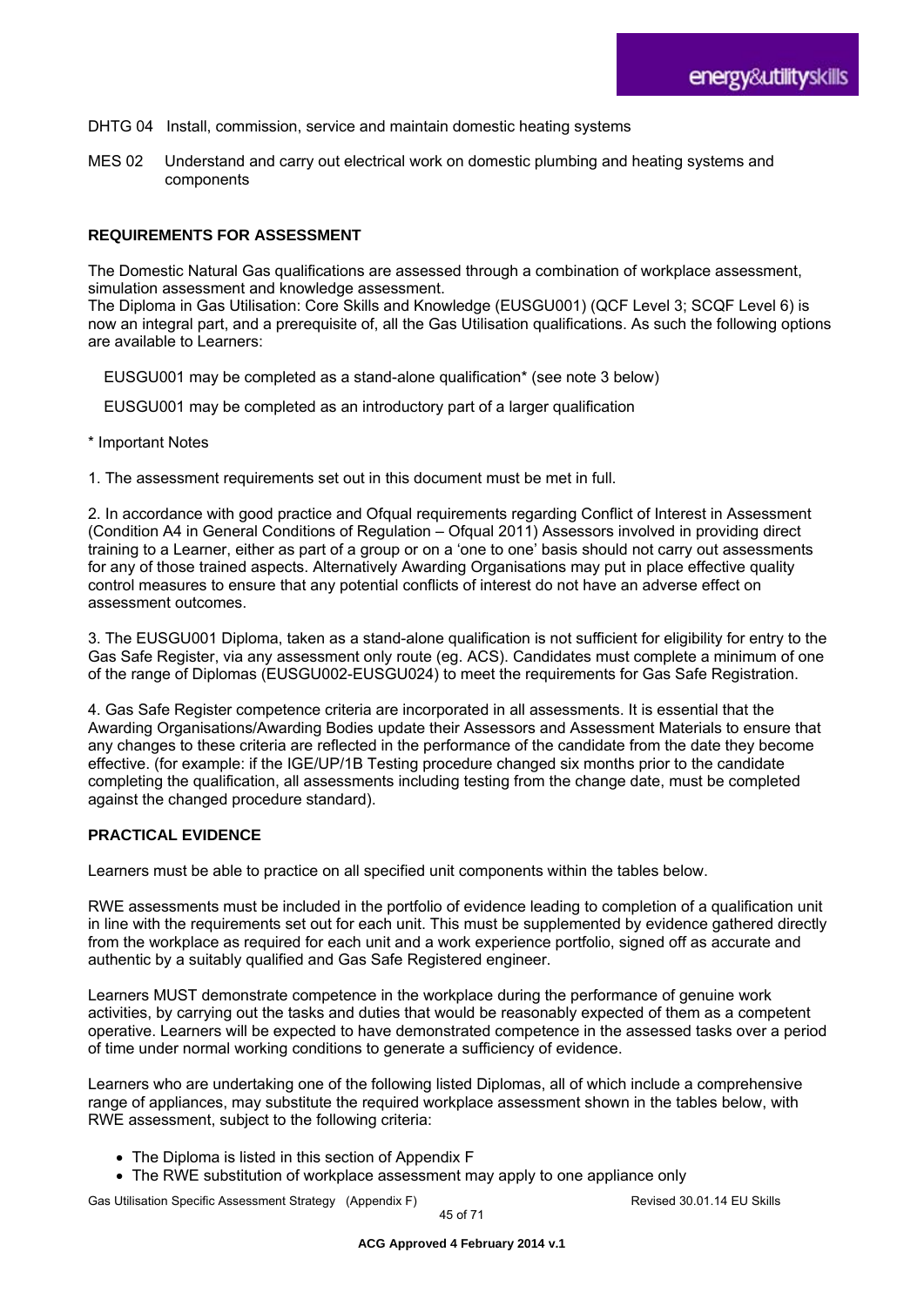DHTG 04 Install, commission, service and maintain domestic heating systems

MES 02 Understand and carry out electrical work on domestic plumbing and heating systems and components

**REQUIREMENTS FOR ASSESSMENT**

The Domestic Natural Gas qualifications are assessed through a combination of workplace assessment, simulation assessment and knowledge assessment.
The Diploma in Gas Utilisation: Core Skills and Knowledge (EUSGU001) (QCF Level 3; SCQF Level 6) is now an integral part, and a prerequisite of, all the Gas Utilisation qualifications. As such the following options are available to Learners:

EUSGU001 may be completed as a stand-alone qualification* (see note 3 below)

EUSGU001 may be completed as an introductory part of a larger qualification

\* Important Notes

1. The assessment requirements set out in this document must be met in full.

2. In accordance with good practice and Ofqual requirements regarding Conflict of Interest in Assessment (Condition A4 in General Conditions of Regulation – Ofqual 2011) Assessors involved in providing direct training to a Learner, either as part of a group or on a 'one to one' basis should not carry out assessments for any of those trained aspects. Alternatively Awarding Organisations may put in place effective quality control measures to ensure that any potential conflicts of interest do not have an adverse effect on assessment outcomes.

3. The EUSGU001 Diploma, taken as a stand-alone qualification is not sufficient for eligibility for entry to the Gas Safe Register, via any assessment only route (eg. ACS). Candidates must complete a minimum of one of the range of Diplomas (EUSGU002-EUSGU024) to meet the requirements for Gas Safe Registration.

4. Gas Safe Register competence criteria are incorporated in all assessments. It is essential that the Awarding Organisations/Awarding Bodies update their Assessors and Assessment Materials to ensure that any changes to these criteria are reflected in the performance of the candidate from the date they become effective. (for example: if the IGE/UP/1B Testing procedure changed six months prior to the candidate completing the qualification, all assessments including testing from the change date, must be completed against the changed procedure standard).

**PRACTICAL EVIDENCE**

Learners must be able to practice on all specified unit components within the tables below.

RWE assessments must be included in the portfolio of evidence leading to completion of a qualification unit in line with the requirements set out for each unit. This must be supplemented by evidence gathered directly from the workplace as required for each unit and a work experience portfolio, signed off as accurate and authentic by a suitably qualified and Gas Safe Registered engineer.

Learners MUST demonstrate competence in the workplace during the performance of genuine work activities, by carrying out the tasks and duties that would be reasonably expected of them as a competent operative. Learners will be expected to have demonstrated competence in the assessed tasks over a period of time under normal working conditions to generate a sufficiency of evidence.

Learners who are undertaking one of the following listed Diplomas, all of which include a comprehensive range of appliances, may substitute the required workplace assessment shown in the tables below, with RWE assessment, subject to the following criteria:

- The Diploma is listed in this section of Appendix F
- The RWE substitution of workplace assessment may apply to one appliance only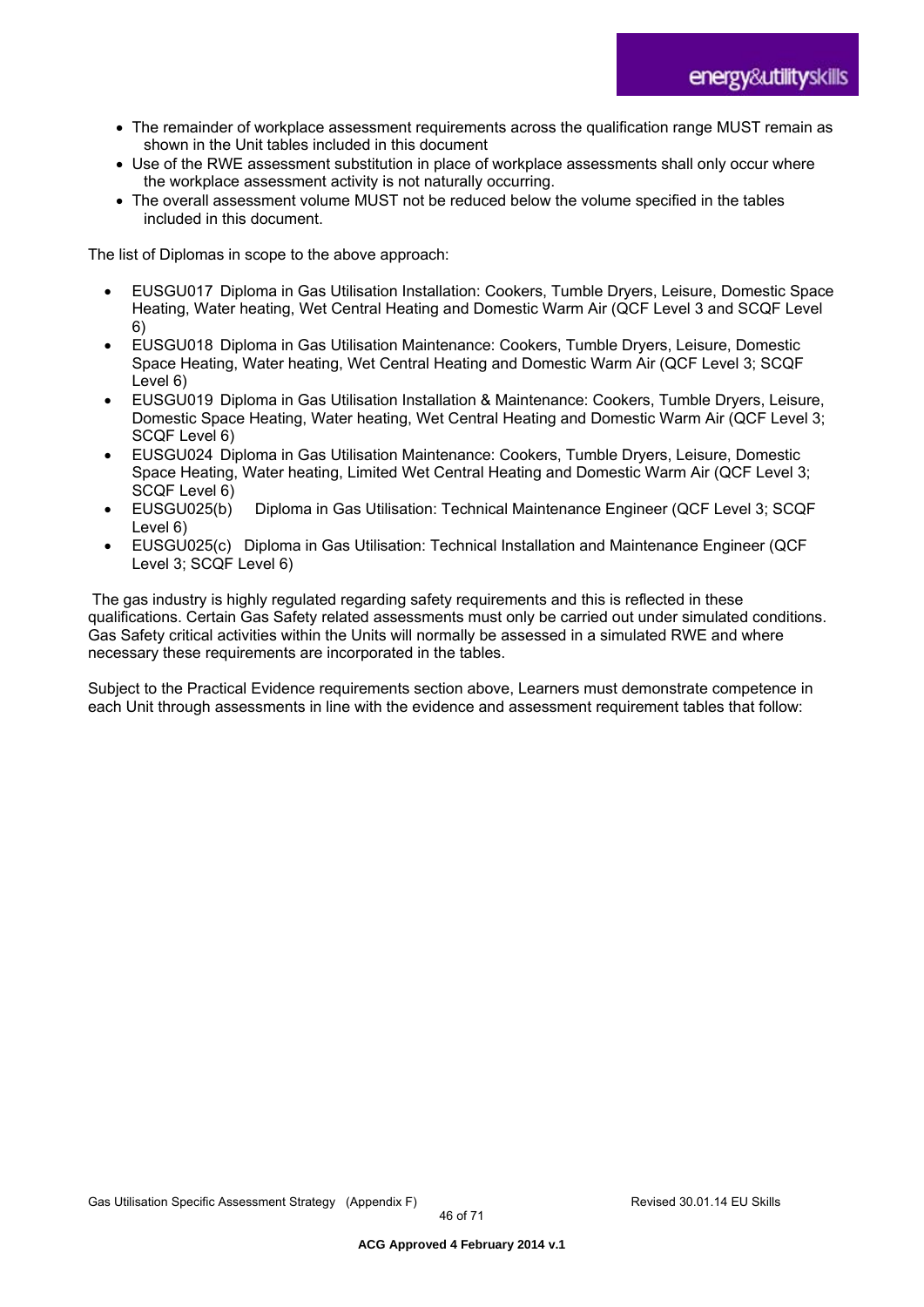- The remainder of workplace assessment requirements across the qualification range MUST remain as shown in the Unit tables included in this document
- Use of the RWE assessment substitution in place of workplace assessments shall only occur where the workplace assessment activity is not naturally occurring.
- The overall assessment volume MUST not be reduced below the volume specified in the tables included in this document.

The list of Diplomas in scope to the above approach:

- EUSGU017 Diploma in Gas Utilisation Installation: Cookers, Tumble Dryers, Leisure, Domestic Space Heating, Water heating, Wet Central Heating and Domestic Warm Air (QCF Level 3 and SCQF Level 6)
- EUSGU018 Diploma in Gas Utilisation Maintenance: Cookers, Tumble Dryers, Leisure, Domestic Space Heating, Water heating, Wet Central Heating and Domestic Warm Air (QCF Level 3; SCQF Level 6)
- EUSGU019 Diploma in Gas Utilisation Installation & Maintenance: Cookers, Tumble Dryers, Leisure, Domestic Space Heating, Water heating, Wet Central Heating and Domestic Warm Air (QCF Level 3; SCQF Level 6)
- EUSGU024 Diploma in Gas Utilisation Maintenance: Cookers, Tumble Dryers, Leisure, Domestic Space Heating, Water heating, Limited Wet Central Heating and Domestic Warm Air (QCF Level 3; SCQF Level 6)
- EUSGU025(b) Diploma in Gas Utilisation: Technical Maintenance Engineer (QCF Level 3; SCQF Level 6)
- EUSGU025(c) Diploma in Gas Utilisation: Technical Installation and Maintenance Engineer (QCF Level 3; SCQF Level 6)

The gas industry is highly regulated regarding safety requirements and this is reflected in these qualifications. Certain Gas Safety related assessments must only be carried out under simulated conditions. Gas Safety critical activities within the Units will normally be assessed in a simulated RWE and where necessary these requirements are incorporated in the tables.

Subject to the Practical Evidence requirements section above, Learners must demonstrate competence in each Unit through assessments in line with the evidence and assessment requirement tables that follow: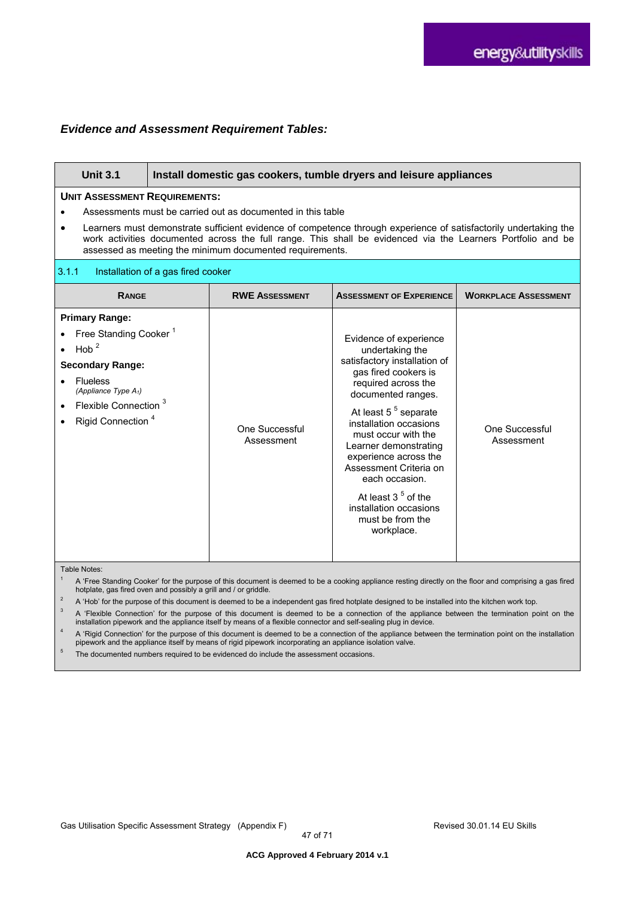### *Evidence and Assessment Requirement Tables:*

| **Unit 3.1** | **Install domestic gas cookers, tumble dryers and leisure appliances** |
|---|---|

**UNIT ASSESSMENT REQUIREMENTS:**

- Assessments must be carried out as documented in this table
- Learners must demonstrate sufficient evidence of competence through experience of satisfactorily undertaking the work activities documented across the full range. This shall be evidenced via the Learners Portfolio and be assessed as meeting the minimum documented requirements.

3.1.1 Installation of a gas fired cooker

| RANGE | RWE ASSESSMENT | ASSESSMENT OF EXPERIENCE | WORKPLACE ASSESSMENT |
|---|---|---|---|
| **Primary Range:**<br>• Free Standing Cooker [1]<br>• Hob [2]<br>**Secondary Range:**<br>• Flueless<br>*(Appliance Type $A_1$)*<br>• Flexible Connection [3]<br>• Rigid Connection [4] | One Successful Assessment | Evidence of experience undertaking the satisfactory installation of gas fired cookers is required across the documented ranges.<br><br>At least 5 [5] separate installation occasions must occur with the Learner demonstrating experience across the Assessment Criteria on each occasion.<br><br>At least 3 [5] of the installation occasions must be from the workplace. | One Successful Assessment |

Table Notes:

1. A 'Free Standing Cooker' for the purpose of this document is deemed to be a cooking appliance resting directly on the floor and comprising a gas fired hotplate, gas fired oven and possibly a grill and / or griddle.
2. A 'Hob' for the purpose of this document is deemed to be a independent gas fired hotplate designed to be installed into the kitchen work top.
3. A 'Flexible Connection' for the purpose of this document is deemed to be a connection of the appliance between the termination point on the installation pipework and the appliance itself by means of a flexible connector and self-sealing plug in device.
4. A 'Rigid Connection' for the purpose of this document is deemed to be a connection of the appliance between the termination point on the installation pipework and the appliance itself by means of rigid pipework incorporating an appliance isolation valve.
5. The documented numbers required to be evidenced do include the assessment occasions.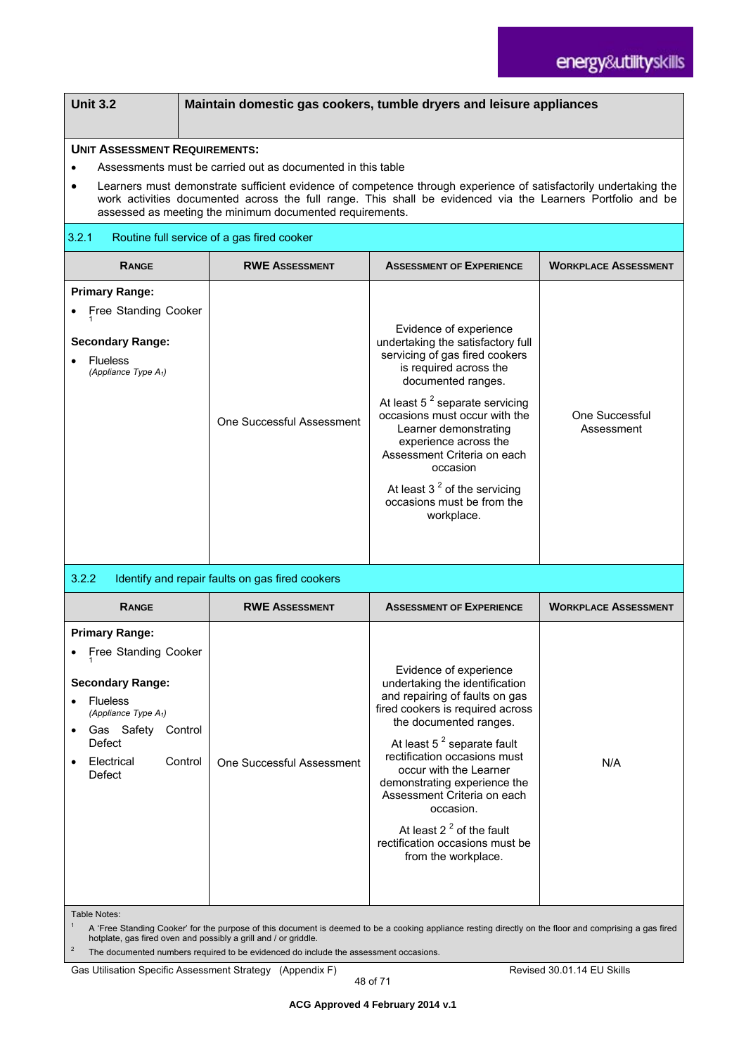| Unit 3.2 | Maintain domestic gas cookers, tumble dryers and leisure appliances |
|---|---|

**UNIT ASSESSMENT REQUIREMENTS:**

- Assessments must be carried out as documented in this table
- Learners must demonstrate sufficient evidence of competence through experience of satisfactorily undertaking the work activities documented across the full range. This shall be evidenced via the Learners Portfolio and be assessed as meeting the minimum documented requirements.

### 3.2.1 Routine full service of a gas fired cooker

| RANGE | RWE ASSESSMENT | ASSESSMENT OF EXPERIENCE | WORKPLACE ASSESSMENT |
|---|---|---|---|
| **Primary Range:**<br>• Free Standing Cooker [1]<br><br>**Secondary Range:**<br>• Flueless<br>*(Appliance Type $A_1$)* | One Successful Assessment | Evidence of experience undertaking the satisfactory full servicing of gas fired cookers is required across the documented ranges.<br><br>At least 5 [2] separate servicing occasions must occur with the Learner demonstrating experience across the Assessment Criteria on each occasion<br><br>At least 3 [2] of the servicing occasions must be from the workplace. | One Successful Assessment |

### 3.2.2 Identify and repair faults on gas fired cookers

| RANGE | RWE ASSESSMENT | ASSESSMENT OF EXPERIENCE | WORKPLACE ASSESSMENT |
|---|---|---|---|
| **Primary Range:**<br>• Free Standing Cooker [1]<br><br>**Secondary Range:**<br>• Flueless<br>*(Appliance Type $A_1$)*<br>• Gas Safety Control Defect<br>• Electrical Control Defect | One Successful Assessment | Evidence of experience undertaking the identification and repairing of faults on gas fired cookers is required across the documented ranges.<br><br>At least 5 [2] separate fault rectification occasions must occur with the Learner demonstrating experience the Assessment Criteria on each occasion.<br><br>At least 2 [2] of the fault rectification occasions must be from the workplace. | N/A |

Table Notes:

[1] A 'Free Standing Cooker' for the purpose of this document is deemed to be a cooking appliance resting directly on the floor and comprising a gas fired hotplate, gas fired oven and possibly a grill and / or griddle.

[2] The documented numbers required to be evidenced do include the assessment occasions.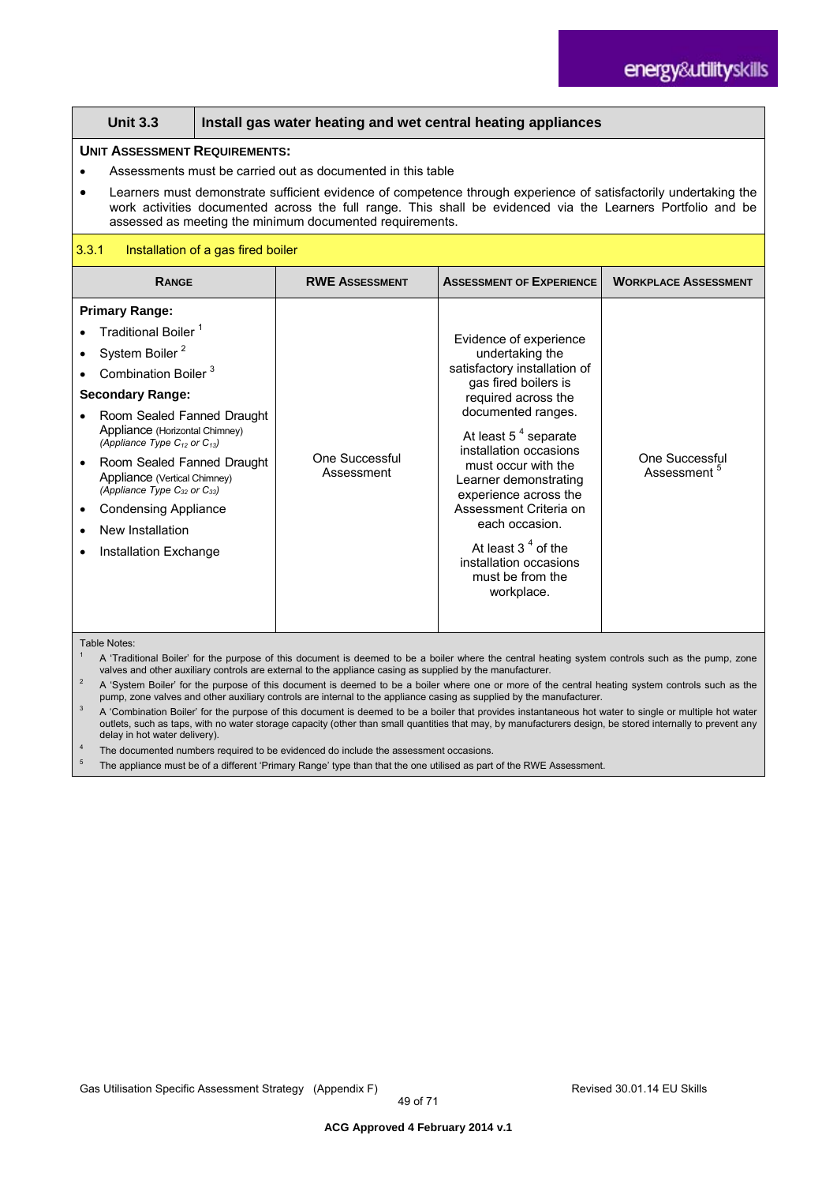| Unit 3.3 | Install gas water heating and wet central heating appliances |
|---|---|

**UNIT ASSESSMENT REQUIREMENTS:**

- Assessments must be carried out as documented in this table
- Learners must demonstrate sufficient evidence of competence through experience of satisfactorily undertaking the work activities documented across the full range. This shall be evidenced via the Learners Portfolio and be assessed as meeting the minimum documented requirements.

### 3.3.1 Installation of a gas fired boiler

| RANGE | RWE ASSESSMENT | ASSESSMENT OF EXPERIENCE | WORKPLACE ASSESSMENT |
|---|---|---|---|
| **Primary Range:**<br>• Traditional Boiler [1]<br>• System Boiler [2]<br>• Combination Boiler [3]<br>**Secondary Range:**<br>• Room Sealed Fanned Draught Appliance (Horizontal Chimney) *(Appliance Type $C_{12}$ or $C_{13}$)*<br>• Room Sealed Fanned Draught Appliance (Vertical Chimney) *(Appliance Type $C_{32}$ or $C_{33}$)*<br>• Condensing Appliance<br>• New Installation<br>• Installation Exchange | One Successful Assessment | Evidence of experience undertaking the satisfactory installation of gas fired boilers is required across the documented ranges.<br><br>At least 5 [4] separate installation occasions must occur with the Learner demonstrating experience across the Assessment Criteria on each occasion.<br><br>At least 3 [4] of the installation occasions must be from the workplace. | One Successful Assessment [5] |

Table Notes:

1. A 'Traditional Boiler' for the purpose of this document is deemed to be a boiler where the central heating system controls such as the pump, zone valves and other auxiliary controls are external to the appliance casing as supplied by the manufacturer.
2. A 'System Boiler' for the purpose of this document is deemed to be a boiler where one or more of the central heating system controls such as the pump, zone valves and other auxiliary controls are internal to the appliance casing as supplied by the manufacturer.
3. A 'Combination Boiler' for the purpose of this document is deemed to be a boiler that provides instantaneous hot water to single or multiple hot water outlets, such as taps, with no water storage capacity (other than small quantities that may, by manufacturers design, be stored internally to prevent any delay in hot water delivery).
4. The documented numbers required to be evidenced do include the assessment occasions.
5. The appliance must be of a different 'Primary Range' type than that the one utilised as part of the RWE Assessment.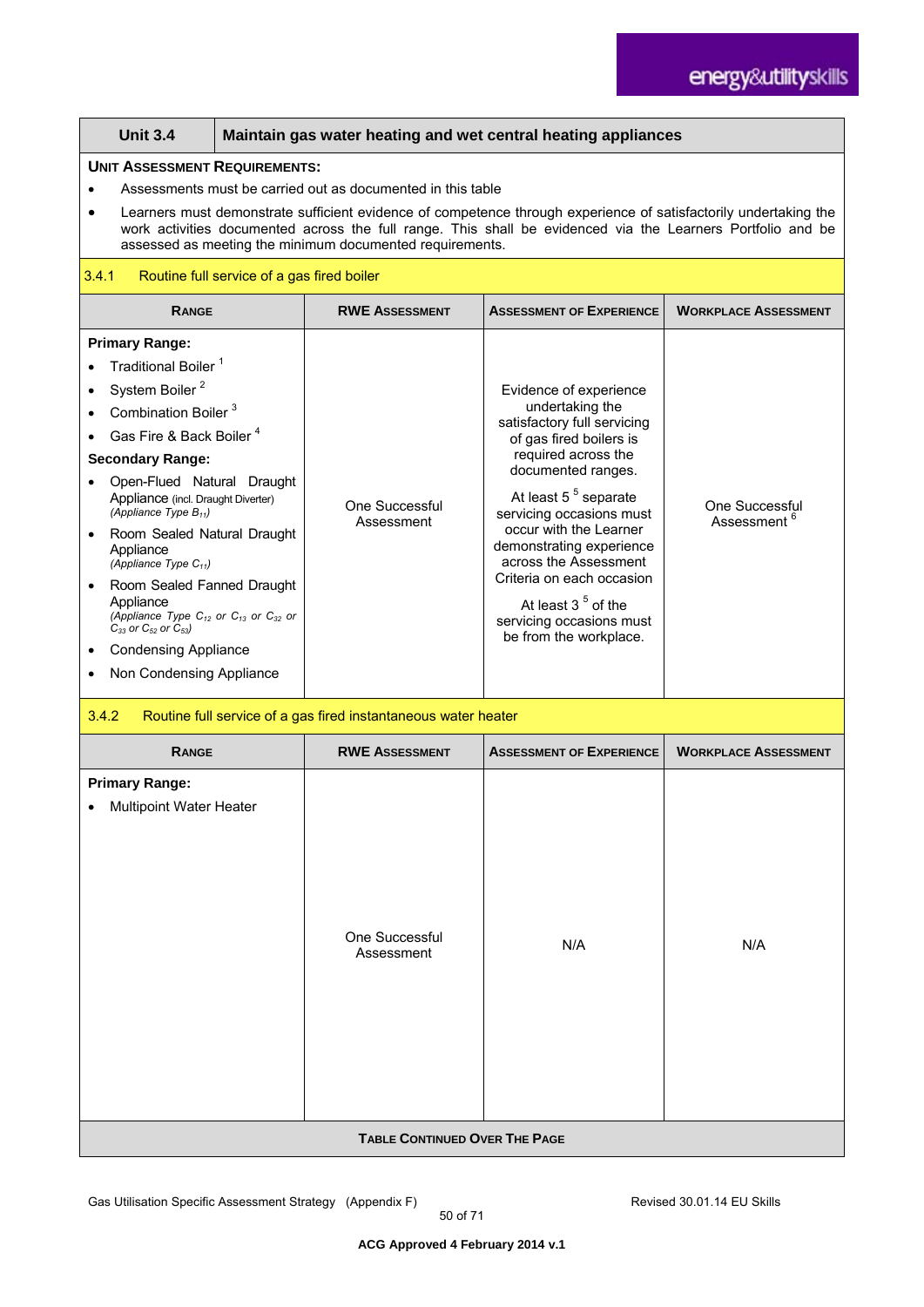| Unit 3.4 | Maintain gas water heating and wet central heating appliances |
|---|---|

**UNIT ASSESSMENT REQUIREMENTS:**

- Assessments must be carried out as documented in this table
- Learners must demonstrate sufficient evidence of competence through experience of satisfactorily undertaking the work activities documented across the full range. This shall be evidenced via the Learners Portfolio and be assessed as meeting the minimum documented requirements.

**3.4.1 Routine full service of a gas fired boiler**

| RANGE | RWE ASSESSMENT | ASSESSMENT OF EXPERIENCE | WORKPLACE ASSESSMENT |
|---|---|---|---|
| **Primary Range:**<br>• Traditional Boiler [1]<br>• System Boiler [2]<br>• Combination Boiler [3]<br>• Gas Fire & Back Boiler [4]<br>**Secondary Range:**<br>• Open-Flued Natural Draught Appliance (incl. Draught Diverter) *(Appliance Type $B_{11}$)*<br>• Room Sealed Natural Draught Appliance *(Appliance Type $C_{11}$)*<br>• Room Sealed Fanned Draught Appliance *(Appliance Type $C_{12}$ or $C_{13}$ or $C_{32}$ or $C_{33}$ or $C_{52}$ or $C_{53}$)*<br>• Condensing Appliance<br>• Non Condensing Appliance | One Successful Assessment | Evidence of experience undertaking the satisfactory full servicing of gas fired boilers is required across the documented ranges.<br><br>At least 5 [5] separate servicing occasions must occur with the Learner demonstrating experience across the Assessment Criteria on each occasion<br><br>At least 3 [5] of the servicing occasions must be from the workplace. | One Successful Assessment [6] |

**3.4.2 Routine full service of a gas fired instantaneous water heater**

| RANGE | RWE ASSESSMENT | ASSESSMENT OF EXPERIENCE | WORKPLACE ASSESSMENT |
|---|---|---|---|
| **Primary Range:**<br>• Multipoint Water Heater | One Successful Assessment | N/A | N/A |

**TABLE CONTINUED OVER THE PAGE**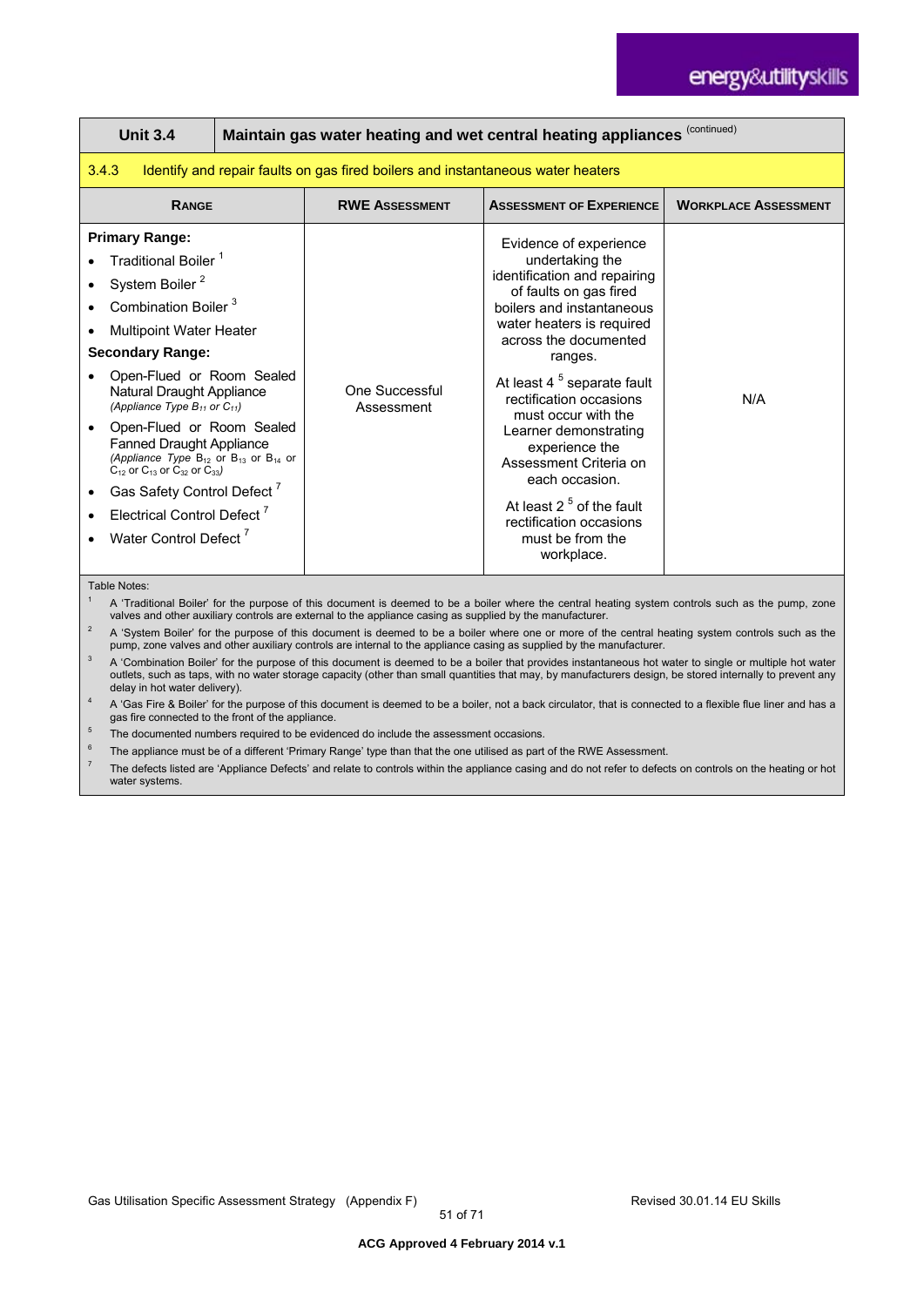| **Unit 3.4** | **Maintain gas water heating and wet central heating appliances** (continued) | | |
|---|---|---|---|
| **3.4.3** | **Identify and repair faults on gas fired boilers and instantaneous water heaters** | | |
| **RANGE** | **RWE ASSESSMENT** | **ASSESSMENT OF EXPERIENCE** | **WORKPLACE ASSESSMENT** |
| **Primary Range:**<br>• Traditional Boiler [1]<br>• System Boiler [2]<br>• Combination Boiler [3]<br>• Multipoint Water Heater<br>**Secondary Range:**<br>• Open-Flued or Room Sealed Natural Draught Appliance *(Appliance Type $B_{11}$ or $C_{11}$)*<br>• Open-Flued or Room Sealed Fanned Draught Appliance *(Appliance Type $B_{12}$ or $B_{13}$ or $B_{14}$ or $C_{12}$ or $C_{13}$ or $C_{32}$ or $C_{33}$)*<br>• Gas Safety Control Defect [7]<br>• Electrical Control Defect [7]<br>• Water Control Defect [7] | One Successful Assessment | Evidence of experience undertaking the identification and repairing of faults on gas fired boilers and instantaneous water heaters is required across the documented ranges.<br><br>At least 4 [5] separate fault rectification occasions must occur with the Learner demonstrating experience the Assessment Criteria on each occasion.<br><br>At least 2 [5] of the fault rectification occasions must be from the workplace. | N/A |

Table Notes:

1. A 'Traditional Boiler' for the purpose of this document is deemed to be a boiler where the central heating system controls such as the pump, zone valves and other auxiliary controls are external to the appliance casing as supplied by the manufacturer.
2. A 'System Boiler' for the purpose of this document is deemed to be a boiler where one or more of the central heating system controls such as the pump, zone valves and other auxiliary controls are internal to the appliance casing as supplied by the manufacturer.
3. A 'Combination Boiler' for the purpose of this document is deemed to be a boiler that provides instantaneous hot water to single or multiple hot water outlets, such as taps, with no water storage capacity (other than small quantities that may, by manufacturers design, be stored internally to prevent any delay in hot water delivery).
4. A 'Gas Fire & Boiler' for the purpose of this document is deemed to be a boiler, not a back circulator, that is connected to a flexible flue liner and has a gas fire connected to the front of the appliance.
5. The documented numbers required to be evidenced do include the assessment occasions.
6. The appliance must be of a different 'Primary Range' type than that the one utilised as part of the RWE Assessment.
7. The defects listed are 'Appliance Defects' and relate to controls within the appliance casing and do not refer to defects on controls on the heating or hot water systems.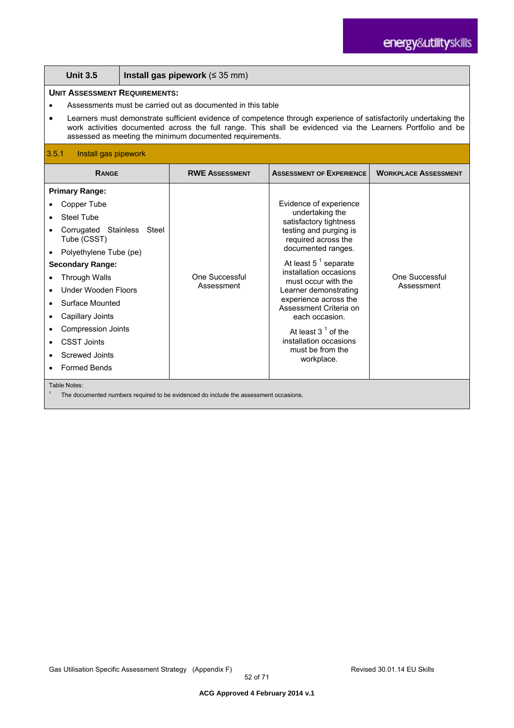| **Unit 3.5** | **Install gas pipework** (≤ 35 mm) |
|---|---|

**UNIT ASSESSMENT REQUIREMENTS:**

- Assessments must be carried out as documented in this table
- Learners must demonstrate sufficient evidence of competence through experience of satisfactorily undertaking the work activities documented across the full range. This shall be evidenced via the Learners Portfolio and be assessed as meeting the minimum documented requirements.

**3.5.1 Install gas pipework**

| RANGE | RWE ASSESSMENT | ASSESSMENT OF EXPERIENCE | WORKPLACE ASSESSMENT |
|---|---|---|---|
| **Primary Range:**<br>• Copper Tube<br>• Steel Tube<br>• Corrugated Stainless Steel Tube (CSST)<br>• Polyethylene Tube (pe)<br>**Secondary Range:**<br>• Through Walls<br>• Under Wooden Floors<br>• Surface Mounted<br>• Capillary Joints<br>• Compression Joints<br>• CSST Joints<br>• Screwed Joints<br>• Formed Bends | One Successful Assessment | Evidence of experience undertaking the satisfactory tightness testing and purging is required across the documented ranges.<br><br>At least 5 [1] separate installation occasions must occur with the Learner demonstrating experience across the Assessment Criteria on each occasion.<br><br>At least 3 [1] of the installation occasions must be from the workplace. | One Successful Assessment |

Table Notes:

[1] The documented numbers required to be evidenced do include the assessment occasions.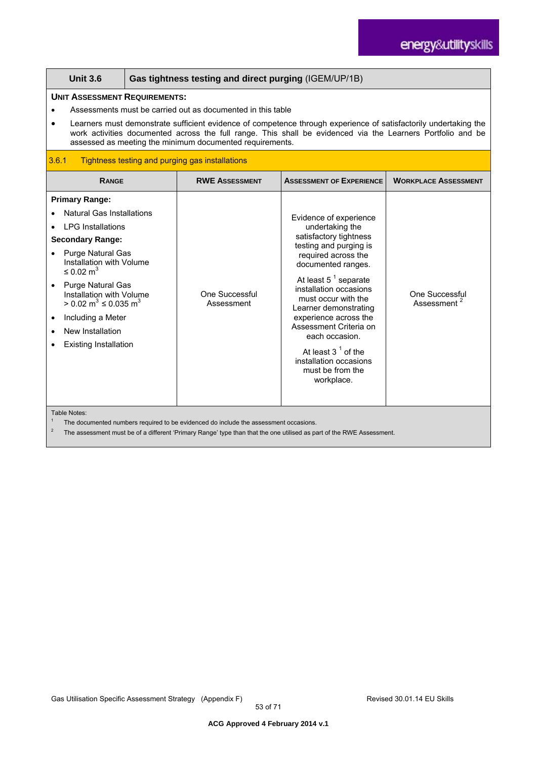| Unit 3.6 | Gas tightness testing and direct purging (IGEM/UP/1B) |
|---|---|

**UNIT ASSESSMENT REQUIREMENTS:**

- Assessments must be carried out as documented in this table
- Learners must demonstrate sufficient evidence of competence through experience of satisfactorily undertaking the work activities documented across the full range. This shall be evidenced via the Learners Portfolio and be assessed as meeting the minimum documented requirements.

**3.6.1 Tightness testing and purging gas installations**

| RANGE | RWE ASSESSMENT | ASSESSMENT OF EXPERIENCE | WORKPLACE ASSESSMENT |
|---|---|---|---|
| **Primary Range:**<br>• Natural Gas Installations<br>• LPG Installations<br>**Secondary Range:**<br>• Purge Natural Gas Installation with Volume ≤ 0.02 $m^3$<br>• Purge Natural Gas Installation with Volume > 0.02 $m^3$ ≤ 0.035 $m^3$<br>• Including a Meter<br>• New Installation<br>• Existing Installation | One Successful Assessment | Evidence of experience undertaking the satisfactory tightness testing and purging is required across the documented ranges.<br><br>At least 5 [1] separate installation occasions must occur with the Learner demonstrating experience across the Assessment Criteria on each occasion.<br><br>At least 3 [1] of the installation occasions must be from the workplace. | One Successful Assessment [2] |

Table Notes:

[1] The documented numbers required to be evidenced do include the assessment occasions.

[2] The assessment must be of a different 'Primary Range' type than that the one utilised as part of the RWE Assessment.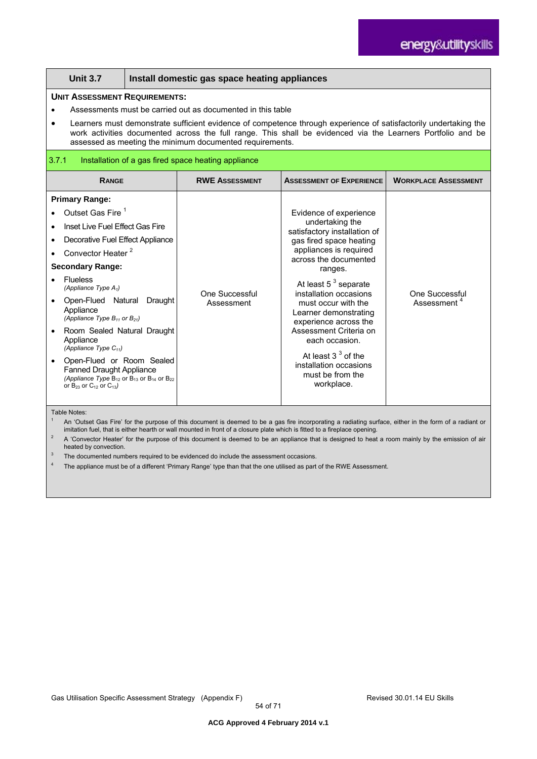| Unit 3.7 | Install domestic gas space heating appliances |
|---|---|

**UNIT ASSESSMENT REQUIREMENTS:**

- Assessments must be carried out as documented in this table
- Learners must demonstrate sufficient evidence of competence through experience of satisfactorily undertaking the work activities documented across the full range. This shall be evidenced via the Learners Portfolio and be assessed as meeting the minimum documented requirements.

### 3.7.1 Installation of a gas fired space heating appliance

| RANGE | RWE ASSESSMENT | ASSESSMENT OF EXPERIENCE | WORKPLACE ASSESSMENT |
|---|---|---|---|
| **Primary Range:**<br>• Outset Gas Fire [1]<br>• Inset Live Fuel Effect Gas Fire<br>• Decorative Fuel Effect Appliance<br>• Convector Heater [2]<br>**Secondary Range:**<br>• Flueless *(Appliance Type $A_1$)*<br>• Open-Flued Natural Draught Appliance *(Appliance Type $B_{11}$ or $B_{21}$)*<br>• Room Sealed Natural Draught Appliance *(Appliance Type $C_{11}$)*<br>• Open-Flued or Room Sealed Fanned Draught Appliance *(Appliance Type $B_{12}$ or $B_{13}$ or $B_{14}$ or $B_{22}$ or $B_{23}$ or $C_{12}$ or $C_{13}$)* | One Successful Assessment | Evidence of experience undertaking the satisfactory installation of gas fired space heating appliances is required across the documented ranges.<br><br>At least 5 [3] separate installation occasions must occur with the Learner demonstrating experience across the Assessment Criteria on each occasion.<br><br>At least 3 [3] of the installation occasions must be from the workplace. | One Successful Assessment [4] |

Table Notes:

[1] An 'Outset Gas Fire' for the purpose of this document is deemed to be a gas fire incorporating a radiating surface, either in the form of a radiant or imitation fuel, that is either hearth or wall mounted in front of a closure plate which is fitted to a fireplace opening.

[2] A 'Convector Heater' for the purpose of this document is deemed to be an appliance that is designed to heat a room mainly by the emission of air heated by convection.

[3] The documented numbers required to be evidenced do include the assessment occasions.

[4] The appliance must be of a different 'Primary Range' type than the one utilised as part of the RWE Assessment.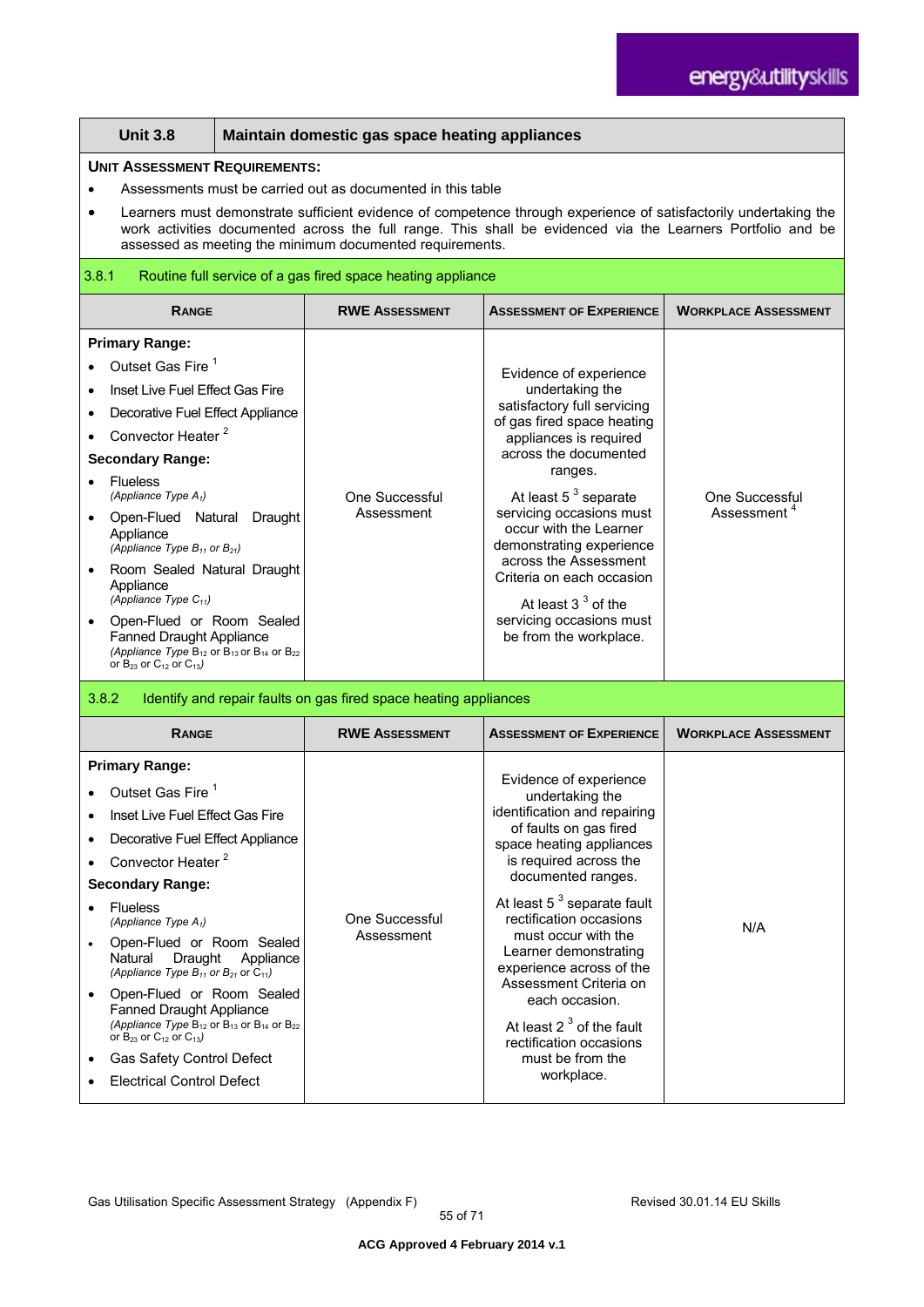| Unit 3.8 | Maintain domestic gas space heating appliances |
|---|---|

**UNIT ASSESSMENT REQUIREMENTS:**

- Assessments must be carried out as documented in this table
- Learners must demonstrate sufficient evidence of competence through experience of satisfactorily undertaking the work activities documented across the full range. This shall be evidenced via the Learners Portfolio and be assessed as meeting the minimum documented requirements.

### 3.8.1 Routine full service of a gas fired space heating appliance

| RANGE | RWE ASSESSMENT | ASSESSMENT OF EXPERIENCE | WORKPLACE ASSESSMENT |
|---|---|---|---|
| **Primary Range:**<br>• Outset Gas Fire [1]<br>• Inset Live Fuel Effect Gas Fire<br>• Decorative Fuel Effect Appliance<br>• Convector Heater [2]<br>**Secondary Range:**<br>• Flueless *(Appliance Type $A_1$)*<br>• Open-Flued Natural Draught Appliance *(Appliance Type $B_{11}$ or $B_{21}$)*<br>• Room Sealed Natural Draught Appliance *(Appliance Type $C_{11}$)*<br>• Open-Flued or Room Sealed Fanned Draught Appliance *(Appliance Type $B_{12}$ or $B_{13}$ or $B_{14}$ or $B_{22}$ or $B_{23}$ or $C_{12}$ or $C_{13}$)* | One Successful Assessment | Evidence of experience undertaking the satisfactory full servicing of gas fired space heating appliances is required across the documented ranges.<br><br>At least 5 [3] separate servicing occasions must occur with the Learner demonstrating experience across the Assessment Criteria on each occasion<br><br>At least 3 [3] of the servicing occasions must be from the workplace. | One Successful Assessment [4] |

### 3.8.2 Identify and repair faults on gas fired space heating appliances

| RANGE | RWE ASSESSMENT | ASSESSMENT OF EXPERIENCE | WORKPLACE ASSESSMENT |
|---|---|---|---|
| **Primary Range:**<br>• Outset Gas Fire [1]<br>• Inset Live Fuel Effect Gas Fire<br>• Decorative Fuel Effect Appliance<br>• Convector Heater [2]<br>**Secondary Range:**<br>• Flueless *(Appliance Type $A_1$)*<br>• Open-Flued or Room Sealed Natural Draught Appliance *(Appliance Type $B_{11}$ or $B_{21}$ or $C_{11}$)*<br>• Open-Flued or Room Sealed Fanned Draught Appliance *(Appliance Type $B_{12}$ or $B_{13}$ or $B_{14}$ or $B_{22}$ or $B_{23}$ or $C_{12}$ or $C_{13}$)*<br>• Gas Safety Control Defect<br>• Electrical Control Defect | One Successful Assessment | Evidence of experience undertaking the identification and repairing of faults on gas fired space heating appliances is required across the documented ranges.<br><br>At least 5 [3] separate fault rectification occasions must occur with the Learner demonstrating experience across of the Assessment Criteria on each occasion.<br><br>At least 2 [3] of the fault rectification occasions must be from the workplace. | N/A |

ACG Approved 4 February 2014 v.1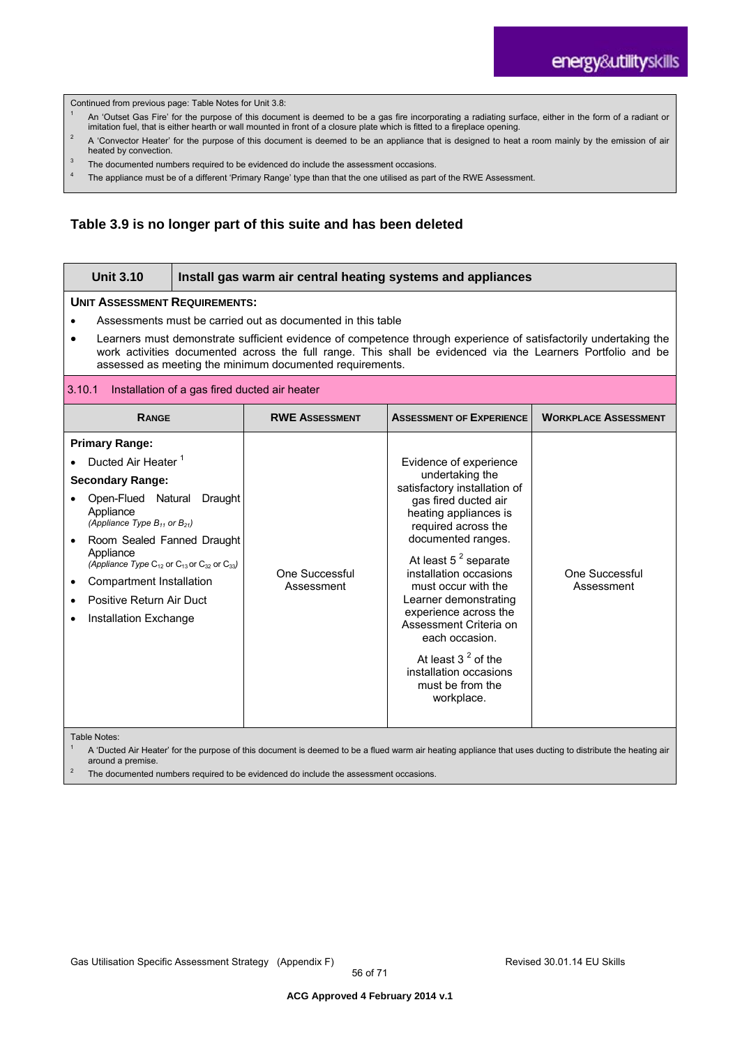Continued from previous page: Table Notes for Unit 3.8:

[1] An 'Outset Gas Fire' for the purpose of this document is deemed to be a gas fire incorporating a radiating surface, either in the form of a radiant or imitation fuel, that is either hearth or wall mounted in front of a closure plate which is fitted to a fireplace opening.

[2] A 'Convector Heater' for the purpose of this document is deemed to be an appliance that is designed to heat a room mainly by the emission of air heated by convection.

[3] The documented numbers required to be evidenced do include the assessment occasions.

[4] The appliance must be of a different 'Primary Range' type than that the one utilised as part of the RWE Assessment.

## Table 3.9 is no longer part of this suite and has been deleted

| **Unit 3.10** | **Install gas warm air central heating systems and appliances** |
|---|---|

**UNIT ASSESSMENT REQUIREMENTS:**

- Assessments must be carried out as documented in this table
- Learners must demonstrate sufficient evidence of competence through experience of satisfactorily undertaking the work activities documented across the full range. This shall be evidenced via the Learners Portfolio and be assessed as meeting the minimum documented requirements.

3.10.1 Installation of a gas fired ducted air heater

| RANGE | RWE ASSESSMENT | ASSESSMENT OF EXPERIENCE | WORKPLACE ASSESSMENT |
|---|---|---|---|
| **Primary Range:**<br>• Ducted Air Heater [1]<br>**Secondary Range:**<br>• Open-Flued Natural Draught Appliance *(Appliance Type $B_{11}$ or $B_{21}$)*<br>• Room Sealed Fanned Draught Appliance *(Appliance Type $C_{12}$ or $C_{13}$ or $C_{32}$ or $C_{33}$)*<br>• Compartment Installation<br>• Positive Return Air Duct<br>• Installation Exchange | One Successful Assessment | Evidence of experience undertaking the satisfactory installation of gas fired ducted air heating appliances is required across the documented ranges.<br><br>At least 5 [2] separate installation occasions must occur with the Learner demonstrating experience across the Assessment Criteria on each occasion.<br><br>At least 3 [2] of the installation occasions must be from the workplace. | One Successful Assessment |

Table Notes:

[1] A 'Ducted Air Heater' for the purpose of this document is deemed to be a flued warm air heating appliance that uses ducting to distribute the heating air around a premise.

[2] The documented numbers required to be evidenced do include the assessment occasions.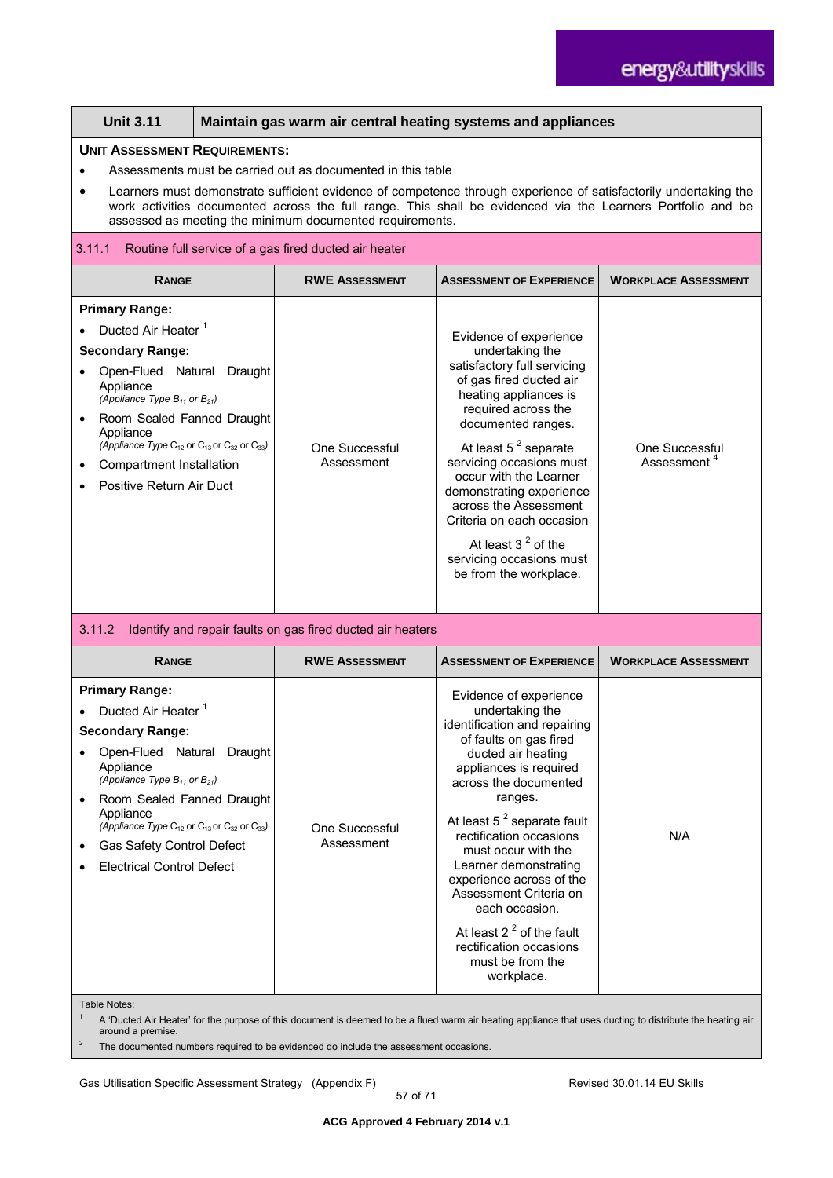| Unit 3.11 | Maintain gas warm air central heating systems and appliances |
|---|---|

**UNIT ASSESSMENT REQUIREMENTS:**

- Assessments must be carried out as documented in this table
- Learners must demonstrate sufficient evidence of competence through experience of satisfactorily undertaking the work activities documented across the full range. This shall be evidenced via the Learners Portfolio and be assessed as meeting the minimum documented requirements.

### 3.11.1 Routine full service of a gas fired ducted air heater

| RANGE | RWE ASSESSMENT | ASSESSMENT OF EXPERIENCE | WORKPLACE ASSESSMENT |
|---|---|---|---|
| **Primary Range:**<br>• Ducted Air Heater [1]<br>**Secondary Range:**<br>• Open-Flued Natural Draught Appliance *(Appliance Type $B_{11}$ or $B_{21}$)*<br>• Room Sealed Fanned Draught Appliance *(Appliance Type $C_{12}$ or $C_{13}$ or $C_{32}$ or $C_{33}$)*<br>• Compartment Installation<br>• Positive Return Air Duct | One Successful Assessment | Evidence of experience undertaking the satisfactory full servicing of gas fired ducted air heating appliances is required across the documented ranges.<br>At least 5 [2] separate servicing occasions must occur with the Learner demonstrating experience across the Assessment Criteria on each occasion<br>At least 3 [2] of the servicing occasions must be from the workplace. | One Successful Assessment [4] |

### 3.11.2 Identify and repair faults on gas fired ducted air heaters

| RANGE | RWE ASSESSMENT | ASSESSMENT OF EXPERIENCE | WORKPLACE ASSESSMENT |
|---|---|---|---|
| **Primary Range:**<br>• Ducted Air Heater [1]<br>**Secondary Range:**<br>• Open-Flued Natural Draught Appliance *(Appliance Type $B_{11}$ or $B_{21}$)*<br>• Room Sealed Fanned Draught Appliance *(Appliance Type $C_{12}$ or $C_{13}$ or $C_{32}$ or $C_{33}$)*<br>• Gas Safety Control Defect<br>• Electrical Control Defect | One Successful Assessment | Evidence of experience undertaking the identification and repairing of faults on gas fired ducted air heating appliances is required across the documented ranges.<br>At least 5 [2] separate fault rectification occasions must occur with the Learner demonstrating experience across of the Assessment Criteria on each occasion.<br>At least 2 [2] of the fault rectification occasions must be from the workplace. | N/A |

Table Notes:

[1] A 'Ducted Air Heater' for the purpose of this document is deemed to be a flued warm air heating appliance that uses ducting to distribute the heating air around a premise.

[2] The documented numbers required to be evidenced do include the assessment occasions.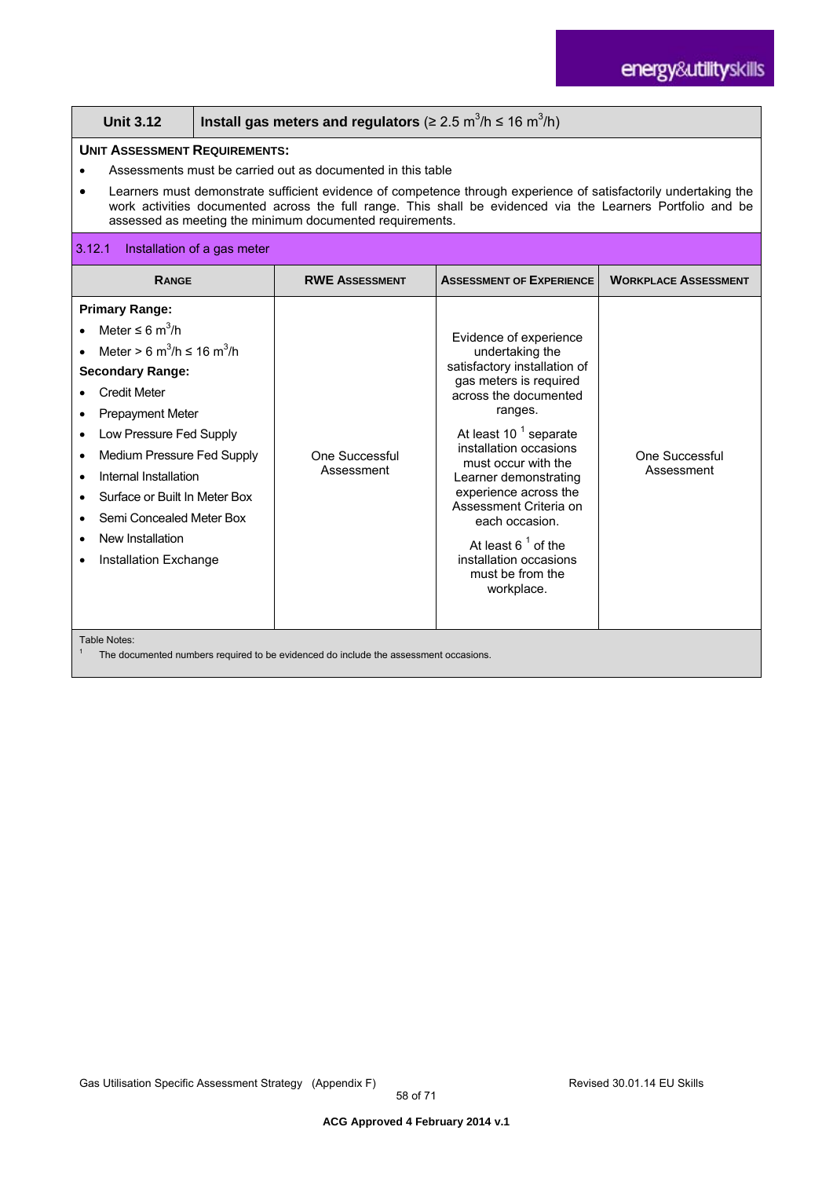## Unit 3.12 — Install gas meters and regulators (≥ 2.5 $m^3$/h ≤ 16 $m^3$/h)

**UNIT ASSESSMENT REQUIREMENTS:**

- Assessments must be carried out as documented in this table
- Learners must demonstrate sufficient evidence of competence through experience of satisfactorily undertaking the work activities documented across the full range. This shall be evidenced via the Learners Portfolio and be assessed as meeting the minimum documented requirements.

### 3.12.1 Installation of a gas meter

| RANGE | RWE ASSESSMENT | ASSESSMENT OF EXPERIENCE | WORKPLACE ASSESSMENT |
|---|---|---|---|
| **Primary Range:**<br>• Meter ≤ 6 $m^3$/h<br>• Meter > 6 $m^3$/h ≤ 16 $m^3$/h<br>**Secondary Range:**<br>• Credit Meter<br>• Prepayment Meter<br>• Low Pressure Fed Supply<br>• Medium Pressure Fed Supply<br>• Internal Installation<br>• Surface or Built In Meter Box<br>• Semi Concealed Meter Box<br>• New Installation<br>• Installation Exchange | One Successful Assessment | Evidence of experience undertaking the satisfactory installation of gas meters is required across the documented ranges.<br><br>At least 10 [1] separate installation occasions must occur with the Learner demonstrating experience across the Assessment Criteria on each occasion.<br><br>At least 6 [1] of the installation occasions must be from the workplace. | One Successful Assessment |

Table Notes:

[1] The documented numbers required to be evidenced do include the assessment occasions.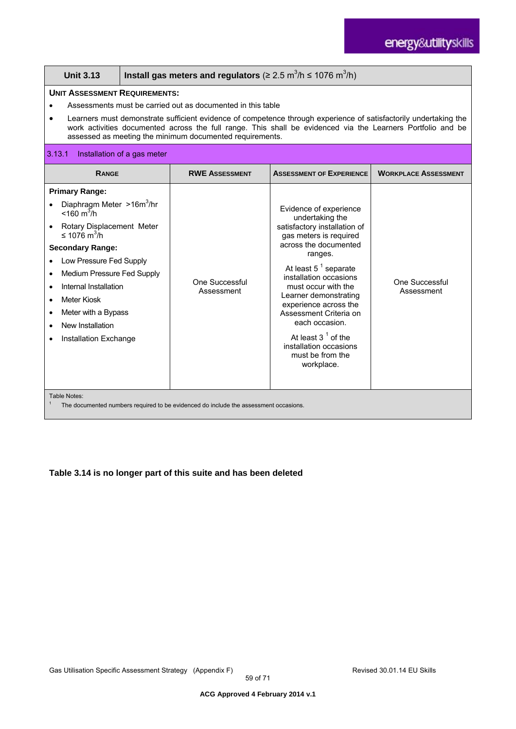| Unit 3.13 | Install gas meters and regulators ($\geq 2.5\ m^3/h \leq 1076\ m^3/h$) |
|---|---|

**UNIT ASSESSMENT REQUIREMENTS:**

- Assessments must be carried out as documented in this table
- Learners must demonstrate sufficient evidence of competence through experience of satisfactorily undertaking the work activities documented across the full range. This shall be evidenced via the Learners Portfolio and be assessed as meeting the minimum documented requirements.

3.13.1 Installation of a gas meter

| RANGE | RWE ASSESSMENT | ASSESSMENT OF EXPERIENCE | WORKPLACE ASSESSMENT |
|---|---|---|---|
| **Primary Range:**<br>• Diaphragm Meter $>16m^3/hr$ $<160\ m^3/h$<br>• Rotary Displacement Meter $\leq 1076\ m^3/h$<br>**Secondary Range:**<br>• Low Pressure Fed Supply<br>• Medium Pressure Fed Supply<br>• Internal Installation<br>• Meter Kiosk<br>• Meter with a Bypass<br>• New Installation<br>• Installation Exchange | One Successful Assessment | Evidence of experience undertaking the satisfactory installation of gas meters is required across the documented ranges.<br><br>At least 5 [1] separate installation occasions must occur with the Learner demonstrating experience across the Assessment Criteria on each occasion.<br><br>At least 3 [1] of the installation occasions must be from the workplace. | One Successful Assessment |

Table Notes:
[1] The documented numbers required to be evidenced do include the assessment occasions.

**Table 3.14 is no longer part of this suite and has been deleted**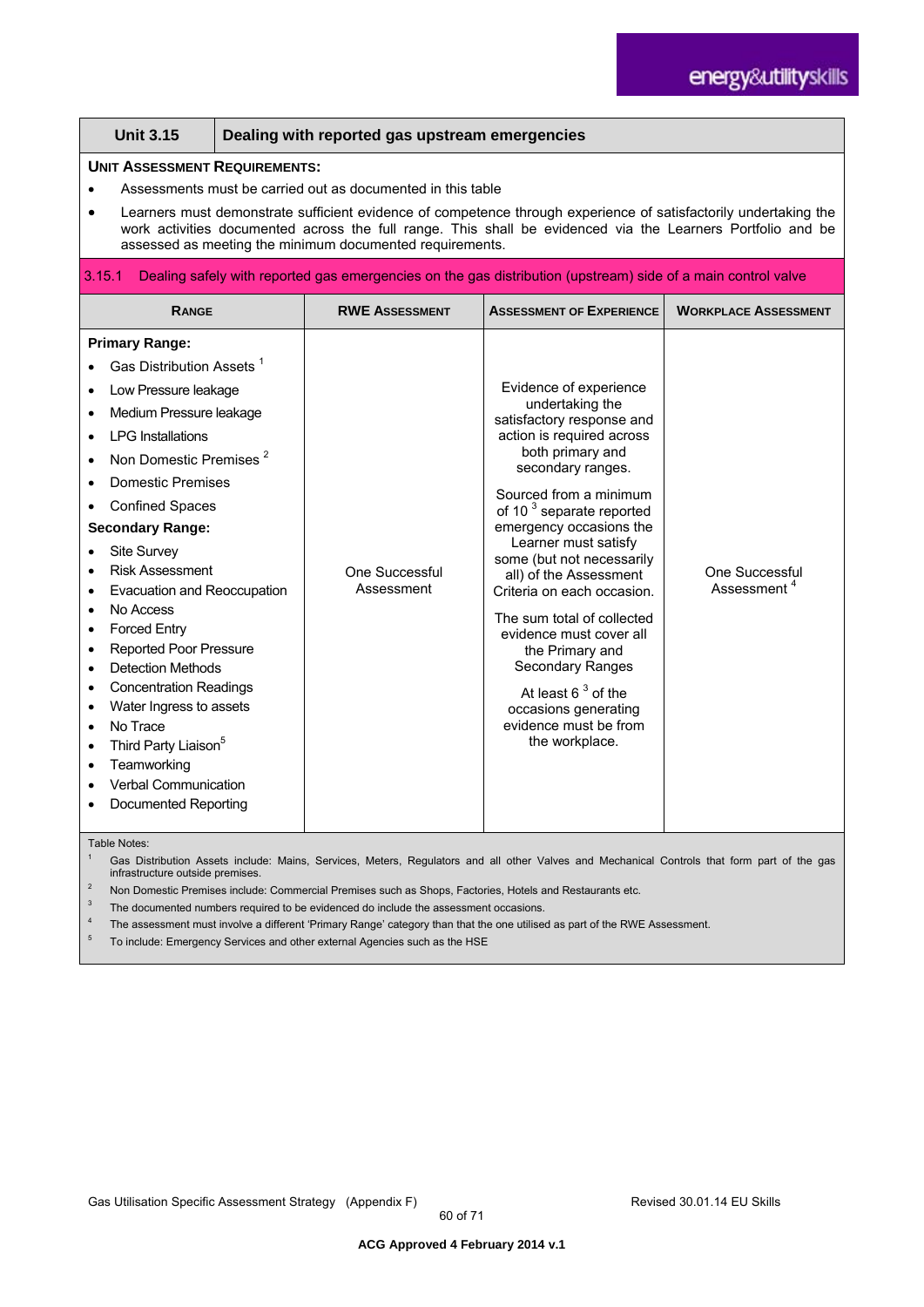| Unit 3.15 | Dealing with reported gas upstream emergencies |
|---|---|

**UNIT ASSESSMENT REQUIREMENTS:**

- Assessments must be carried out as documented in this table
- Learners must demonstrate sufficient evidence of competence through experience of satisfactorily undertaking the work activities documented across the full range. This shall be evidenced via the Learners Portfolio and be assessed as meeting the minimum documented requirements.

3.15.1 Dealing safely with reported gas emergencies on the gas distribution (upstream) side of a main control valve

| RANGE | RWE ASSESSMENT | ASSESSMENT OF EXPERIENCE | WORKPLACE ASSESSMENT |
|---|---|---|---|
| **Primary Range:**<br>• Gas Distribution Assets [1]<br>• Low Pressure leakage<br>• Medium Pressure leakage<br>• LPG Installations<br>• Non Domestic Premises [2]<br>• Domestic Premises<br>• Confined Spaces<br>**Secondary Range:**<br>• Site Survey<br>• Risk Assessment<br>• Evacuation and Reoccupation<br>• No Access<br>• Forced Entry<br>• Reported Poor Pressure<br>• Detection Methods<br>• Concentration Readings<br>• Water Ingress to assets<br>• No Trace<br>• Third Party Liaison[5]<br>• Teamworking<br>• Verbal Communication<br>• Documented Reporting | One Successful Assessment | Evidence of experience undertaking the satisfactory response and action is required across both primary and secondary ranges.<br><br>Sourced from a minimum of 10 [3] separate reported emergency occasions the Learner must satisfy some (but not necessarily all) of the Assessment Criteria on each occasion.<br><br>The sum total of collected evidence must cover all the Primary and Secondary Ranges<br><br>At least 6 [3] of the occasions generating evidence must be from the workplace. | One Successful Assessment [4] |

Table Notes:

1. Gas Distribution Assets include: Mains, Services, Meters, Regulators and all other Valves and Mechanical Controls that form part of the gas infrastructure outside premises.
2. Non Domestic Premises include: Commercial Premises such as Shops, Factories, Hotels and Restaurants etc.
3. The documented numbers required to be evidenced do include the assessment occasions.
4. The assessment must involve a different 'Primary Range' category than that the one utilised as part of the RWE Assessment.
5. To include: Emergency Services and other external Agencies such as the HSE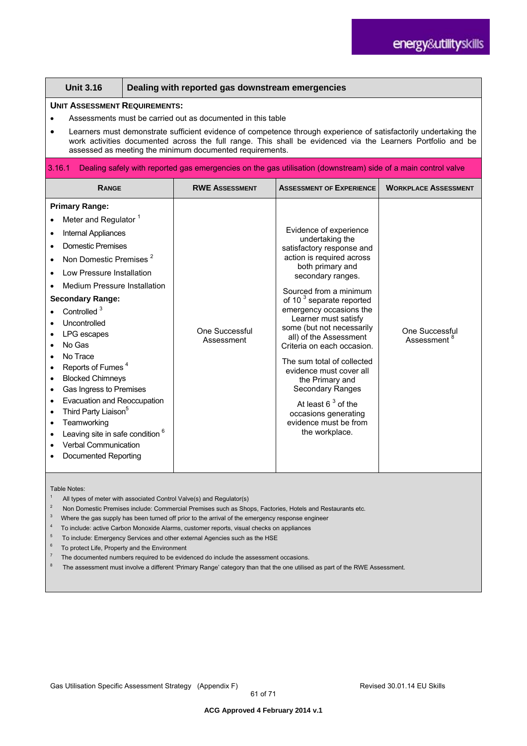| Unit 3.16 | Dealing with reported gas downstream emergencies |
|---|---|

**UNIT ASSESSMENT REQUIREMENTS:**

- Assessments must be carried out as documented in this table
- Learners must demonstrate sufficient evidence of competence through experience of satisfactorily undertaking the work activities documented across the full range. This shall be evidenced via the Learners Portfolio and be assessed as meeting the minimum documented requirements.

**3.16.1 Dealing safely with reported gas emergencies on the gas utilisation (downstream) side of a main control valve**

| RANGE | RWE ASSESSMENT | ASSESSMENT OF EXPERIENCE | WORKPLACE ASSESSMENT |
|---|---|---|---|
| **Primary Range:**<br>• Meter and Regulator [1]<br>• Internal Appliances<br>• Domestic Premises<br>• Non Domestic Premises [2]<br>• Low Pressure Installation<br>• Medium Pressure Installation<br>**Secondary Range:**<br>• Controlled [3]<br>• Uncontrolled<br>• LPG escapes<br>• No Gas<br>• No Trace<br>• Reports of Fumes [4]<br>• Blocked Chimneys<br>• Gas Ingress to Premises<br>• Evacuation and Reoccupation<br>• Third Party Liaison[5]<br>• Teamworking<br>• Leaving site in safe condition [6]<br>• Verbal Communication<br>• Documented Reporting | One Successful Assessment | Evidence of experience undertaking the satisfactory response and action is required across both primary and secondary ranges.<br><br>Sourced from a minimum of 10 [3] separate reported emergency occasions the Learner must satisfy some (but not necessarily all) of the Assessment Criteria on each occasion.<br><br>The sum total of collected evidence must cover all the Primary and Secondary Ranges<br><br>At least 6 [3] of the occasions generating evidence must be from the workplace. | One Successful Assessment [8] |

Table Notes:

1. All types of meter with associated Control Valve(s) and Regulator(s)
2. Non Domestic Premises include: Commercial Premises such as Shops, Factories, Hotels and Restaurants etc.
3. Where the gas supply has been turned off prior to the arrival of the emergency response engineer
4. To include: active Carbon Monoxide Alarms, customer reports, visual checks on appliances
5. To include: Emergency Services and other external Agencies such as the HSE
6. To protect Life, Property and the Environment
7. The documented numbers required to be evidenced do include the assessment occasions.
8. The assessment must involve a different 'Primary Range' category than that the one utilised as part of the RWE Assessment.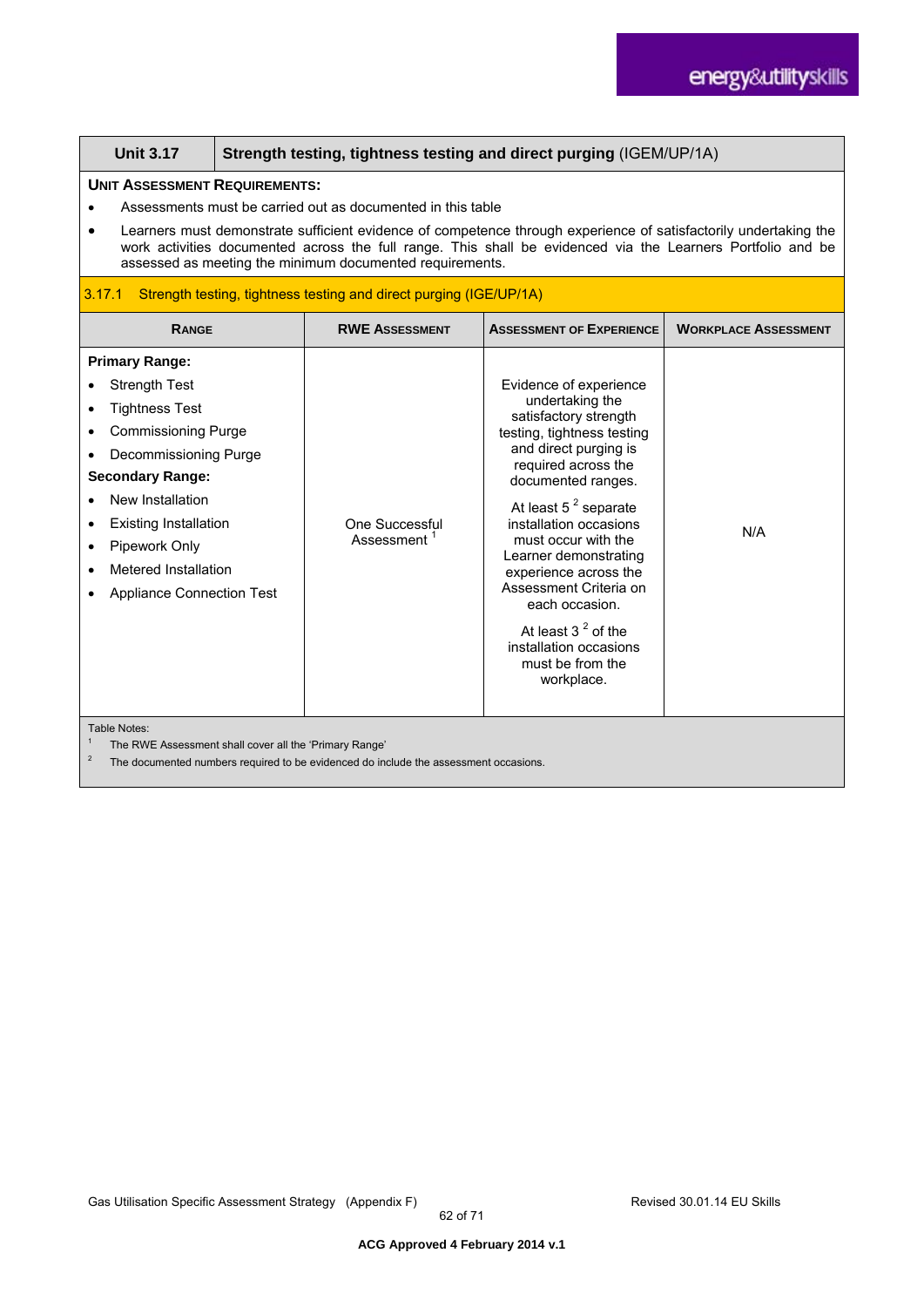| **Unit 3.17** | **Strength testing, tightness testing and direct purging** (IGEM/UP/1A) |
|---|---|

**UNIT ASSESSMENT REQUIREMENTS:**

- Assessments must be carried out as documented in this table
- Learners must demonstrate sufficient evidence of competence through experience of satisfactorily undertaking the work activities documented across the full range. This shall be evidenced via the Learners Portfolio and be assessed as meeting the minimum documented requirements.

3.17.1 Strength testing, tightness testing and direct purging (IGE/UP/1A)

| RANGE | RWE ASSESSMENT | ASSESSMENT OF EXPERIENCE | WORKPLACE ASSESSMENT |
|---|---|---|---|
| **Primary Range:**<br>• Strength Test<br>• Tightness Test<br>• Commissioning Purge<br>• Decommissioning Purge<br>**Secondary Range:**<br>• New Installation<br>• Existing Installation<br>• Pipework Only<br>• Metered Installation<br>• Appliance Connection Test | One Successful Assessment [1] | Evidence of experience undertaking the satisfactory strength testing, tightness testing and direct purging is required across the documented ranges.<br><br>At least 5 [2] separate installation occasions must occur with the Learner demonstrating experience across the Assessment Criteria on each occasion.<br><br>At least 3 [2] of the installation occasions must be from the workplace. | N/A |

Table Notes:

[1] The RWE Assessment shall cover all the 'Primary Range'

[2] The documented numbers required to be evidenced do include the assessment occasions.

Gas Utilisation Specific Assessment Strategy (Appendix F) Revised 30.01.14 EU Skills

**ACG Approved 4 February 2014 v.1**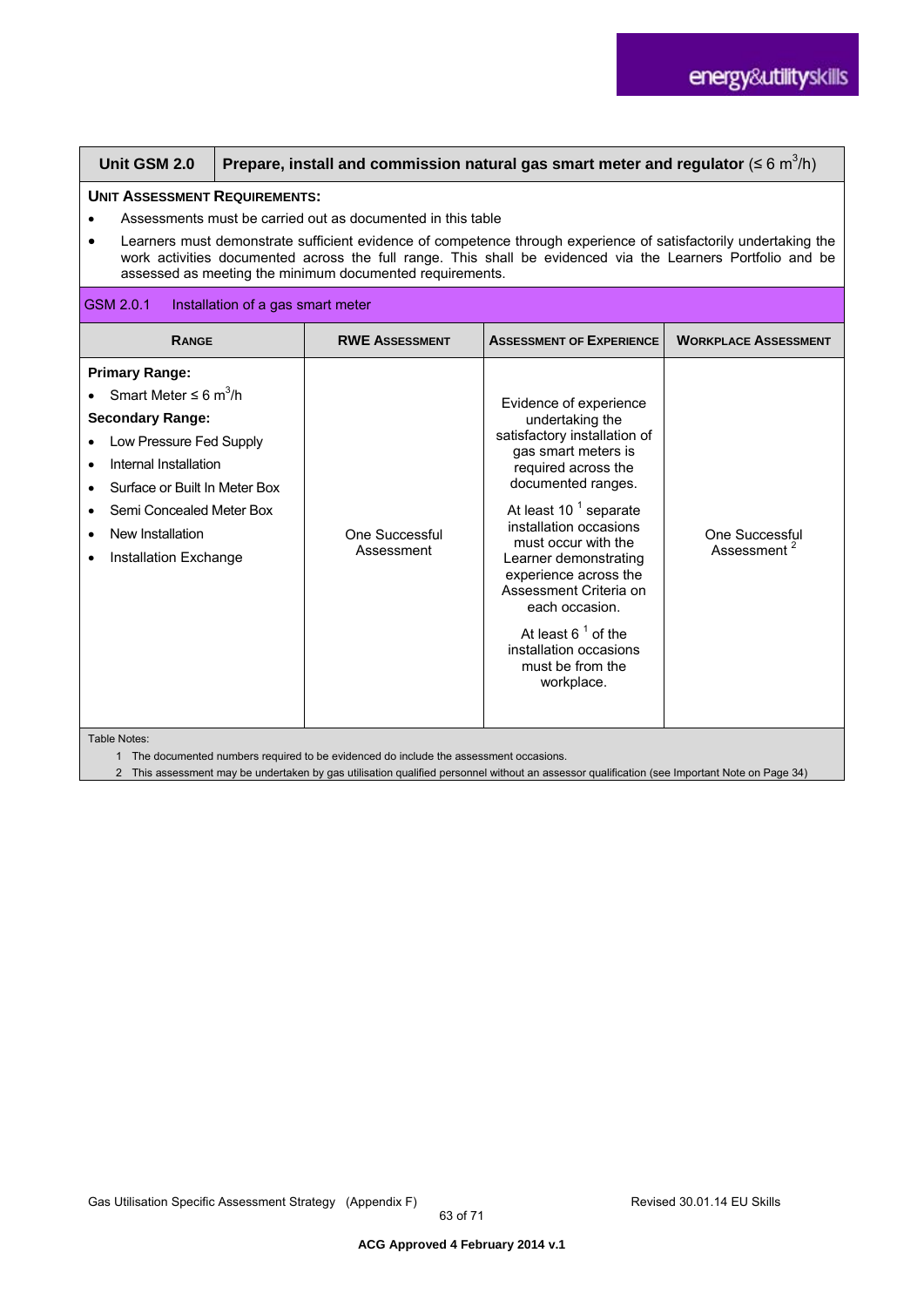| Unit GSM 2.0 | Prepare, install and commission natural gas smart meter and regulator (≤ 6 $m^3$/h) |
|---|---|

**UNIT ASSESSMENT REQUIREMENTS:**

- Assessments must be carried out as documented in this table
- Learners must demonstrate sufficient evidence of competence through experience of satisfactorily undertaking the work activities documented across the full range. This shall be evidenced via the Learners Portfolio and be assessed as meeting the minimum documented requirements.

GSM 2.0.1 Installation of a gas smart meter

| RANGE | RWE ASSESSMENT | ASSESSMENT OF EXPERIENCE | WORKPLACE ASSESSMENT |
|---|---|---|---|
| **Primary Range:**<br>• Smart Meter ≤ 6 $m^3$/h<br>**Secondary Range:**<br>• Low Pressure Fed Supply<br>• Internal Installation<br>• Surface or Built In Meter Box<br>• Semi Concealed Meter Box<br>• New Installation<br>• Installation Exchange | One Successful Assessment | Evidence of experience undertaking the satisfactory installation of gas smart meters is required across the documented ranges.<br><br>At least 10 [1] separate installation occasions must occur with the Learner demonstrating experience across the Assessment Criteria on each occasion.<br><br>At least 6 [1] of the installation occasions must be from the workplace. | One Successful Assessment [2] |

Table Notes:

1. The documented numbers required to be evidenced do include the assessment occasions.
2. This assessment may be undertaken by gas utilisation qualified personnel without an assessor qualification (see Important Note on Page 34)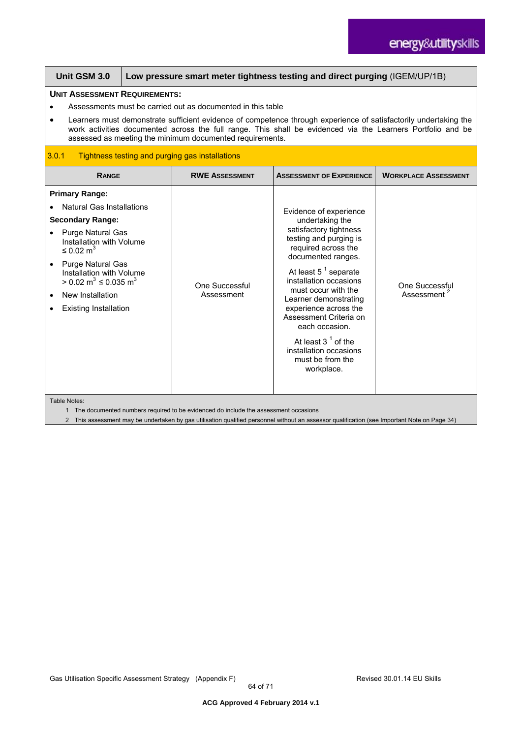| Unit GSM 3.0 | Low pressure smart meter tightness testing and direct purging (IGEM/UP/1B) |
|---|---|

**UNIT ASSESSMENT REQUIREMENTS:**

- Assessments must be carried out as documented in this table
- Learners must demonstrate sufficient evidence of competence through experience of satisfactorily undertaking the work activities documented across the full range. This shall be evidenced via the Learners Portfolio and be assessed as meeting the minimum documented requirements.

### 3.0.1 Tightness testing and purging gas installations

| RANGE | RWE ASSESSMENT | ASSESSMENT OF EXPERIENCE | WORKPLACE ASSESSMENT |
|---|---|---|---|
| **Primary Range:**<br>• Natural Gas Installations<br>**Secondary Range:**<br>• Purge Natural Gas Installation with Volume ≤ 0.02 $m^3$<br>• Purge Natural Gas Installation with Volume > 0.02 $m^3$ ≤ 0.035 $m^3$<br>• New Installation<br>• Existing Installation | One Successful Assessment | Evidence of experience undertaking the satisfactory tightness testing and purging is required across the documented ranges.<br>At least 5 [1] separate installation occasions must occur with the Learner demonstrating experience across the Assessment Criteria on each occasion.<br>At least 3 [1] of the installation occasions must be from the workplace. | One Successful Assessment [2] |

Table Notes:

1. The documented numbers required to be evidenced do include the assessment occasions
2. This assessment may be undertaken by gas utilisation qualified personnel without an assessor qualification (see Important Note on Page 34)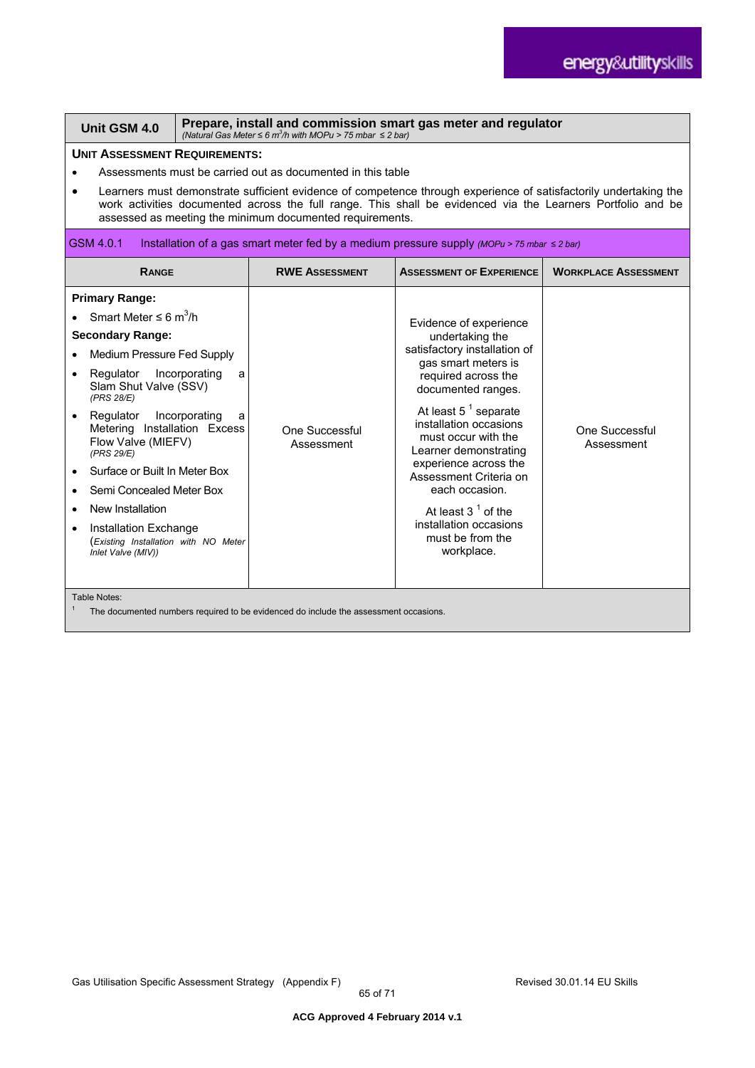| **Unit GSM 4.0** | **Prepare, install and commission smart gas meter and regulator** *(Natural Gas Meter ≤ 6 $m^3$/h with MOPu > 75 mbar ≤ 2 bar)* |
|---|---|

**UNIT ASSESSMENT REQUIREMENTS:**

- Assessments must be carried out as documented in this table
- Learners must demonstrate sufficient evidence of competence through experience of satisfactorily undertaking the work activities documented across the full range. This shall be evidenced via the Learners Portfolio and be assessed as meeting the minimum documented requirements.

**GSM 4.0.1 Installation of a gas smart meter fed by a medium pressure supply** *(MOPu > 75 mbar ≤ 2 bar)*

| RANGE | RWE ASSESSMENT | ASSESSMENT OF EXPERIENCE | WORKPLACE ASSESSMENT |
|---|---|---|---|
| **Primary Range:**<br>• Smart Meter ≤ 6 $m^3$/h<br>**Secondary Range:**<br>• Medium Pressure Fed Supply<br>• Regulator Incorporating a Slam Shut Valve (SSV) *(PRS 28/E)*<br>• Regulator Incorporating a Metering Installation Excess Flow Valve (MIEFV) *(PRS 29/E)*<br>• Surface or Built In Meter Box<br>• Semi Concealed Meter Box<br>• New Installation<br>• Installation Exchange (*Existing Installation with NO Meter Inlet Valve (MIV)*) | One Successful Assessment | Evidence of experience undertaking the satisfactory installation of gas smart meters is required across the documented ranges.<br><br>At least 5 [1] separate installation occasions must occur with the Learner demonstrating experience across the Assessment Criteria on each occasion.<br><br>At least 3 [1] of the installation occasions must be from the workplace. | One Successful Assessment |

Table Notes:

[1] The documented numbers required to be evidenced do include the assessment occasions.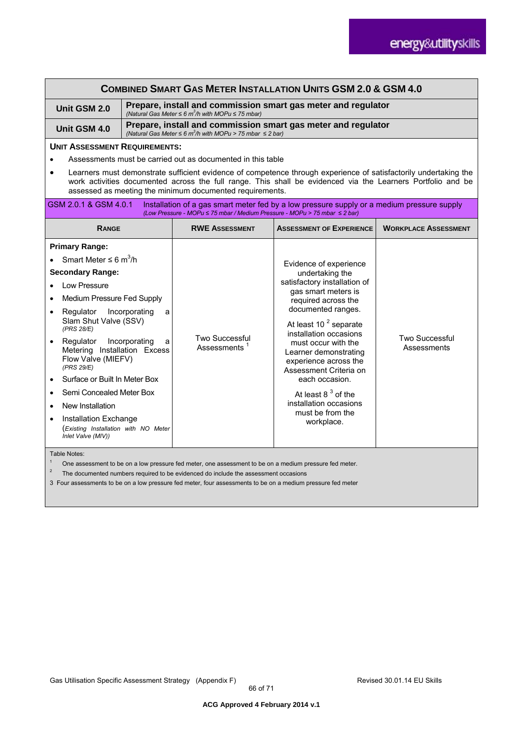## COMBINED SMART GAS METER INSTALLATION UNITS GSM 2.0 & GSM 4.0

| | |
|---|---|
| **Unit GSM 2.0** | **Prepare, install and commission smart gas meter and regulator** *(Natural Gas Meter ≤ 6 $m^3$/h with MOPu ≤ 75 mbar)* |
| **Unit GSM 4.0** | **Prepare, install and commission smart gas meter and regulator** *(Natural Gas Meter ≤ 6 $m^3$/h with MOPu > 75 mbar ≤ 2 bar)* |

**UNIT ASSESSMENT REQUIREMENTS:**

- Assessments must be carried out as documented in this table
- Learners must demonstrate sufficient evidence of competence through experience of satisfactorily undertaking the work activities documented across the full range. This shall be evidenced via the Learners Portfolio and be assessed as meeting the minimum documented requirements.

**GSM 2.0.1 & GSM 4.0.1** Installation of a gas smart meter fed by a low pressure supply or a medium pressure supply *(Low Pressure - MOPu ≤ 75 mbar / Medium Pressure - MOPu > 75 mbar ≤ 2 bar)*

| RANGE | RWE ASSESSMENT | ASSESSMENT OF EXPERIENCE | WORKPLACE ASSESSMENT |
|---|---|---|---|
| **Primary Range:**<br>• Smart Meter ≤ 6 $m^3$/h<br>**Secondary Range:**<br>• Low Pressure<br>• Medium Pressure Fed Supply<br>• Regulator Incorporating a Slam Shut Valve (SSV) *(PRS 28/E)*<br>• Regulator Incorporating a Metering Installation Excess Flow Valve (MIEFV) *(PRS 29/E)*<br>• Surface or Built In Meter Box<br>• Semi Concealed Meter Box<br>• New Installation<br>• Installation Exchange (*Existing Installation with NO Meter Inlet Valve (MIV)*) | Two Successful Assessments [1] | Evidence of experience undertaking the satisfactory installation of gas smart meters is required across the documented ranges.<br><br>At least 10 [2] separate installation occasions must occur with the Learner demonstrating experience across the Assessment Criteria on each occasion.<br><br>At least 8 [3] of the installation occasions must be from the workplace. | Two Successful Assessments |

Table Notes:

[1] One assessment to be on a low pressure fed meter, one assessment to be on a medium pressure fed meter.

[2] The documented numbers required to be evidenced do include the assessment occasions

3 Four assessments to be on a low pressure fed meter, four assessments to be on a medium pressure fed meter

ACG Approved 4 February 2014 v.1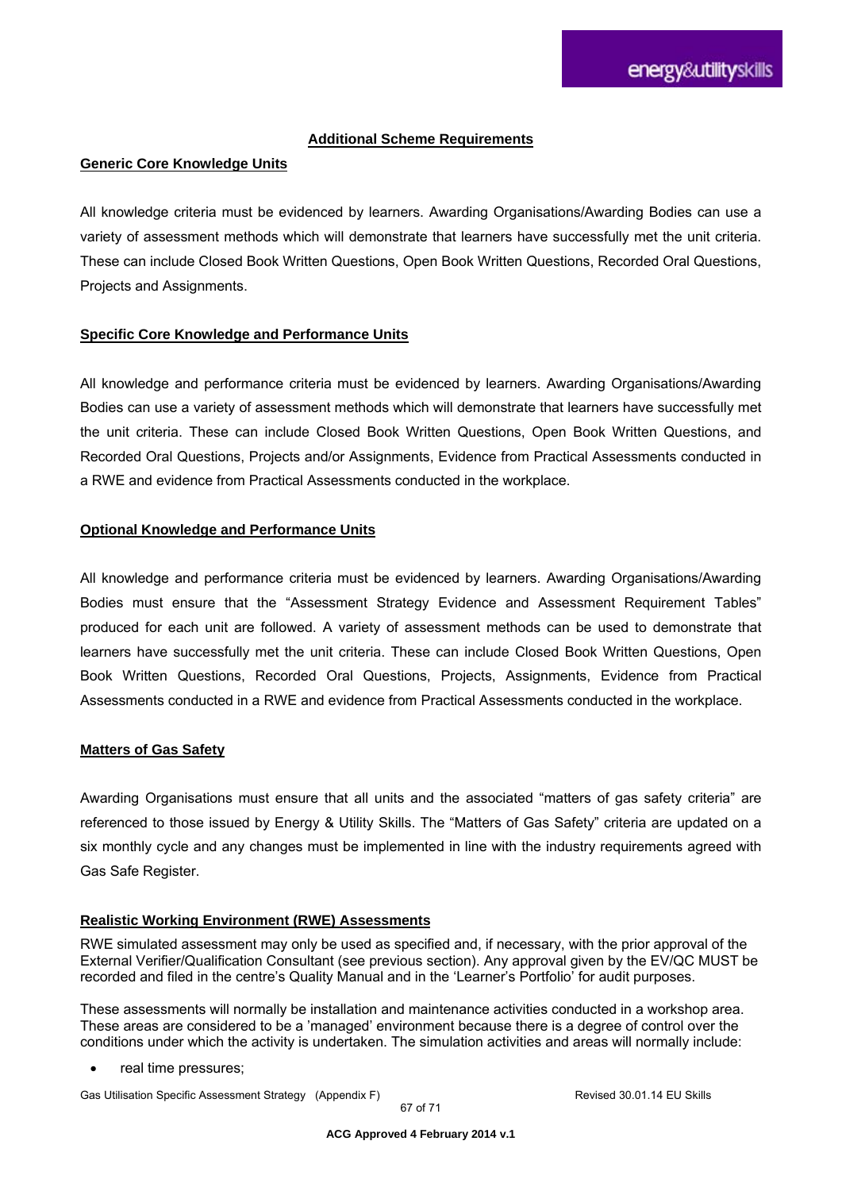## Additional Scheme Requirements

### Generic Core Knowledge Units

All knowledge criteria must be evidenced by learners. Awarding Organisations/Awarding Bodies can use a variety of assessment methods which will demonstrate that learners have successfully met the unit criteria. These can include Closed Book Written Questions, Open Book Written Questions, Recorded Oral Questions, Projects and Assignments.

### Specific Core Knowledge and Performance Units

All knowledge and performance criteria must be evidenced by learners. Awarding Organisations/Awarding Bodies can use a variety of assessment methods which will demonstrate that learners have successfully met the unit criteria. These can include Closed Book Written Questions, Open Book Written Questions, and Recorded Oral Questions, Projects and/or Assignments, Evidence from Practical Assessments conducted in a RWE and evidence from Practical Assessments conducted in the workplace.

### Optional Knowledge and Performance Units

All knowledge and performance criteria must be evidenced by learners. Awarding Organisations/Awarding Bodies must ensure that the "Assessment Strategy Evidence and Assessment Requirement Tables" produced for each unit are followed. A variety of assessment methods can be used to demonstrate that learners have successfully met the unit criteria. These can include Closed Book Written Questions, Open Book Written Questions, Recorded Oral Questions, Projects, Assignments, Evidence from Practical Assessments conducted in a RWE and evidence from Practical Assessments conducted in the workplace.

### Matters of Gas Safety

Awarding Organisations must ensure that all units and the associated "matters of gas safety criteria" are referenced to those issued by Energy & Utility Skills. The "Matters of Gas Safety" criteria are updated on a six monthly cycle and any changes must be implemented in line with the industry requirements agreed with Gas Safe Register.

### Realistic Working Environment (RWE) Assessments

RWE simulated assessment may only be used as specified and, if necessary, with the prior approval of the External Verifier/Qualification Consultant (see previous section). Any approval given by the EV/QC MUST be recorded and filed in the centre's Quality Manual and in the 'Learner's Portfolio' for audit purposes.

These assessments will normally be installation and maintenance activities conducted in a workshop area. These areas are considered to be a 'managed' environment because there is a degree of control over the conditions under which the activity is undertaken. The simulation activities and areas will normally include:

- real time pressures;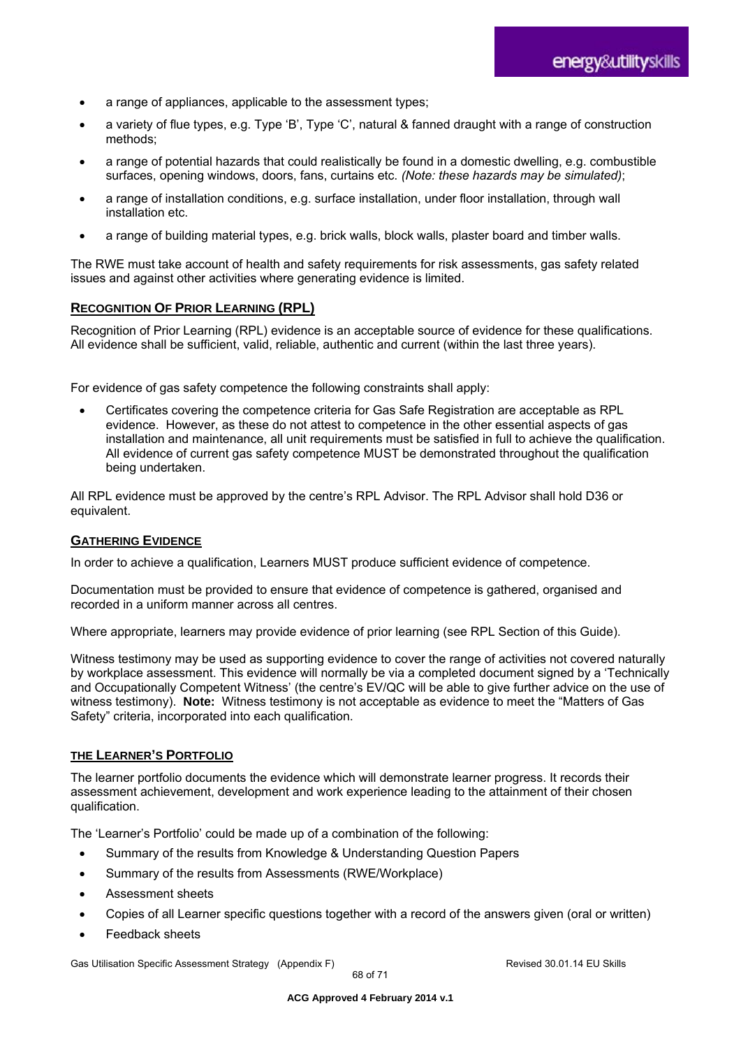- a range of appliances, applicable to the assessment types;
- a variety of flue types, e.g. Type 'B', Type 'C', natural & fanned draught with a range of construction methods;
- a range of potential hazards that could realistically be found in a domestic dwelling, e.g. combustible surfaces, opening windows, doors, fans, curtains etc. *(Note: these hazards may be simulated)*;
- a range of installation conditions, e.g. surface installation, under floor installation, through wall installation etc.
- a range of building material types, e.g. brick walls, block walls, plaster board and timber walls.

The RWE must take account of health and safety requirements for risk assessments, gas safety related issues and against other activities where generating evidence is limited.

## RECOGNITION OF PRIOR LEARNING (RPL)

Recognition of Prior Learning (RPL) evidence is an acceptable source of evidence for these qualifications. All evidence shall be sufficient, valid, reliable, authentic and current (within the last three years).

For evidence of gas safety competence the following constraints shall apply:

- Certificates covering the competence criteria for Gas Safe Registration are acceptable as RPL evidence. However, as these do not attest to competence in the other essential aspects of gas installation and maintenance, all unit requirements must be satisfied in full to achieve the qualification. All evidence of current gas safety competence MUST be demonstrated throughout the qualification being undertaken.

All RPL evidence must be approved by the centre's RPL Advisor. The RPL Advisor shall hold D36 or equivalent.

## GATHERING EVIDENCE

In order to achieve a qualification, Learners MUST produce sufficient evidence of competence.

Documentation must be provided to ensure that evidence of competence is gathered, organised and recorded in a uniform manner across all centres.

Where appropriate, learners may provide evidence of prior learning (see RPL Section of this Guide).

Witness testimony may be used as supporting evidence to cover the range of activities not covered naturally by workplace assessment. This evidence will normally be via a completed document signed by a 'Technically and Occupationally Competent Witness' (the centre's EV/QC will be able to give further advice on the use of witness testimony). **Note:** Witness testimony is not acceptable as evidence to meet the "Matters of Gas Safety" criteria, incorporated into each qualification.

## THE LEARNER'S PORTFOLIO

The learner portfolio documents the evidence which will demonstrate learner progress. It records their assessment achievement, development and work experience leading to the attainment of their chosen qualification.

The 'Learner's Portfolio' could be made up of a combination of the following:

- Summary of the results from Knowledge & Understanding Question Papers
- Summary of the results from Assessments (RWE/Workplace)
- Assessment sheets
- Copies of all Learner specific questions together with a record of the answers given (oral or written)
- Feedback sheets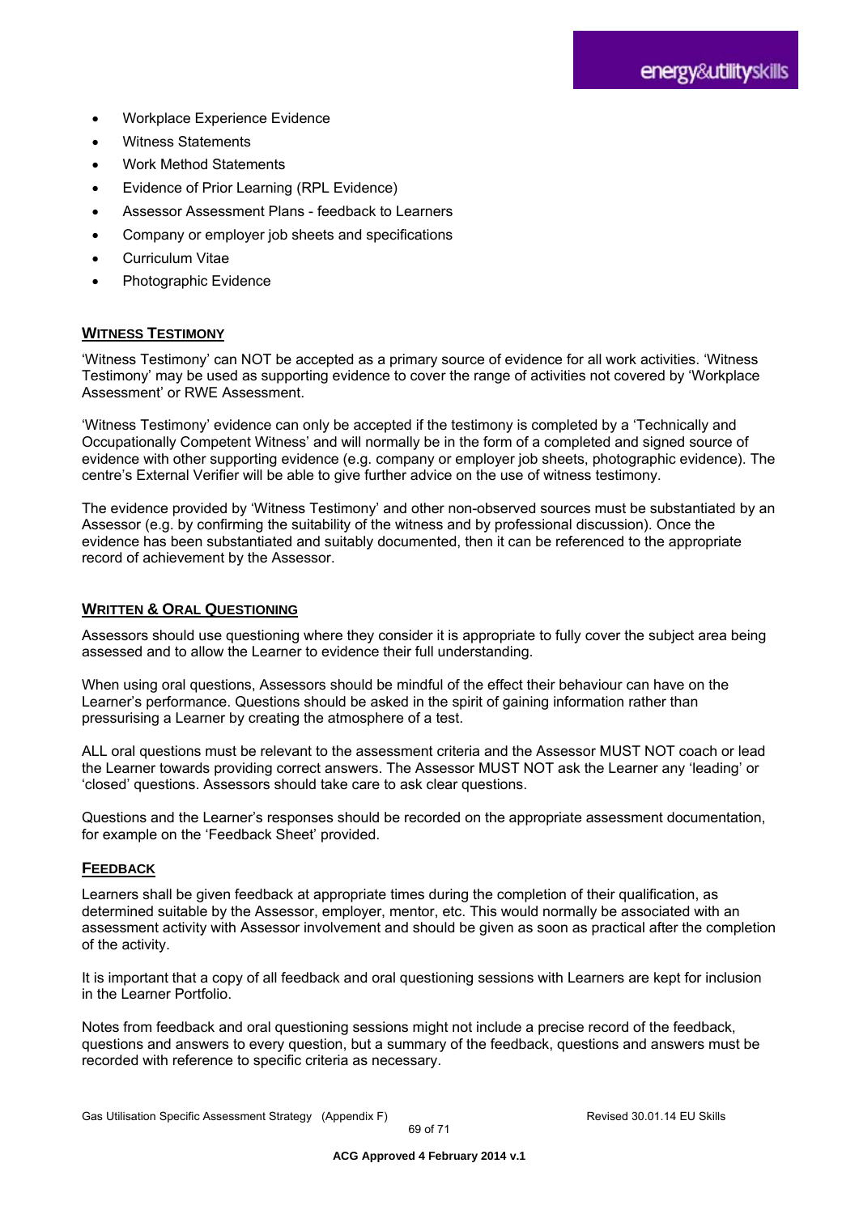- Workplace Experience Evidence
- Witness Statements
- Work Method Statements
- Evidence of Prior Learning (RPL Evidence)
- Assessor Assessment Plans - feedback to Learners
- Company or employer job sheets and specifications
- Curriculum Vitae
- Photographic Evidence

## WITNESS TESTIMONY

'Witness Testimony' can NOT be accepted as a primary source of evidence for all work activities. 'Witness Testimony' may be used as supporting evidence to cover the range of activities not covered by 'Workplace Assessment' or RWE Assessment.

'Witness Testimony' evidence can only be accepted if the testimony is completed by a 'Technically and Occupationally Competent Witness' and will normally be in the form of a completed and signed source of evidence with other supporting evidence (e.g. company or employer job sheets, photographic evidence). The centre's External Verifier will be able to give further advice on the use of witness testimony.

The evidence provided by 'Witness Testimony' and other non-observed sources must be substantiated by an Assessor (e.g. by confirming the suitability of the witness and by professional discussion). Once the evidence has been substantiated and suitably documented, then it can be referenced to the appropriate record of achievement by the Assessor.

## WRITTEN & ORAL QUESTIONING

Assessors should use questioning where they consider it is appropriate to fully cover the subject area being assessed and to allow the Learner to evidence their full understanding.

When using oral questions, Assessors should be mindful of the effect their behaviour can have on the Learner's performance. Questions should be asked in the spirit of gaining information rather than pressurising a Learner by creating the atmosphere of a test.

ALL oral questions must be relevant to the assessment criteria and the Assessor MUST NOT coach or lead the Learner towards providing correct answers. The Assessor MUST NOT ask the Learner any 'leading' or 'closed' questions. Assessors should take care to ask clear questions.

Questions and the Learner's responses should be recorded on the appropriate assessment documentation, for example on the 'Feedback Sheet' provided.

## FEEDBACK

Learners shall be given feedback at appropriate times during the completion of their qualification, as determined suitable by the Assessor, employer, mentor, etc. This would normally be associated with an assessment activity with Assessor involvement and should be given as soon as practical after the completion of the activity.

It is important that a copy of all feedback and oral questioning sessions with Learners are kept for inclusion in the Learner Portfolio.

Notes from feedback and oral questioning sessions might not include a precise record of the feedback, questions and answers to every question, but a summary of the feedback, questions and answers must be recorded with reference to specific criteria as necessary.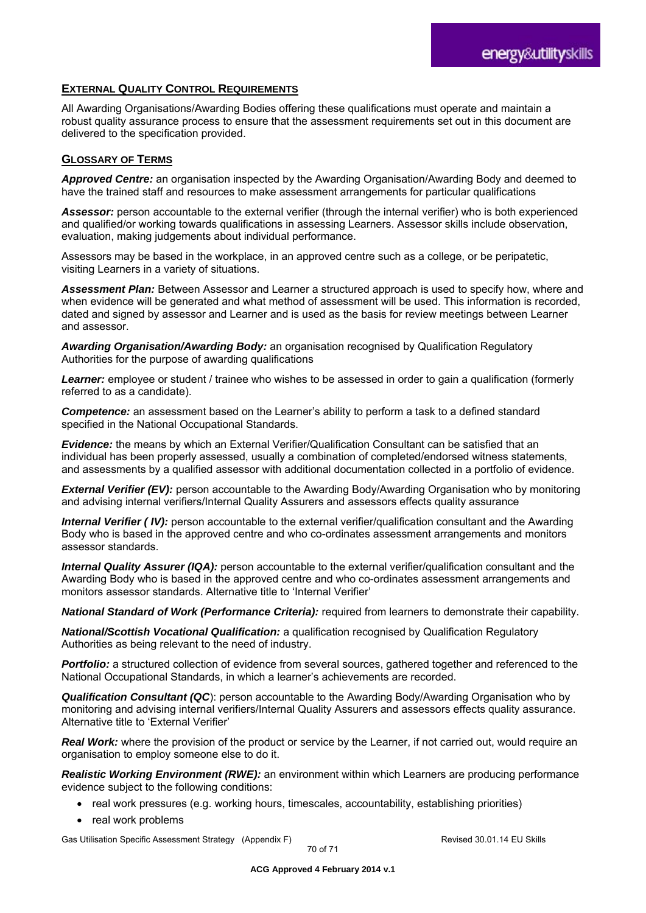## External Quality Control Requirements

All Awarding Organisations/Awarding Bodies offering these qualifications must operate and maintain a robust quality assurance process to ensure that the assessment requirements set out in this document are delivered to the specification provided.

## Glossary of Terms

***Approved Centre:*** an organisation inspected by the Awarding Organisation/Awarding Body and deemed to have the trained staff and resources to make assessment arrangements for particular qualifications

***Assessor:*** person accountable to the external verifier (through the internal verifier) who is both experienced and qualified/or working towards qualifications in assessing Learners. Assessor skills include observation, evaluation, making judgements about individual performance.

Assessors may be based in the workplace, in an approved centre such as a college, or be peripatetic, visiting Learners in a variety of situations.

***Assessment Plan:*** Between Assessor and Learner a structured approach is used to specify how, where and when evidence will be generated and what method of assessment will be used. This information is recorded, dated and signed by assessor and Learner and is used as the basis for review meetings between Learner and assessor.

***Awarding Organisation/Awarding Body:*** an organisation recognised by Qualification Regulatory Authorities for the purpose of awarding qualifications

***Learner:*** employee or student / trainee who wishes to be assessed in order to gain a qualification (formerly referred to as a candidate).

***Competence:*** an assessment based on the Learner's ability to perform a task to a defined standard specified in the National Occupational Standards.

***Evidence:*** the means by which an External Verifier/Qualification Consultant can be satisfied that an individual has been properly assessed, usually a combination of completed/endorsed witness statements, and assessments by a qualified assessor with additional documentation collected in a portfolio of evidence.

***External Verifier (EV):*** person accountable to the Awarding Body/Awarding Organisation who by monitoring and advising internal verifiers/Internal Quality Assurers and assessors effects quality assurance

***Internal Verifier ( IV):*** person accountable to the external verifier/qualification consultant and the Awarding Body who is based in the approved centre and who co-ordinates assessment arrangements and monitors assessor standards.

***Internal Quality Assurer (IQA):*** person accountable to the external verifier/qualification consultant and the Awarding Body who is based in the approved centre and who co-ordinates assessment arrangements and monitors assessor standards. Alternative title to 'Internal Verifier'

***National Standard of Work (Performance Criteria):*** required from learners to demonstrate their capability.

***National/Scottish Vocational Qualification:*** a qualification recognised by Qualification Regulatory Authorities as being relevant to the need of industry.

***Portfolio:*** a structured collection of evidence from several sources, gathered together and referenced to the National Occupational Standards, in which a learner's achievements are recorded.

***Qualification Consultant (QC***): person accountable to the Awarding Body/Awarding Organisation who by monitoring and advising internal verifiers/Internal Quality Assurers and assessors effects quality assurance. Alternative title to 'External Verifier'

***Real Work:*** where the provision of the product or service by the Learner, if not carried out, would require an organisation to employ someone else to do it.

***Realistic Working Environment (RWE):*** an environment within which Learners are producing performance evidence subject to the following conditions:

- real work pressures (e.g. working hours, timescales, accountability, establishing priorities)
- real work problems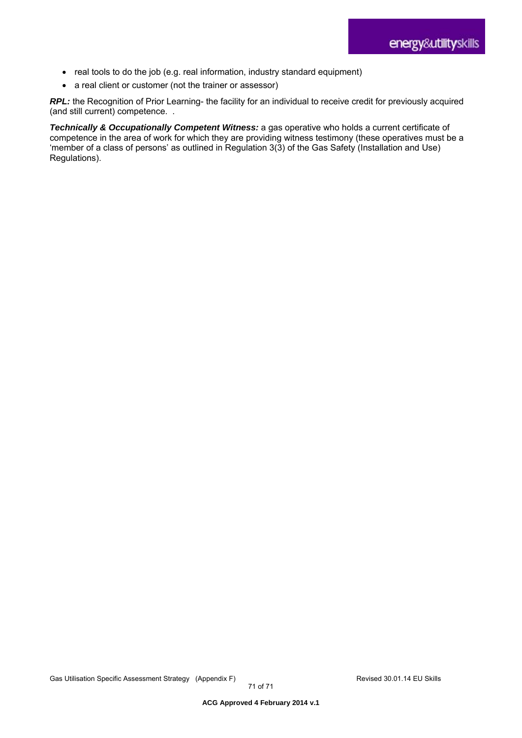- real tools to do the job (e.g. real information, industry standard equipment)
- a real client or customer (not the trainer or assessor)

***RPL:*** the Recognition of Prior Learning- the facility for an individual to receive credit for previously acquired (and still current) competence. .

***Technically & Occupationally Competent Witness:*** a gas operative who holds a current certificate of competence in the area of work for which they are providing witness testimony (these operatives must be a 'member of a class of persons' as outlined in Regulation 3(3) of the Gas Safety (Installation and Use) Regulations).